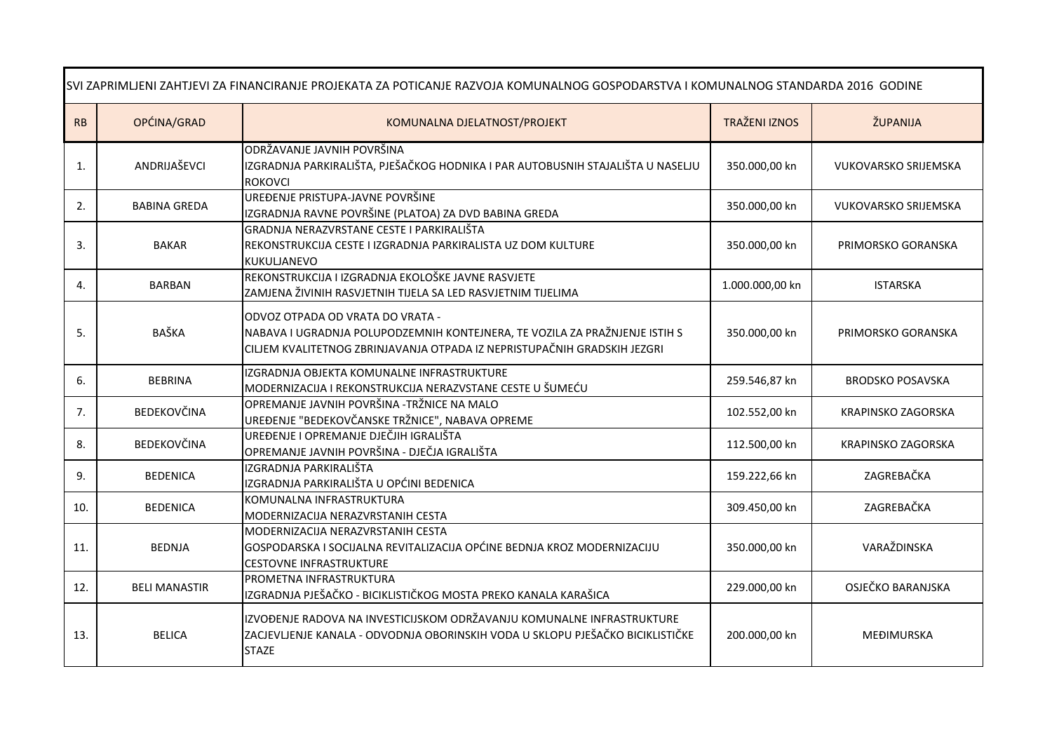| SVI ZAPRIMLJENI ZAHTJEVI ZA FINANCIRANJE PROJEKATA ZA POTICANJE RAZVOJA KOMUNALNOG GOSPODARSTVA I KOMUNALNOG STANDARDA 2016 GODINE | | | | |
|---|---|---|---|---|
| RB | OPĆINA/GRAD | KOMUNALNA DJELATNOST/PROJEKT | TRAŽENI IZNOS | ŽUPANIJA |
| 1. | ANDRIJAŠEVCI | ODRŽAVANJE JAVNIH POVRŠINA<br>IZGRADNJA PARKIRALIŠTA, PJEŠAČKOG HODNIKA I PAR AUTOBUSNIH STAJALIŠTA U NASELJU ROKOVCI | 350.000,00 kn | VUKOVARSKO SRIJEMSKA |
| 2. | BABINA GREDA | UREĐENJE PRISTUPA-JAVNE POVRŠINE<br>IZGRADNJA RAVNE POVRŠINE (PLATOA) ZA DVD BABINA GREDA | 350.000,00 kn | VUKOVARSKO SRIJEMSKA |
| 3. | BAKAR | GRADNJA NERAZVRSTANE CESTE I PARKIRALIŠTA<br>REKONSTRUKCIJA CESTE I IZGRADNJA PARKIRALISTA UZ DOM KULTURE KUKULJANEVO | 350.000,00 kn | PRIMORSKO GORANSKA |
| 4. | BARBAN | REKONSTRUKCIJA I IZGRADNJA EKOLOŠKE JAVNE RASVJETE<br>ZAMJENA ŽIVINIH RASVJETNIH TIJELA SA LED RASVJETNIM TIJELIMA | 1.000.000,00 kn | ISTARSKA |
| 5. | BAŠKA | ODVOZ OTPADA OD VRATA DO VRATA -<br>NABAVA I UGRADNJA POLUPODZEMNIH KONTEJNERA, TE VOZILA ZA PRAŽNJENJE ISTIH S CILJEM KVALITETNOG ZBRINJAVANJA OTPADA IZ NEPRISTUPAČNIH GRADSKIH JEZGRI | 350.000,00 kn | PRIMORSKO GORANSKA |
| 6. | BEBRINA | IZGRADNJA OBJEKTA KOMUNALNE INFRASTRUKTURE<br>MODERNIZACIJA I REKONSTRUKCIJA NERAZVSTANE CESTE U ŠUMEĆU | 259.546,87 kn | BRODSKO POSAVSKA |
| 7. | BEDEKOVČINA | OPREMANJE JAVNIH POVRŠINA -TRŽNICE NA MALO<br>UREĐENJE "BEDEKOVČANSKE TRŽNICE", NABAVA OPREME | 102.552,00 kn | KRAPINSKO ZAGORSKA |
| 8. | BEDEKOVČINA | UREĐENJE I OPREMANJE DJEČJIH IGRALIŠTA<br>OPREMANJE JAVNIH POVRŠINA - DJEČJA IGRALIŠTA | 112.500,00 kn | KRAPINSKO ZAGORSKA |
| 9. | BEDENICA | IZGRADNJA PARKIRALIŠTA<br>IZGRADNJA PARKIRALIŠTA U OPĆINI BEDENICA | 159.222,66 kn | ZAGREBAČKA |
| 10. | BEDENICA | KOMUNALNA INFRASTRUKTURA<br>MODERNIZACIJA NERAZVRSTANIH CESTA | 309.450,00 kn | ZAGREBAČKA |
| 11. | BEDNJA | MODERNIZACIJA NERAZVRSTANIH CESTA<br>GOSPODARSKA I SOCIJALNA REVITALIZACIJA OPĆINE BEDNJA KROZ MODERNIZACIJU CESTOVNE INFRASTRUKTURE | 350.000,00 kn | VARAŽDINSKA |
| 12. | BELI MANASTIR | PROMETNA INFRASTRUKTURA<br>IZGRADNJA PJEŠAČKO - BICIKLISTIČKOG MOSTA PREKO KANALA KARAŠICA | 229.000,00 kn | OSJEČKO BARANJSKA |
| 13. | BELICA | IZVOĐENJE RADOVA NA INVESTICIJSKOM ODRŽAVANJU KOMUNALNE INFRASTRUKTURE<br>ZACJEVLJENJE KANALA - ODVODNJA OBORINSKIH VODA U SKLOPU PJEŠAČKO BICIKLISTIČKE STAZE | 200.000,00 kn | MEĐIMURSKA |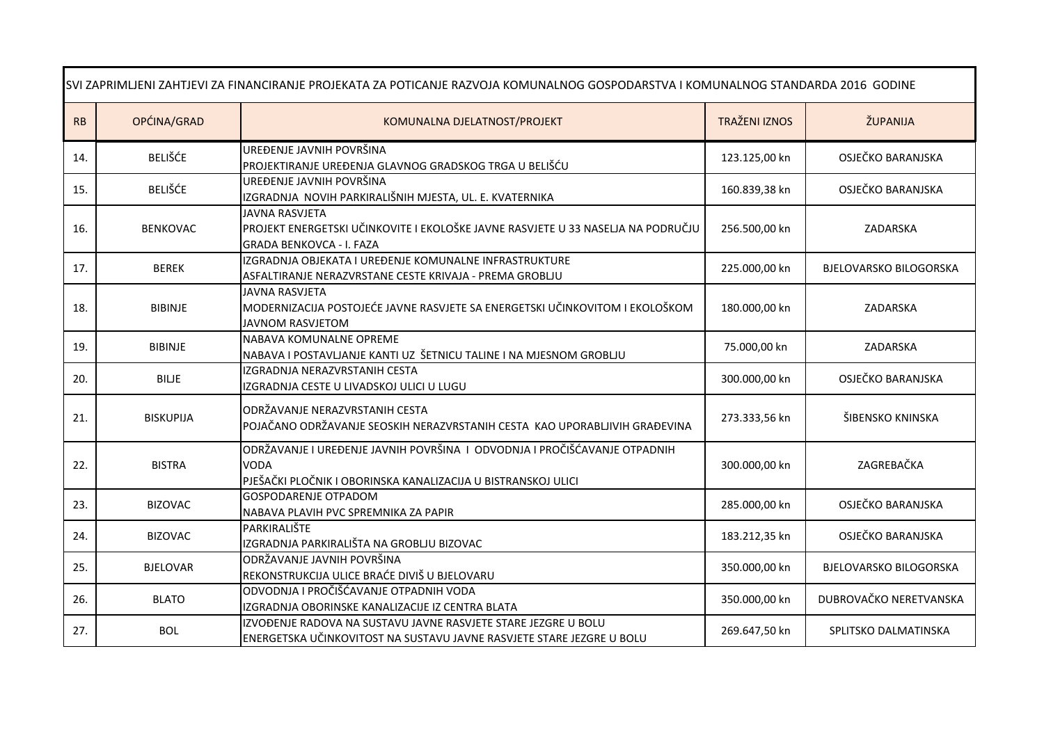| SVI ZAPRIMLJENI ZAHTJEVI ZA FINANCIRANJE PROJEKATA ZA POTICANJE RAZVOJA KOMUNALNOG GOSPODARSTVA I KOMUNALNOG STANDARDA 2016 GODINE | | | | |
|---|---|---|---|---|
| RB | OPĆINA/GRAD | KOMUNALNA DJELATNOST/PROJEKT | TRAŽENI IZNOS | ŽUPANIJA |
| 14. | BELIŠĆE | UREĐENJE JAVNIH POVRŠINA<br>PROJEKTIRANJE UREĐENJA GLAVNOG GRADSKOG TRGA U BELIŠĆU | 123.125,00 kn | OSJEČKO BARANJSKA |
| 15. | BELIŠĆE | UREĐENJE JAVNIH POVRŠINA<br>IZGRADNJA NOVIH PARKIRALIŠNIH MJESTA, UL. E. KVATERNIKA | 160.839,38 kn | OSJEČKO BARANJSKA |
| 16. | BENKOVAC | JAVNA RASVJETA<br>PROJEKT ENERGETSKI UČINKOVITE I EKOLOŠKE JAVNE RASVJETE U 33 NASELJA NA PODRUČJU GRADA BENKOVCA - I. FAZA | 256.500,00 kn | ZADARSKA |
| 17. | BEREK | IZGRADNJA OBJEKATA I UREĐENJE KOMUNALNE INFRASTRUKTURE<br>ASFALTIRANJE NERAZVRSTANE CESTE KRIVAJA - PREMA GROBLJU | 225.000,00 kn | BJELOVARSKO BILOGORSKA |
| 18. | BIBINJE | JAVNA RASVJETA<br>MODERNIZACIJA POSTOJEĆE JAVNE RASVJETE SA ENERGETSKI UČINKOVITOM I EKOLOŠKOM JAVNOM RASVJETOM | 180.000,00 kn | ZADARSKA |
| 19. | BIBINJE | NABAVA KOMUNALNE OPREME<br>NABAVA I POSTAVLJANJE KANTI UZ ŠETNICU TALINE I NA MJESNOM GROBLJU | 75.000,00 kn | ZADARSKA |
| 20. | BILJE | IZGRADNJA NERAZVRSTANIH CESTA<br>IZGRADNJA CESTE U LIVADSKOJ ULICI U LUGU | 300.000,00 kn | OSJEČKO BARANJSKA |
| 21. | BISKUPIJA | ODRŽAVANJE NERAZVRSTANIH CESTA<br>POJAČANO ODRŽAVANJE SEOSKIH NERAZVRSTANIH CESTA KAO UPORABLJIVIH GRAĐEVINA | 273.333,56 kn | ŠIBENSKO KNINSKA |
| 22. | BISTRA | ODRŽAVANJE I UREĐENJE JAVNIH POVRŠINA I ODVODNJA I PROČIŠĆAVANJE OTPADNIH VODA<br>PJEŠAČKI PLOČNIK I OBORINSKA KANALIZACIJA U BISTRANSKOJ ULICI | 300.000,00 kn | ZAGREBAČKA |
| 23. | BIZOVAC | GOSPODARENJE OTPADOM<br>NABAVA PLAVIH PVC SPREMNIKA ZA PAPIR | 285.000,00 kn | OSJEČKO BARANJSKA |
| 24. | BIZOVAC | PARKIRALIŠTE<br>IZGRADNJA PARKIRALIŠTA NA GROBLJU BIZOVAC | 183.212,35 kn | OSJEČKO BARANJSKA |
| 25. | BJELOVAR | ODRŽAVANJE JAVNIH POVRŠINA<br>REKONSTRUKCIJA ULICE BRAĆE DIVIŠ U BJELOVARU | 350.000,00 kn | BJELOVARSKO BILOGORSKA |
| 26. | BLATO | ODVODNJA I PROČIŠĆAVANJE OTPADNIH VODA<br>IZGRADNJA OBORINSKE KANALIZACIJE IZ CENTRA BLATA | 350.000,00 kn | DUBROVAČKO NERETVANSKA |
| 27. | BOL | IZVOĐENJE RADOVA NA SUSTAVU JAVNE RASVJETE STARE JEZGRE U BOLU<br>ENERGETSKA UČINKOVITOST NA SUSTAVU JAVNE RASVJETE STARE JEZGRE U BOLU | 269.647,50 kn | SPLITSKO DALMATINSKA |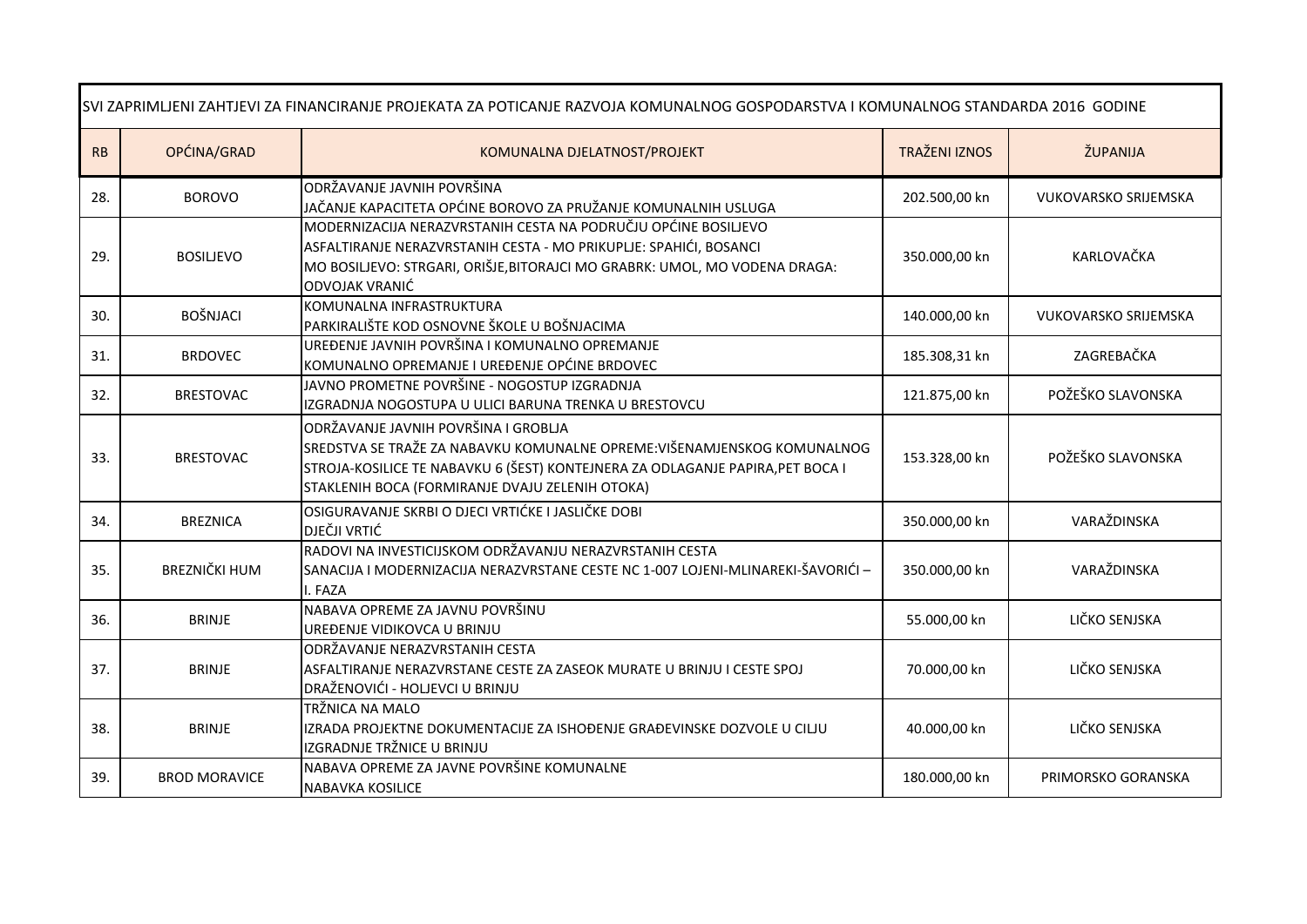| SVI ZAPRIMLJENI ZAHTJEVI ZA FINANCIRANJE PROJEKATA ZA POTICANJE RAZVOJA KOMUNALNOG GOSPODARSTVA I KOMUNALNOG STANDARDA 2016 GODINE | | | | |
|---|---|---|---|---|
| RB | OPĆINA/GRAD | KOMUNALNA DJELATNOST/PROJEKT | TRAŽENI IZNOS | ŽUPANIJA |
| 28. | BOROVO | ODRŽAVANJE JAVNIH POVRŠINA<br>JAČANJE KAPACITETA OPĆINE BOROVO ZA PRUŽANJE KOMUNALNIH USLUGA | 202.500,00 kn | VUKOVARSKO SRIJEMSKA |
| 29. | BOSILJEVO | MODERNIZACIJA NERAZVRSTANIH CESTA NA PODRUČJU OPĆINE BOSILJEVO<br>ASFALTIRANJE NERAZVRSTANIH CESTA - MO PRIKUPLJE: SPAHIĆI, BOSANCI<br>MO BOSILJEVO: STRGARI, ORIŠJE,BITORAJCI MO GRABRK: UMOL, MO VODENA DRAGA: ODVOJAK VRANIĆ | 350.000,00 kn | KARLOVAČKA |
| 30. | BOŠNJACI | KOMUNALNA INFRASTRUKTURA<br>PARKIRALIŠTE KOD OSNOVNE ŠKOLE U BOŠNJACIMA | 140.000,00 kn | VUKOVARSKO SRIJEMSKA |
| 31. | BRDOVEC | UREĐENJE JAVNIH POVRŠINA I KOMUNALNO OPREMANJE<br>KOMUNALNO OPREMANJE I UREĐENJE OPĆINE BRDOVEC | 185.308,31 kn | ZAGREBAČKA |
| 32. | BRESTOVAC | JAVNO PROMETNE POVRŠINE - NOGOSTUP IZGRADNJA<br>IZGRADNJA NOGOSTUPA U ULICI BARUNA TRENKA U BRESTOVCU | 121.875,00 kn | POŽEŠKO SLAVONSKA |
| 33. | BRESTOVAC | ODRŽAVANJE JAVNIH POVRŠINA I GROBLJA<br>SREDSTVA SE TRAŽE ZA NABAVKU KOMUNALNE OPREME:VIŠENAMJENSKOG KOMUNALNOG STROJA-KOSILICE TE NABAVKU 6 (ŠEST) KONTEJNERA ZA ODLAGANJE PAPIRA,PET BOCA I STAKLENIH BOCA (FORMIRANJE DVAJU ZELENIH OTOKA) | 153.328,00 kn | POŽEŠKO SLAVONSKA |
| 34. | BREZNICA | OSIGURAVANJE SKRBI O DJECI VRTIĆKE I JASLIČKE DOBI<br>DJEČJI VRTIĆ | 350.000,00 kn | VARAŽDINSKA |
| 35. | BREZNIČKI HUM | RADOVI NA INVESTICIJSKOM ODRŽAVANJU NERAZVRSTANIH CESTA<br>SANACIJA I MODERNIZACIJA NERAZVRSTANE CESTE NC 1-007 LOJENI-MLINAREKI-ŠAVORIĆI – I. FAZA | 350.000,00 kn | VARAŽDINSKA |
| 36. | BRINJE | NABAVA OPREME ZA JAVNU POVRŠINU<br>UREĐENJE VIDIKOVCA U BRINJU | 55.000,00 kn | LIČKO SENJSKA |
| 37. | BRINJE | ODRŽAVANJE NERAZVRSTANIH CESTA<br>ASFALTIRANJE NERAZVRSTANE CESTE ZA ZASEOK MURATE U BRINJU I CESTE SPOJ DRAŽENOVIĆI - HOLJEVCI U BRINJU | 70.000,00 kn | LIČKO SENJSKA |
| 38. | BRINJE | TRŽNICA NA MALO<br>IZRADA PROJEKTNE DOKUMENTACIJE ZA ISHOĐENJE GRAĐEVINSKE DOZVOLE U CILJU IZGRADNJE TRŽNICE U BRINJU | 40.000,00 kn | LIČKO SENJSKA |
| 39. | BROD MORAVICE | NABAVA OPREME ZA JAVNE POVRŠINE KOMUNALNE<br>NABAVKA KOSILICE | 180.000,00 kn | PRIMORSKO GORANSKA |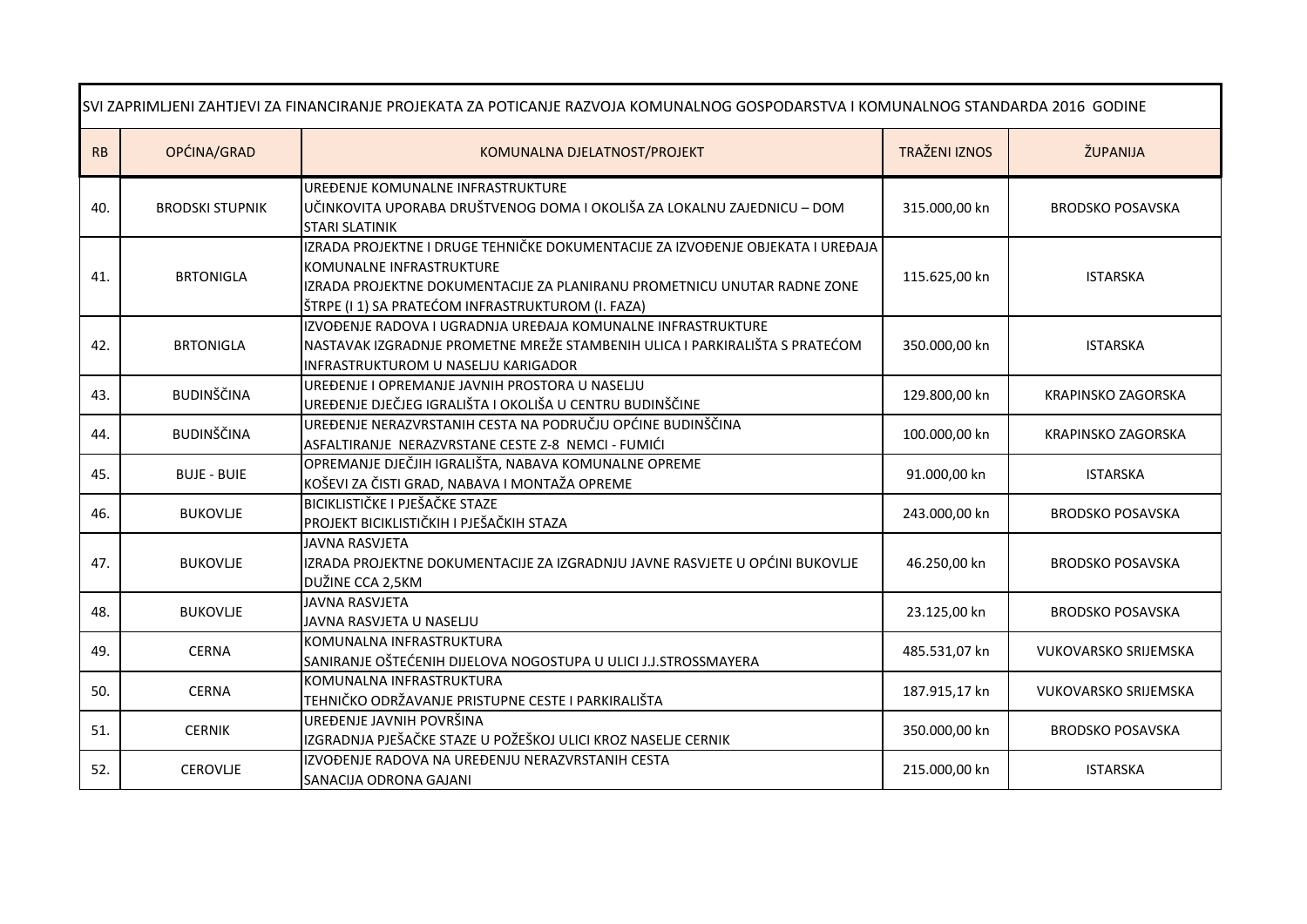| SVI ZAPRIMLJENI ZAHTJEVI ZA FINANCIRANJE PROJEKATA ZA POTICANJE RAZVOJA KOMUNALNOG GOSPODARSTVA I KOMUNALNOG STANDARDA 2016 GODINE | | | | |
|---|---|---|---|---|
| RB | OPĆINA/GRAD | KOMUNALNA DJELATNOST/PROJEKT | TRAŽENI IZNOS | ŽUPANIJA |
| 40. | BRODSKI STUPNIK | UREĐENJE KOMUNALNE INFRASTRUKTURE<br>UČINKOVITA UPORABA DRUŠTVENOG DOMA I OKOLIŠA ZA LOKALNU ZAJEDNICU – DOM STARI SLATINIK | 315.000,00 kn | BRODSKO POSAVSKA |
| 41. | BRTONIGLA | IZRADA PROJEKTNE I DRUGE TEHNIČKE DOKUMENTACIJE ZA IZVOĐENJE OBJEKATA I UREĐAJA KOMUNALNE INFRASTRUKTURE<br>IZRADA PROJEKTNE DOKUMENTACIJE ZA PLANIRANU PROMETNICU UNUTAR RADNE ZONE ŠTRPE (I 1) SA PRATEĆOM INFRASTRUKTUROM (I. FAZA) | 115.625,00 kn | ISTARSKA |
| 42. | BRTONIGLA | IZVOĐENJE RADOVA I UGRADNJA UREĐAJA KOMUNALNE INFRASTRUKTURE<br>NASTAVAK IZGRADNJE PROMETNE MREŽE STAMBENIH ULICA I PARKIRALIŠTA S PRATEĆOM INFRASTRUKTUROM U NASELJU KARIGADOR | 350.000,00 kn | ISTARSKA |
| 43. | BUDINŠČINA | UREĐENJE I OPREMANJE JAVNIH PROSTORA U NASELJU<br>UREĐENJE DJEČJEG IGRALIŠTA I OKOLIŠA U CENTRU BUDINŠČINE | 129.800,00 kn | KRAPINSKO ZAGORSKA |
| 44. | BUDINŠČINA | UREĐENJE NERAZVRSTANIH CESTA NA PODRUČJU OPĆINE BUDINŠČINA<br>ASFALTIRANJE NERAZVRSTANE CESTE Z-8 NEMCI - FUMIĆI | 100.000,00 kn | KRAPINSKO ZAGORSKA |
| 45. | BUJE - BUIE | OPREMANJE DJEČJIH IGRALIŠTA, NABAVA KOMUNALNE OPREME<br>KOŠEVI ZA ČISTI GRAD, NABAVA I MONTAŽA OPREME | 91.000,00 kn | ISTARSKA |
| 46. | BUKOVLJE | BICIKLISTIČKE I PJEŠAČKE STAZE<br>PROJEKT BICIKLISTIČKIH I PJEŠAČKIH STAZA | 243.000,00 kn | BRODSKO POSAVSKA |
| 47. | BUKOVLJE | JAVNA RASVJETA<br>IZRADA PROJEKTNE DOKUMENTACIJE ZA IZGRADNJU JAVNE RASVJETE U OPĆINI BUKOVLJE DUŽINE CCA 2,5KM | 46.250,00 kn | BRODSKO POSAVSKA |
| 48. | BUKOVLJE | JAVNA RASVJETA<br>JAVNA RASVJETA U NASELJU | 23.125,00 kn | BRODSKO POSAVSKA |
| 49. | CERNA | KOMUNALNA INFRASTRUKTURA<br>SANIRANJE OŠTEĆENIH DIJELOVA NOGOSTUPA U ULICI J.J.STROSSMAYERA | 485.531,07 kn | VUKOVARSKO SRIJEMSKA |
| 50. | CERNA | KOMUNALNA INFRASTRUKTURA<br>TEHNIČKO ODRŽAVANJE PRISTUPNE CESTE I PARKIRALIŠTA | 187.915,17 kn | VUKOVARSKO SRIJEMSKA |
| 51. | CERNIK | UREĐENJE JAVNIH POVRŠINA<br>IZGRADNJA PJEŠAČKE STAZE U POŽEŠKOJ ULICI KROZ NASELJE CERNIK | 350.000,00 kn | BRODSKO POSAVSKA |
| 52. | CEROVLJE | IZVOĐENJE RADOVA NA UREĐENJU NERAZVRSTANIH CESTA<br>SANACIJA ODRONA GAJANI | 215.000,00 kn | ISTARSKA |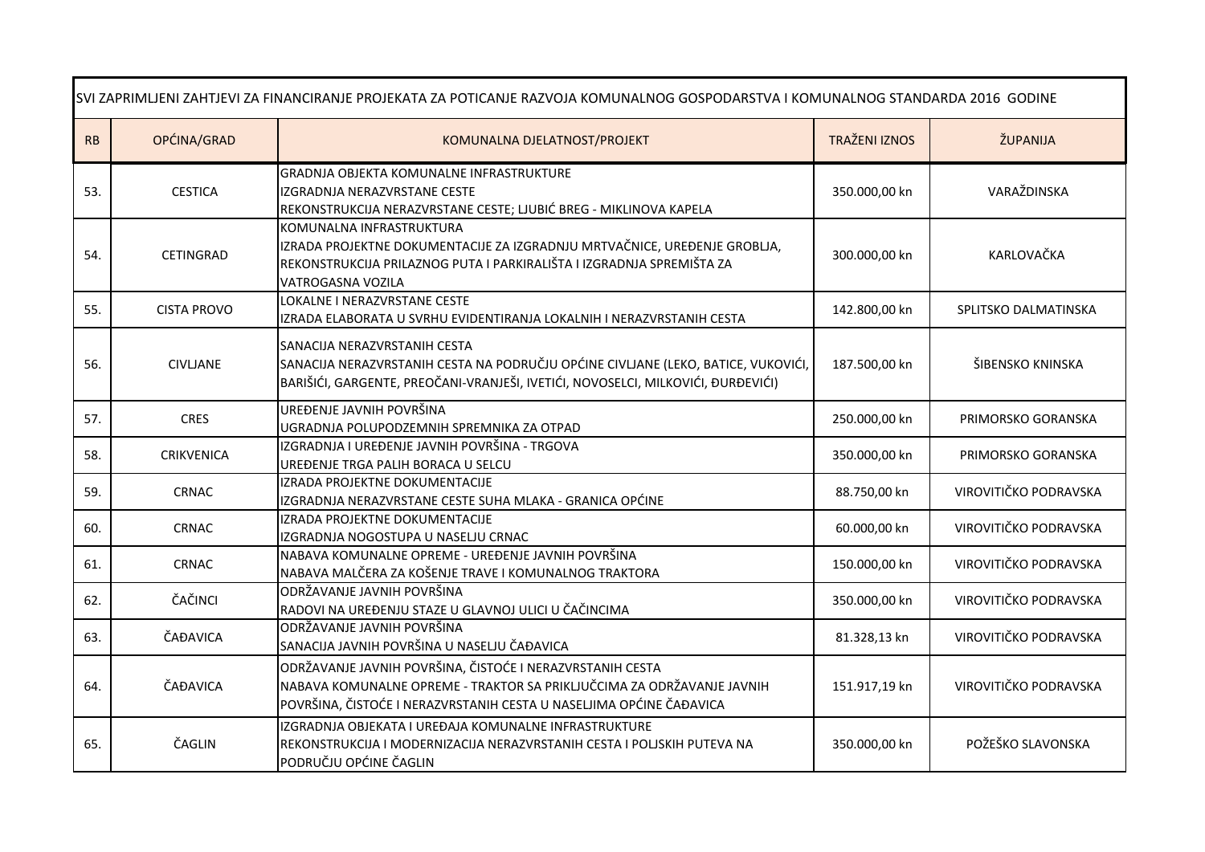| SVI ZAPRIMLJENI ZAHTJEVI ZA FINANCIRANJE PROJEKATA ZA POTICANJE RAZVOJA KOMUNALNOG GOSPODARSTVA I KOMUNALNOG STANDARDA 2016 GODINE | | | | |
|---|---|---|---|---|
| RB | OPĆINA/GRAD | KOMUNALNA DJELATNOST/PROJEKT | TRAŽENI IZNOS | ŽUPANIJA |
| 53. | CESTICA | GRADNJA OBJEKTA KOMUNALNE INFRASTRUKTURE<br>IZGRADNJA NERAZVRSTANE CESTE<br>REKONSTRUKCIJA NERAZVRSTANE CESTE; LJUBIĆ BREG - MIKLINOVA KAPELA | 350.000,00 kn | VARAŽDINSKA |
| 54. | CETINGRAD | KOMUNALNA INFRASTRUKTURA<br>IZRADA PROJEKTNE DOKUMENTACIJE ZA IZGRADNJU MRTVAČNICE, UREĐENJE GROBLJA, REKONSTRUKCIJA PRILAZNOG PUTA I PARKIRALIŠTA I IZGRADNJA SPREMIŠTA ZA VATROGASNA VOZILA | 300.000,00 kn | KARLOVAČKA |
| 55. | CISTA PROVO | LOKALNE I NERAZVRSTANE CESTE<br>IZRADA ELABORATA U SVRHU EVIDENTIRANJA LOKALNIH I NERAZVRSTANIH CESTA | 142.800,00 kn | SPLITSKO DALMATINSKA |
| 56. | CIVLJANE | SANACIJA NERAZVRSTANIH CESTA<br>SANACIJA NERAZVRSTANIH CESTA NA PODRUČJU OPĆINE CIVLJANE (LEKO, BATICE, VUKOVIĆI, BARIŠIĆI, GARGENTE, PREOČANI-VRANJEŠI, IVETIĆI, NOVOSELCI, MILKOVIĆI, ĐURĐEVIĆI) | 187.500,00 kn | ŠIBENSKO KNINSKA |
| 57. | CRES | UREĐENJE JAVNIH POVRŠINA<br>UGRADNJA POLUPODZEMNIH SPREMNIKA ZA OTPAD | 250.000,00 kn | PRIMORSKO GORANSKA |
| 58. | CRIKVENICA | IZGRADNJA I UREĐENJE JAVNIH POVRŠINA - TRGOVA<br>UREĐENJE TRGA PALIH BORACA U SELCU | 350.000,00 kn | PRIMORSKO GORANSKA |
| 59. | CRNAC | IZRADA PROJEKTNE DOKUMENTACIJE<br>IZGRADNJA NERAZVRSTANE CESTE SUHA MLAKA - GRANICA OPĆINE | 88.750,00 kn | VIROVITIČKO PODRAVSKA |
| 60. | CRNAC | IZRADA PROJEKTNE DOKUMENTACIJE<br>IZGRADNJA NOGOSTUPA U NASELJU CRNAC | 60.000,00 kn | VIROVITIČKO PODRAVSKA |
| 61. | CRNAC | NABAVA KOMUNALNE OPREME - UREĐENJE JAVNIH POVRŠINA<br>NABAVA MALČERA ZA KOŠENJE TRAVE I KOMUNALNOG TRAKTORA | 150.000,00 kn | VIROVITIČKO PODRAVSKA |
| 62. | ČAČINCI | ODRŽAVANJE JAVNIH POVRŠINA<br>RADOVI NA UREĐENJU STAZE U GLAVNOJ ULICI U ČAČINCIMA | 350.000,00 kn | VIROVITIČKO PODRAVSKA |
| 63. | ČAĐAVICA | ODRŽAVANJE JAVNIH POVRŠINA<br>SANACIJA JAVNIH POVRŠINA U NASELJU ČAĐAVICA | 81.328,13 kn | VIROVITIČKO PODRAVSKA |
| 64. | ČAĐAVICA | ODRŽAVANJE JAVNIH POVRŠINA, ČISTOĆE I NERAZVRSTANIH CESTA<br>NABAVA KOMUNALNE OPREME - TRAKTOR SA PRIKLJUČCIMA ZA ODRŽAVANJE JAVNIH POVRŠINA, ČISTOĆE I NERAZVRSTANIH CESTA U NASELJIMA OPĆINE ČAĐAVICA | 151.917,19 kn | VIROVITIČKO PODRAVSKA |
| 65. | ČAGLIN | IZGRADNJA OBJEKATA I UREĐAJA KOMUNALNE INFRASTRUKTURE<br>REKONSTRUKCIJA I MODERNIZACIJA NERAZVRSTANIH CESTA I POLJSKIH PUTEVA NA PODRUČJU OPĆINE ČAGLIN | 350.000,00 kn | POŽEŠKO SLAVONSKA |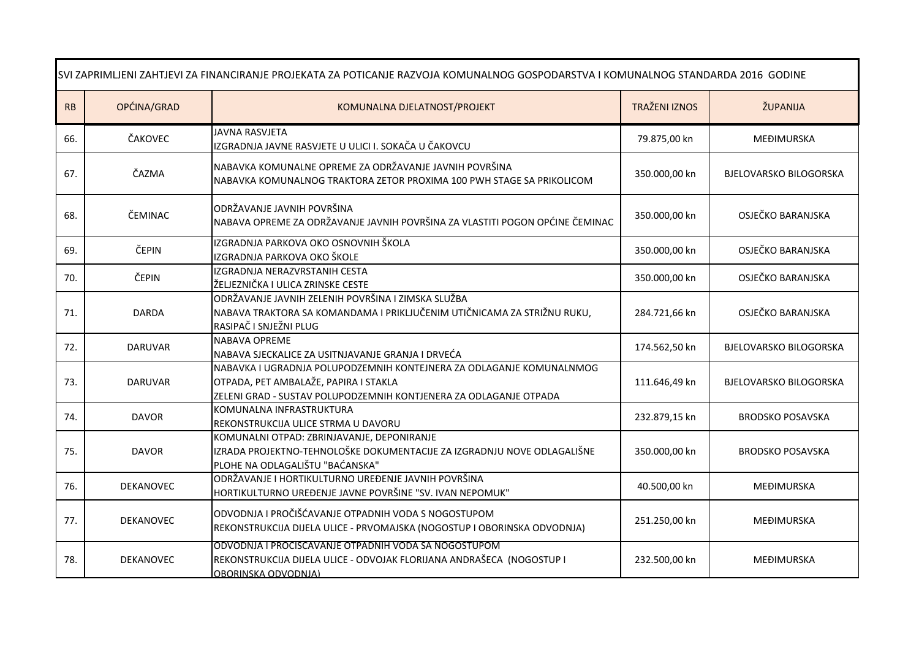| SVI ZAPRIMLJENI ZAHTJEVI ZA FINANCIRANJE PROJEKATA ZA POTICANJE RAZVOJA KOMUNALNOG GOSPODARSTVA I KOMUNALNOG STANDARDA 2016 GODINE | | | | |
|---|---|---|---|---|
| RB | OPĆINA/GRAD | KOMUNALNA DJELATNOST/PROJEKT | TRAŽENI IZNOS | ŽUPANIJA |
| 66. | ČAKOVEC | JAVNA RASVJETA<br>IZGRADNJA JAVNE RASVJETE U ULICI I. SOKAČA U ČAKOVCU | 79.875,00 kn | MEĐIMURSKA |
| 67. | ČAZMA | NABAVKA KOMUNALNE OPREME ZA ODRŽAVANJE JAVNIH POVRŠINA<br>NABAVKA KOMUNALNOG TRAKTORA ZETOR PROXIMA 100 PWH STAGE SA PRIKOLICOM | 350.000,00 kn | BJELOVARSKO BILOGORSKA |
| 68. | ČEMINAC | ODRŽAVANJE JAVNIH POVRŠINA<br>NABAVA OPREME ZA ODRŽAVANJE JAVNIH POVRŠINA ZA VLASTITI POGON OPĆINE ČEMINAC | 350.000,00 kn | OSJEČKO BARANJSKA |
| 69. | ČEPIN | IZGRADNJA PARKOVA OKO OSNOVNIH ŠKOLA<br>IZGRADNJA PARKOVA OKO ŠKOLE | 350.000,00 kn | OSJEČKO BARANJSKA |
| 70. | ČEPIN | IZGRADNJA NERAZVRSTANIH CESTA<br>ŽELJEZNIČKA I ULICA ZRINSKE CESTE | 350.000,00 kn | OSJEČKO BARANJSKA |
| 71. | DARDA | ODRŽAVANJE JAVNIH ZELENIH POVRŠINA I ZIMSKA SLUŽBA<br>NABAVA TRAKTORA SA KOMANDAMA I PRIKLJUČENIM UTIČNICAMA ZA STRIŽNU RUKU, RASIPAČ I SNJEŽNI PLUG | 284.721,66 kn | OSJEČKO BARANJSKA |
| 72. | DARUVAR | NABAVA OPREME<br>NABAVA SJECKALICE ZA USITNJAVANJE GRANJA I DRVEĆA | 174.562,50 kn | BJELOVARSKO BILOGORSKA |
| 73. | DARUVAR | NABAVKA I UGRADNJA POLUPODZEMNIH KONTEJNERA ZA ODLAGANJE KOMUNALNMOG OTPADA, PET AMBALAŽE, PAPIRA I STAKLA<br>ZELENI GRAD - SUSTAV POLUPODZEMNIH KONTJENERA ZA ODLAGANJE OTPADA | 111.646,49 kn | BJELOVARSKO BILOGORSKA |
| 74. | DAVOR | KOMUNALNA INFRASTRUKTURA<br>REKONSTRUKCIJA ULICE STRMA U DAVORU | 232.879,15 kn | BRODSKO POSAVSKA |
| 75. | DAVOR | KOMUNALNI OTPAD: ZBRINJAVANJE, DEPONIRANJE<br>IZRADA PROJEKTNO-TEHNOLOŠKE DOKUMENTACIJE ZA IZGRADNJU NOVE ODLAGALIŠNE PLOHE NA ODLAGALIŠTU "BAĆANSKA" | 350.000,00 kn | BRODSKO POSAVSKA |
| 76. | DEKANOVEC | ODRŽAVANJE I HORTIKULTURNO UREĐENJE JAVNIH POVRŠINA<br>HORTIKULTURNO UREĐENJE JAVNE POVRŠINE "SV. IVAN NEPOMUK" | 40.500,00 kn | MEĐIMURSKA |
| 77. | DEKANOVEC | ODVODNJA I PROČIŠĆAVANJE OTPADNIH VODA S NOGOSTUPOM<br>REKONSTRUKCIJA DIJELA ULICE - PRVOMAJSKA (NOGOSTUP I OBORINSKA ODVODNJA) | 251.250,00 kn | MEĐIMURSKA |
| 78. | DEKANOVEC | ODVODNJA I PROČIŠĆAVANJE OTPADNIH VODA SA NOGOSTUPOM<br>REKONSTRUKCIJA DIJELA ULICE - ODVOJAK FLORIJANA ANDRAŠECA (NOGOSTUP I OBORINSKA ODVODNJA) | 232.500,00 kn | MEĐIMURSKA |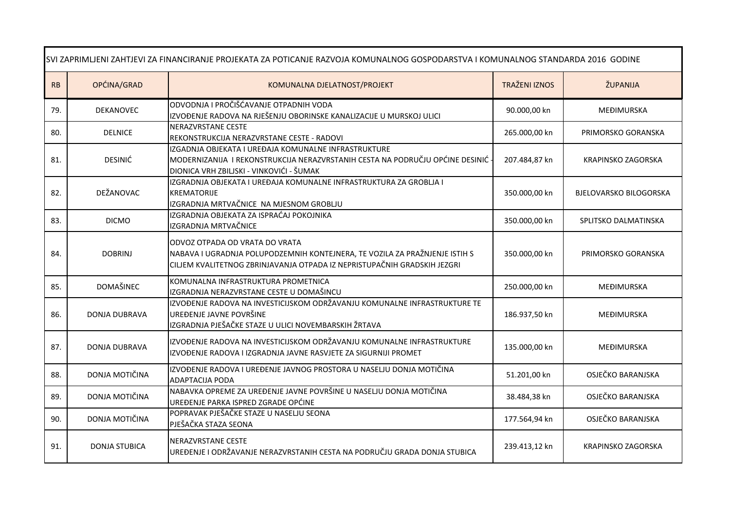| SVI ZAPRIMLJENI ZAHTJEVI ZA FINANCIRANJE PROJEKATA ZA POTICANJE RAZVOJA KOMUNALNOG GOSPODARSTVA I KOMUNALNOG STANDARDA 2016 GODINE | | | | |
|---|---|---|---|---|
| RB | OPĆINA/GRAD | KOMUNALNA DJELATNOST/PROJEKT | TRAŽENI IZNOS | ŽUPANIJA |
| 79. | DEKANOVEC | ODVODNJA I PROČIŠĆAVANJE OTPADNIH VODA<br>IZVOĐENJE RADOVA NA RJEŠENJU OBORINSKE KANALIZACIJE U MURSKOJ ULICI | 90.000,00 kn | MEĐIMURSKA |
| 80. | DELNICE | NERAZVRSTANE CESTE<br>REKONSTRUKCIJA NERAZVRSTANE CESTE - RADOVI | 265.000,00 kn | PRIMORSKO GORANSKA |
| 81. | DESINIĆ | IZGADNJA OBJEKATA I UREĐAJA KOMUNALNE INFRASTRUKTURE<br>MODERNIZANIJA I REKONSTRUKCIJA NERAZVRSTANIH CESTA NA PODRUČJU OPĆINE DESINIĆ - DIONICA VRH ZBILJSKI - VINKOVIĆI - ŠUMAK | 207.484,87 kn | KRAPINSKO ZAGORSKA |
| 82. | DEŽANOVAC | IZGRADNJA OBJEKATA I UREĐAJA KOMUNALNE INFRASTRUKTURA ZA GROBLJA I KREMATORIJE<br>IZGRADNJA MRTVAČNICE NA MJESNOM GROBLJU | 350.000,00 kn | BJELOVARSKO BILOGORSKA |
| 83. | DICMO | IZGRADNJA OBJEKATA ZA ISPRAĆAJ POKOJNIKA<br>IZGRADNJA MRTVAČNICE | 350.000,00 kn | SPLITSKO DALMATINSKA |
| 84. | DOBRINJ | ODVOZ OTPADA OD VRATA DO VRATA<br>NABAVA I UGRADNJA POLUPODZEMNIH KONTEJNERA, TE VOZILA ZA PRAŽNJENJE ISTIH S CILJEM KVALITETNOG ZBRINJAVANJA OTPADA IZ NEPRISTUPAČNIH GRADSKIH JEZGRI | 350.000,00 kn | PRIMORSKO GORANSKA |
| 85. | DOMAŠINEC | KOMUNALNA INFRASTRUKTURA PROMETNICA<br>IZGRADNJA NERAZVRSTANE CESTE U DOMAŠINCU | 250.000,00 kn | MEĐIMURSKA |
| 86. | DONJA DUBRAVA | IZVOĐENJE RADOVA NA INVESTICIJSKOM ODRŽAVANJU KOMUNALNE INFRASTRUKTURE TE UREĐENJE JAVNE POVRŠINE<br>IZGRADNJA PJEŠAČKE STAZE U ULICI NOVEMBARSKIH ŽRTAVA | 186.937,50 kn | MEĐIMURSKA |
| 87. | DONJA DUBRAVA | IZVOĐENJE RADOVA NA INVESTICIJSKOM ODRŽAVANJU KOMUNALNE INFRASTRUKTURE<br>IZVOĐENJE RADOVA I IZGRADNJA JAVNE RASVJETE ZA SIGURNIJI PROMET | 135.000,00 kn | MEĐIMURSKA |
| 88. | DONJA MOTIČINA | IZVOĐENJE RADOVA I UREĐENJE JAVNOG PROSTORA U NASELJU DONJA MOTIČINA<br>ADAPTACIJA PODA | 51.201,00 kn | OSJEČKO BARANJSKA |
| 89. | DONJA MOTIČINA | NABAVKA OPREME ZA UREĐENJE JAVNE POVRŠINE U NASELJU DONJA MOTIČINA<br>UREĐENJE PARKA ISPRED ZGRADE OPĆINE | 38.484,38 kn | OSJEČKO BARANJSKA |
| 90. | DONJA MOTIČINA | POPRAVAK PJEŠAČKE STAZE U NASELJU SEONA<br>PJEŠAČKA STAZA SEONA | 177.564,94 kn | OSJEČKO BARANJSKA |
| 91. | DONJA STUBICA | NERAZVRSTANE CESTE<br>UREĐENJE I ODRŽAVANJE NERAZVRSTANIH CESTA NA PODRUČJU GRADA DONJA STUBICA | 239.413,12 kn | KRAPINSKO ZAGORSKA |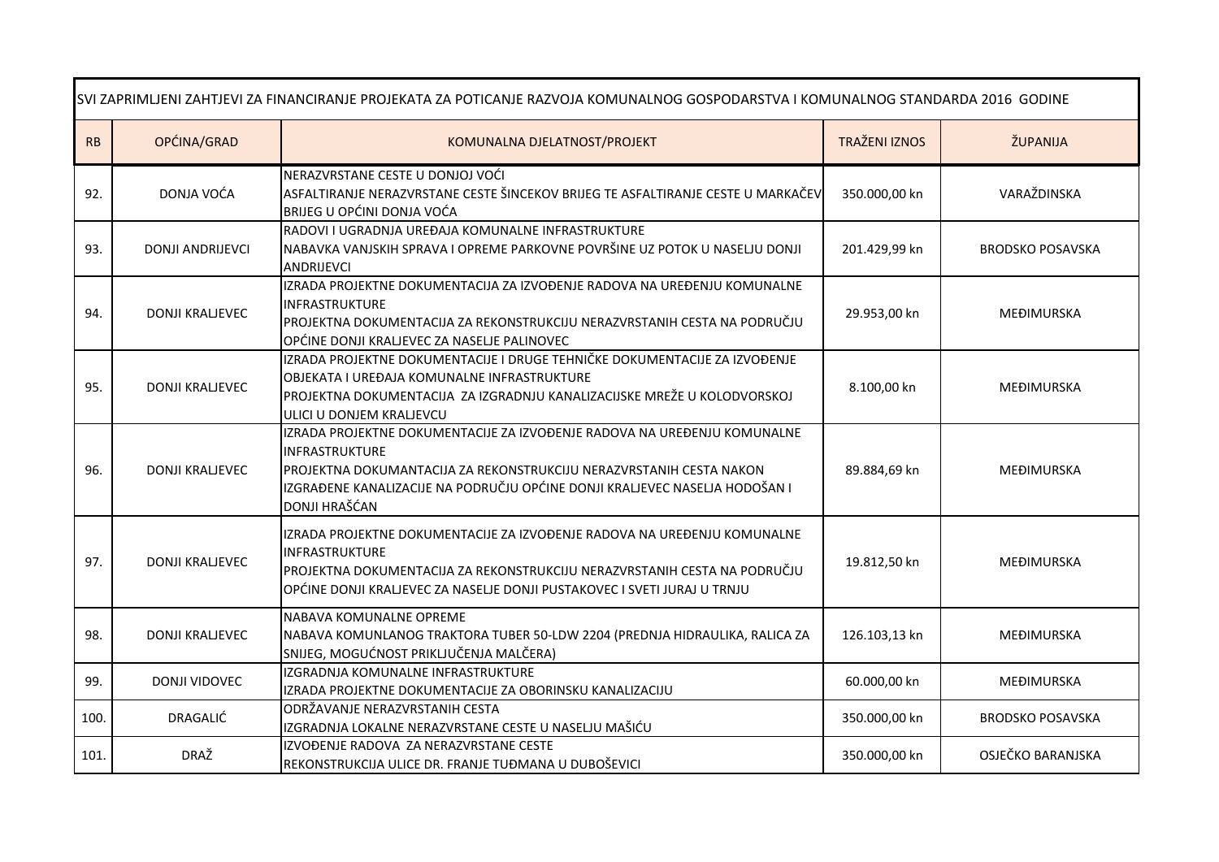| SVI ZAPRIMLJENI ZAHTJEVI ZA FINANCIRANJE PROJEKATA ZA POTICANJE RAZVOJA KOMUNALNOG GOSPODARSTVA I KOMUNALNOG STANDARDA 2016 GODINE | | | | |
|---|---|---|---|---|
| RB | OPĆINA/GRAD | KOMUNALNA DJELATNOST/PROJEKT | TRAŽENI IZNOS | ŽUPANIJA |
| 92. | DONJA VOĆA | NERAZVRSTANE CESTE U DONJOJ VOĆI<br>ASFALTIRANJE NERAZVRSTANE CESTE ŠINCEKOV BRIJEG TE ASFALTIRANJE CESTE U MARKAČEV BRIJEG U OPĆINI DONJA VOĆA | 350.000,00 kn | VARAŽDINSKA |
| 93. | DONJI ANDRIJEVCI | RADOVI I UGRADNJA UREĐAJA KOMUNALNE INFRASTRUKTURE<br>NABAVKA VANJSKIH SPRAVA I OPREME PARKOVNE POVRŠINE UZ POTOK U NASELJU DONJI ANDRIJEVCI | 201.429,99 kn | BRODSKO POSAVSKA |
| 94. | DONJI KRALJEVEC | IZRADA PROJEKTNE DOKUMENTACIJA ZA IZVOĐENJE RADOVA NA UREĐENJU KOMUNALNE INFRASTRUKTURE<br>PROJEKTNA DOKUMENTACIJA ZA REKONSTRUKCIJU NERAZVRSTANIH CESTA NA PODRUČJU OPĆINE DONJI KRALJEVEC ZA NASELJE PALINOVEC | 29.953,00 kn | MEĐIMURSKA |
| 95. | DONJI KRALJEVEC | IZRADA PROJEKTNE DOKUMENTACIJE I DRUGE TEHNIČKE DOKUMENTACIJE ZA IZVOĐENJE OBJEKATA I UREĐAJA KOMUNALNE INFRASTRUKTURE<br>PROJEKTNA DOKUMENTACIJA ZA IZGRADNJU KANALIZACIJSKE MREŽE U KOLODVORSKOJ ULICI U DONJEM KRALJEVCU | 8.100,00 kn | MEĐIMURSKA |
| 96. | DONJI KRALJEVEC | IZRADA PROJEKTNE DOKUMENTACIJE ZA IZVOĐENJE RADOVA NA UREĐENJU KOMUNALNE INFRASTRUKTURE<br>PROJEKTNA DOKUMANTACIJA ZA REKONSTRUKCIJU NERAZVRSTANIH CESTA NAKON IZGRAĐENE KANALIZACIJE NA PODRUČJU OPĆINE DONJI KRALJEVEC NASELJA HODOŠAN I DONJI HRAŠĆAN | 89.884,69 kn | MEĐIMURSKA |
| 97. | DONJI KRALJEVEC | IZRADA PROJEKTNE DOKUMENTACIJE ZA IZVOĐENJE RADOVA NA UREĐENJU KOMUNALNE INFRASTRUKTURE<br>PROJEKTNA DOKUMENTACIJA ZA REKONSTRUKCIJU NERAZVRSTANIH CESTA NA PODRUČJU OPĆINE DONJI KRALJEVEC ZA NASELJE DONJI PUSTAKOVEC I SVETI JURAJ U TRNJU | 19.812,50 kn | MEĐIMURSKA |
| 98. | DONJI KRALJEVEC | NABAVA KOMUNALNE OPREME<br>NABAVA KOMUNLANOG TRAKTORA TUBER 50-LDW 2204 (PREDNJA HIDRAULIKA, RALICA ZA SNIJEG, MOGUĆNOST PRIKLJUČENJA MALČERA) | 126.103,13 kn | MEĐIMURSKA |
| 99. | DONJI VIDOVEC | IZGRADNJA KOMUNALNE INFRASTRUKTURE<br>IZRADA PROJEKTNE DOKUMENTACIJE ZA OBORINSKU KANALIZACIJU | 60.000,00 kn | MEĐIMURSKA |
| 100. | DRAGALIĆ | ODRŽAVANJE NERAZVRSTANIH CESTA<br>IZGRADNJA LOKALNE NERAZVRSTANE CESTE U NASELJU MAŠIĆU | 350.000,00 kn | BRODSKO POSAVSKA |
| 101. | DRAŽ | IZVOĐENJE RADOVA ZA NERAZVRSTANE CESTE<br>REKONSTRUKCIJA ULICE DR. FRANJE TUĐMANA U DUBOŠEVICI | 350.000,00 kn | OSJEČKO BARANJSKA |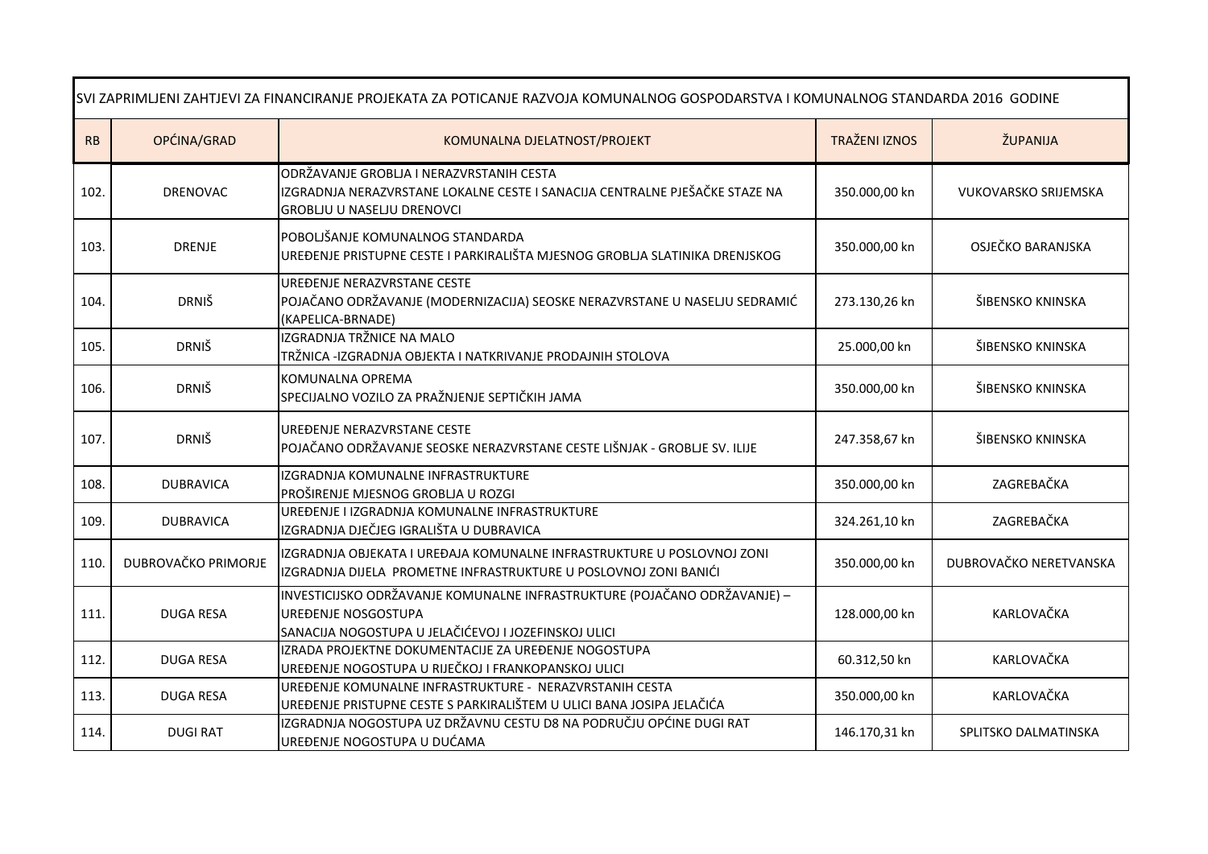| SVI ZAPRIMLJENI ZAHTJEVI ZA FINANCIRANJE PROJEKATA ZA POTICANJE RAZVOJA KOMUNALNOG GOSPODARSTVA I KOMUNALNOG STANDARDA 2016 GODINE | | | | |
|---|---|---|---|---|
| RB | OPĆINA/GRAD | KOMUNALNA DJELATNOST/PROJEKT | TRAŽENI IZNOS | ŽUPANIJA |
| 102. | DRENOVAC | ODRŽAVANJE GROBLJA I NERAZVRSTANIH CESTA<br>IZGRADNJA NERAZVRSTANE LOKALNE CESTE I SANACIJA CENTRALNE PJEŠAČKE STAZE NA GROBLJU U NASELJU DRENOVCI | 350.000,00 kn | VUKOVARSKO SRIJEMSKA |
| 103. | DRENJE | POBOLJŠANJE KOMUNALNOG STANDARDA<br>UREĐENJE PRISTUPNE CESTE I PARKIRALIŠTA MJESNOG GROBLJA SLATINIKA DRENJSKOG | 350.000,00 kn | OSJEČKO BARANJSKA |
| 104. | DRNIŠ | UREĐENJE NERAZVRSTANE CESTE<br>POJAČANO ODRŽAVANJE (MODERNIZACIJA) SEOSKE NERAZVRSTANE U NASELJU SEDRAMIĆ (KAPELICA-BRNADE) | 273.130,26 kn | ŠIBENSKO KNINSKA |
| 105. | DRNIŠ | IZGRADNJA TRŽNICE NA MALO<br>TRŽNICA -IZGRADNJA OBJEKTA I NATKRIVANJE PRODAJNIH STOLOVA | 25.000,00 kn | ŠIBENSKO KNINSKA |
| 106. | DRNIŠ | KOMUNALNA OPREMA<br>SPECIJALNO VOZILO ZA PRAŽNJENJE SEPTIČKIH JAMA | 350.000,00 kn | ŠIBENSKO KNINSKA |
| 107. | DRNIŠ | UREĐENJE NERAZVRSTANE CESTE<br>POJAČANO ODRŽAVANJE SEOSKE NERAZVRSTANE CESTE LIŠNJAK - GROBLJE SV. ILIJE | 247.358,67 kn | ŠIBENSKO KNINSKA |
| 108. | DUBRAVICA | IZGRADNJA KOMUNALNE INFRASTRUKTURE<br>PROŠIRENJE MJESNOG GROBLJA U ROZGI | 350.000,00 kn | ZAGREBAČKA |
| 109. | DUBRAVICA | UREĐENJE I IZGRADNJA KOMUNALNE INFRASTRUKTURE<br>IZGRADNJA DJEČJEG IGRALIŠTA U DUBRAVICA | 324.261,10 kn | ZAGREBAČKA |
| 110. | DUBROVAČKO PRIMORJE | IZGRADNJA OBJEKATA I UREĐAJA KOMUNALNE INFRASTRUKTURE U POSLOVNOJ ZONI<br>IZGRADNJA DIJELA PROMETNE INFRASTRUKTURE U POSLOVNOJ ZONI BANIĆI | 350.000,00 kn | DUBROVAČKO NERETVANSKA |
| 111. | DUGA RESA | INVESTICIJSKO ODRŽAVANJE KOMUNALNE INFRASTRUKTURE (POJAČANO ODRŽAVANJE) – UREĐENJE NOSGOSTUPA<br>SANACIJA NOGOSTUPA U JELAČIĆEVOJ I JOZEFINSKOJ ULICI | 128.000,00 kn | KARLOVAČKA |
| 112. | DUGA RESA | IZRADA PROJEKTNE DOKUMENTACIJE ZA UREĐENJE NOGOSTUPA<br>UREĐENJE NOGOSTUPA U RIJEČKOJ I FRANKOPANSKOJ ULICI | 60.312,50 kn | KARLOVAČKA |
| 113. | DUGA RESA | UREĐENJE KOMUNALNE INFRASTRUKTURE - NERAZVRSTANIH CESTA<br>UREĐENJE PRISTUPNE CESTE S PARKIRALIŠTEM U ULICI BANA JOSIPA JELAČIĆA | 350.000,00 kn | KARLOVAČKA |
| 114. | DUGI RAT | IZGRADNJA NOGOSTUPA UZ DRŽAVNU CESTU D8 NA PODRUČJU OPĆINE DUGI RAT<br>UREĐENJE NOGOSTUPA U DUĆAMA | 146.170,31 kn | SPLITSKO DALMATINSKA |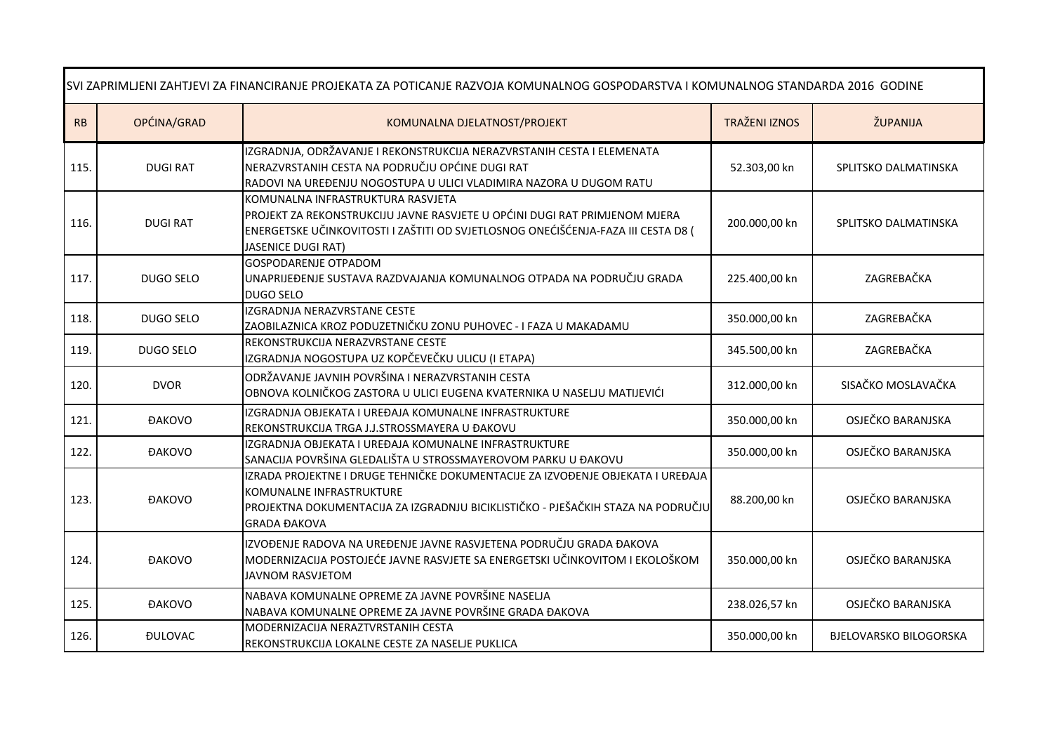| SVI ZAPRIMLJENI ZAHTJEVI ZA FINANCIRANJE PROJEKATA ZA POTICANJE RAZVOJA KOMUNALNOG GOSPODARSTVA I KOMUNALNOG STANDARDA 2016 GODINE | | | | |
|---|---|---|---|---|
| RB | OPĆINA/GRAD | KOMUNALNA DJELATNOST/PROJEKT | TRAŽENI IZNOS | ŽUPANIJA |
| 115. | DUGI RAT | IZGRADNJA, ODRŽAVANJE I REKONSTRUKCIJA NERAZVRSTANIH CESTA I ELEMENATA NERAZVRSTANIH CESTA NA PODRUČJU OPĆINE DUGI RAT<br>RADOVI NA UREĐENJU NOGOSTUPA U ULICI VLADIMIRA NAZORA U DUGOM RATU | 52.303,00 kn | SPLITSKO DALMATINSKA |
| 116. | DUGI RAT | KOMUNALNA INFRASTRUKTURA RASVJETA<br>PROJEKT ZA REKONSTRUKCIJU JAVNE RASVJETE U OPĆINI DUGI RAT PRIMJENOM MJERA ENERGETSKE UČINKOVITOSTI I ZAŠTITI OD SVJETLOSNOG ONEĆIŠĆENJA-FAZA III CESTA D8 ( JASENICE DUGI RAT) | 200.000,00 kn | SPLITSKO DALMATINSKA |
| 117. | DUGO SELO | GOSPODARENJE OTPADOM<br>UNAPRIJEĐENJE SUSTAVA RAZDVAJANJA KOMUNALNOG OTPADA NA PODRUČJU GRADA DUGO SELO | 225.400,00 kn | ZAGREBAČKA |
| 118. | DUGO SELO | IZGRADNJA NERAZVRSTANE CESTE<br>ZAOBILAZNICA KROZ PODUZETNIČKU ZONU PUHOVEC - I FAZA U MAKADAMU | 350.000,00 kn | ZAGREBAČKA |
| 119. | DUGO SELO | REKONSTRUKCIJA NERAZVRSTANE CESTE<br>IZGRADNJA NOGOSTUPA UZ KOPČEVEČKU ULICU (I ETAPA) | 345.500,00 kn | ZAGREBAČKA |
| 120. | DVOR | ODRŽAVANJE JAVNIH POVRŠINA I NERAZVRSTANIH CESTA<br>OBNOVA KOLNIČKOG ZASTORA U ULICI EUGENA KVATERNIKA U NASELJU MATIJEVIĆI | 312.000,00 kn | SISAČKO MOSLAVAČKA |
| 121. | ĐAKOVO | IZGRADNJA OBJEKATA I UREĐAJA KOMUNALNE INFRASTRUKTURE<br>REKONSTRUKCIJA TRGA J.J.STROSSMAYERA U ĐAKOVU | 350.000,00 kn | OSJEČKO BARANJSKA |
| 122. | ĐAKOVO | IZGRADNJA OBJEKATA I UREĐAJA KOMUNALNE INFRASTRUKTURE<br>SANACIJA POVRŠINA GLEDALIŠTA U STROSSMAYEROVOM PARKU U ĐAKOVU | 350.000,00 kn | OSJEČKO BARANJSKA |
| 123. | ĐAKOVO | IZRADA PROJEKTNE I DRUGE TEHNIČKE DOKUMENTACIJE ZA IZVOĐENJE OBJEKATA I UREĐAJA KOMUNALNE INFRASTRUKTURE<br>PROJEKTNA DOKUMENTACIJA ZA IZGRADNJU BICIKLISTIČKO - PJEŠAČKIH STAZA NA PODRUČJU GRADA ĐAKOVA | 88.200,00 kn | OSJEČKO BARANJSKA |
| 124. | ĐAKOVO | IZVOĐENJE RADOVA NA UREĐENJE JAVNE RASVJETENA PODRUČJU GRADA ĐAKOVA<br>MODERNIZACIJA POSTOJEĆE JAVNE RASVJETE SA ENERGETSKI UČINKOVITOM I EKOLOŠKOM JAVNOM RASVJETOM | 350.000,00 kn | OSJEČKO BARANJSKA |
| 125. | ĐAKOVO | NABAVA KOMUNALNE OPREME ZA JAVNE POVRŠINE NASELJA<br>NABAVA KOMUNALNE OPREME ZA JAVNE POVRŠINE GRADA ĐAKOVA | 238.026,57 kn | OSJEČKO BARANJSKA |
| 126. | ĐULOVAC | MODERNIZACIJA NERAZTVRSTANIH CESTA<br>REKONSTRUKCIJA LOKALNE CESTE ZA NASELJE PUKLICA | 350.000,00 kn | BJELOVARSKO BILOGORSKA |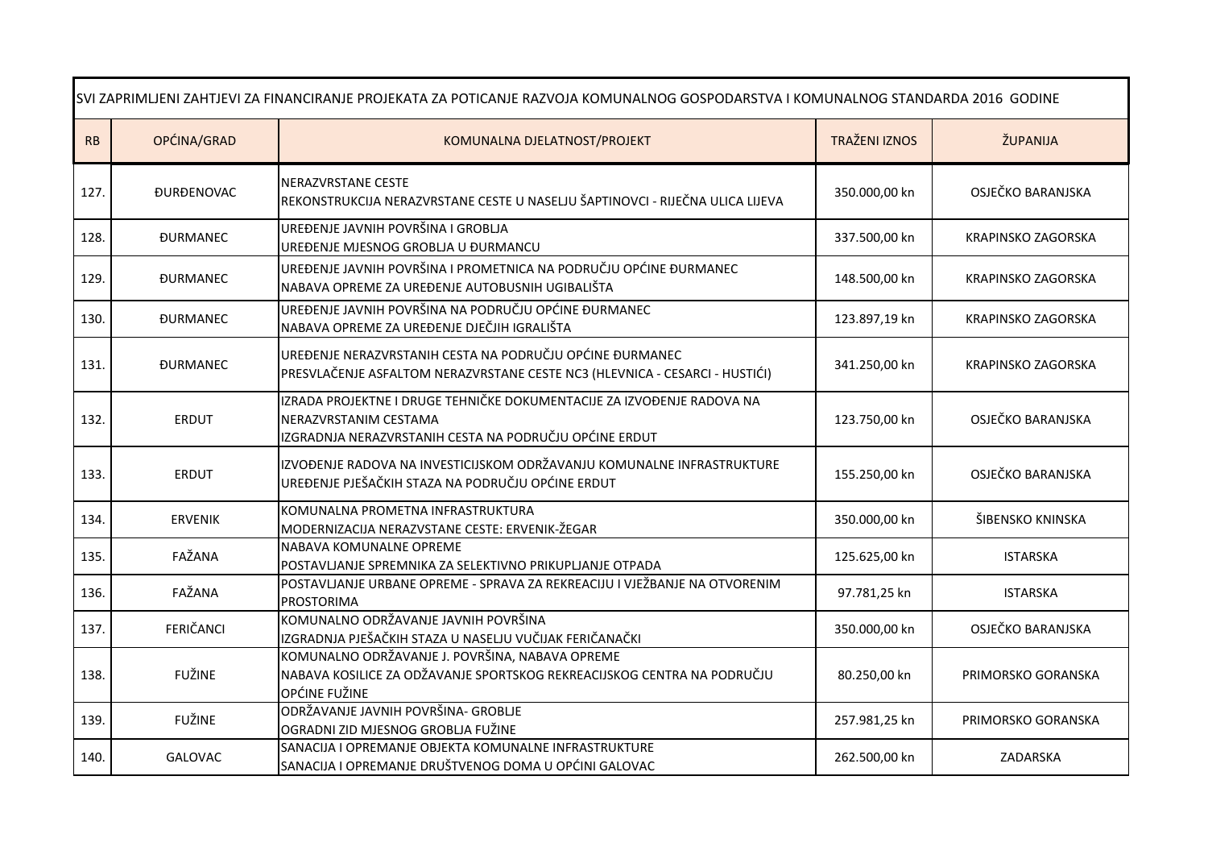| SVI ZAPRIMLJENI ZAHTJEVI ZA FINANCIRANJE PROJEKATA ZA POTICANJE RAZVOJA KOMUNALNOG GOSPODARSTVA I KOMUNALNOG STANDARDA 2016 GODINE | | | | |
|---|---|---|---|---|
| RB | OPĆINA/GRAD | KOMUNALNA DJELATNOST/PROJEKT | TRAŽENI IZNOS | ŽUPANIJA |
| 127. | ĐURĐENOVAC | NERAZVRSTANE CESTE<br>REKONSTRUKCIJA NERAZVRSTANE CESTE U NASELJU ŠAPTINOVCI - RIJEČNA ULICA LIJEVA | 350.000,00 kn | OSJEČKO BARANJSKA |
| 128. | ĐURMANEC | UREĐENJE JAVNIH POVRŠINA I GROBLJA<br>UREĐENJE MJESNOG GROBLJA U ĐURMANCU | 337.500,00 kn | KRAPINSKO ZAGORSKA |
| 129. | ĐURMANEC | UREĐENJE JAVNIH POVRŠINA I PROMETNICA NA PODRUČJU OPĆINE ĐURMANEC<br>NABAVA OPREME ZA UREĐENJE AUTOBUSNIH UGIBALIŠTA | 148.500,00 kn | KRAPINSKO ZAGORSKA |
| 130. | ĐURMANEC | UREĐENJE JAVNIH POVRŠINA NA PODRUČJU OPĆINE ĐURMANEC<br>NABAVA OPREME ZA UREĐENJE DJEČJIH IGRALIŠTA | 123.897,19 kn | KRAPINSKO ZAGORSKA |
| 131. | ĐURMANEC | UREĐENJE NERAZVRSTANIH CESTA NA PODRUČJU OPĆINE ĐURMANEC<br>PRESVLAČENJE ASFALTOM NERAZVRSTANE CESTE NC3 (HLEVNICA - CESARCI - HUSTIĆI) | 341.250,00 kn | KRAPINSKO ZAGORSKA |
| 132. | ERDUT | IZRADA PROJEKTNE I DRUGE TEHNIČKE DOKUMENTACIJE ZA IZVOĐENJE RADOVA NA NERAZVRSTANIM CESTAMA<br>IZGRADNJA NERAZVRSTANIH CESTA NA PODRUČJU OPĆINE ERDUT | 123.750,00 kn | OSJEČKO BARANJSKA |
| 133. | ERDUT | IZVOĐENJE RADOVA NA INVESTICIJSKOM ODRŽAVANJU KOMUNALNE INFRASTRUKTURE<br>UREĐENJE PJEŠAČKIH STAZA NA PODRUČJU OPĆINE ERDUT | 155.250,00 kn | OSJEČKO BARANJSKA |
| 134. | ERVENIK | KOMUNALNA PROMETNA INFRASTRUKTURA<br>MODERNIZACIJA NERAZVSTANE CESTE: ERVENIK-ŽEGAR | 350.000,00 kn | ŠIBENSKO KNINSKA |
| 135. | FAŽANA | NABAVA KOMUNALNE OPREME<br>POSTAVLJANJE SPREMNIKA ZA SELEKTIVNO PRIKUPLJANJE OTPADA | 125.625,00 kn | ISTARSKA |
| 136. | FAŽANA | POSTAVLJANJE URBANE OPREME - SPRAVA ZA REKREACIJU I VJEŽBANJE NA OTVORENIM PROSTORIMA | 97.781,25 kn | ISTARSKA |
| 137. | FERIČANCI | KOMUNALNO ODRŽAVANJE JAVNIH POVRŠINA<br>IZGRADNJA PJEŠAČKIH STAZA U NASELJU VUČIJAK FERIČANAČKI | 350.000,00 kn | OSJEČKO BARANJSKA |
| 138. | FUŽINE | KOMUNALNO ODRŽAVANJE J. POVRŠINA, NABAVA OPREME<br>NABAVA KOSILICE ZA ODŽAVANJE SPORTSKOG REKREACIJSKOG CENTRA NA PODRUČJU OPĆINE FUŽINE | 80.250,00 kn | PRIMORSKO GORANSKA |
| 139. | FUŽINE | ODRŽAVANJE JAVNIH POVRŠINA- GROBLJE<br>OGRADNI ZID MJESNOG GROBLJA FUŽINE | 257.981,25 kn | PRIMORSKO GORANSKA |
| 140. | GALOVAC | SANACIJA I OPREMANJE OBJEKTA KOMUNALNE INFRASTRUKTURE<br>SANACIJA I OPREMANJE DRUŠTVENOG DOMA U OPĆINI GALOVAC | 262.500,00 kn | ZADARSKA |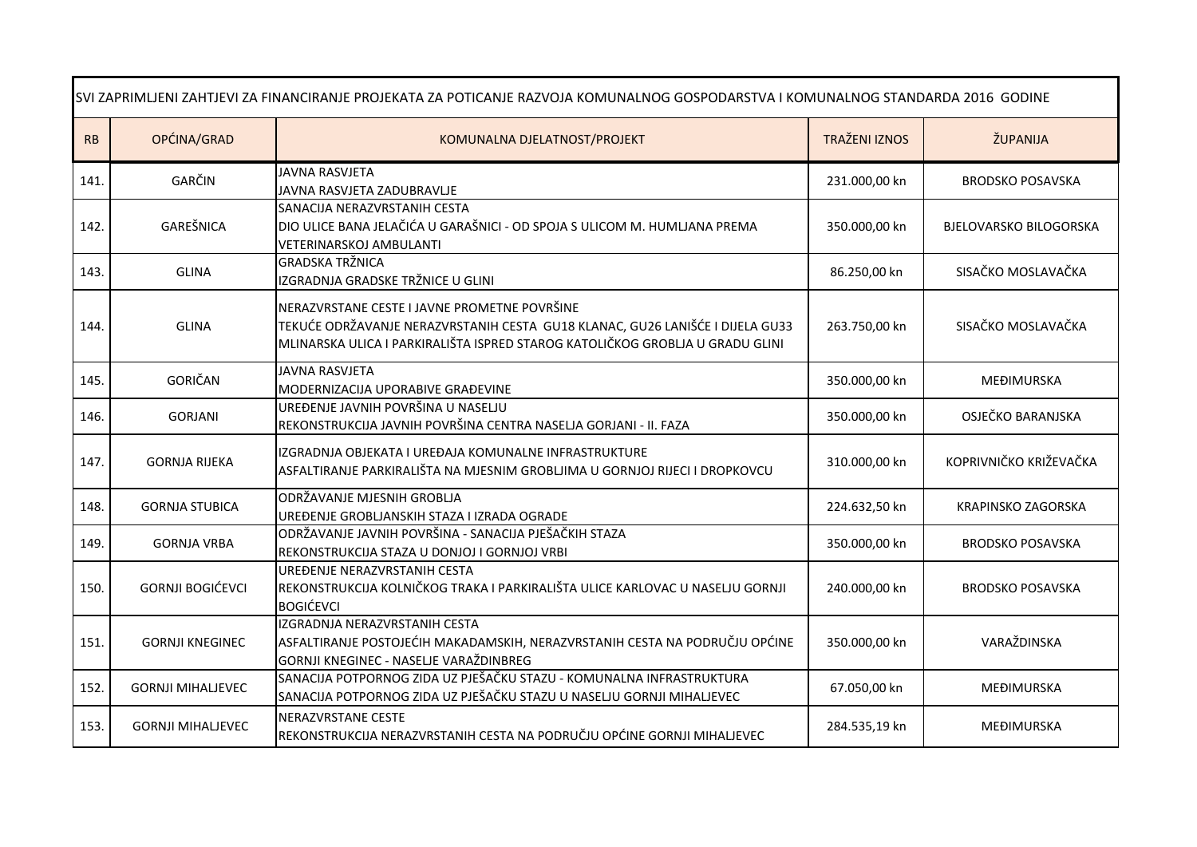| SVI ZAPRIMLJENI ZAHTJEVI ZA FINANCIRANJE PROJEKATA ZA POTICANJE RAZVOJA KOMUNALNOG GOSPODARSTVA I KOMUNALNOG STANDARDA 2016 GODINE | | | | |
|---|---|---|---|---|
| RB | OPĆINA/GRAD | KOMUNALNA DJELATNOST/PROJEKT | TRAŽENI IZNOS | ŽUPANIJA |
| 141. | GARČIN | JAVNA RASVJETA<br>JAVNA RASVJETA ZADUBRAVLJE | 231.000,00 kn | BRODSKO POSAVSKA |
| 142. | GAREŠNICA | SANACIJA NERAZVRSTANIH CESTA<br>DIO ULICE BANA JELAČIĆA U GARAŠNICI - OD SPOJA S ULICOM M. HUMLJANA PREMA VETERINARSKOJ AMBULANTI | 350.000,00 kn | BJELOVARSKO BILOGORSKA |
| 143. | GLINA | GRADSKA TRŽNICA<br>IZGRADNJA GRADSKE TRŽNICE U GLINI | 86.250,00 kn | SISAČKO MOSLAVAČKA |
| 144. | GLINA | NERAZVRSTANE CESTE I JAVNE PROMETNE POVRŠINE<br>TEKUĆE ODRŽAVANJE NERAZVRSTANIH CESTA GU18 KLANAC, GU26 LANIŠĆE I DIJELA GU33 MLINARSKA ULICA I PARKIRALIŠTA ISPRED STAROG KATOLIČKOG GROBLJA U GRADU GLINI | 263.750,00 kn | SISAČKO MOSLAVAČKA |
| 145. | GORIČAN | JAVNA RASVJETA<br>MODERNIZACIJA UPORABIVE GRAĐEVINE | 350.000,00 kn | MEĐIMURSKA |
| 146. | GORJANI | UREĐENJE JAVNIH POVRŠINA U NASELJU<br>REKONSTRUKCIJA JAVNIH POVRŠINA CENTRA NASELJA GORJANI - II. FAZA | 350.000,00 kn | OSJEČKO BARANJSKA |
| 147. | GORNJA RIJEKA | IZGRADNJA OBJEKATA I UREĐAJA KOMUNALNE INFRASTRUKTURE<br>ASFALTIRANJE PARKIRALIŠTA NA MJESNIM GROBLJIMA U GORNJOJ RIJECI I DROPKOVCU | 310.000,00 kn | KOPRIVNIČKO KRIŽEVAČKA |
| 148. | GORNJA STUBICA | ODRŽAVANJE MJESNIH GROBLJA<br>UREĐENJE GROBLJANSKIH STAZA I IZRADA OGRADE | 224.632,50 kn | KRAPINSKO ZAGORSKA |
| 149. | GORNJA VRBA | ODRŽAVANJE JAVNIH POVRŠINA - SANACIJA PJEŠAČKIH STAZA<br>REKONSTRUKCIJA STAZA U DONJOJ I GORNJOJ VRBI | 350.000,00 kn | BRODSKO POSAVSKA |
| 150. | GORNJI BOGIĆEVCI | UREĐENJE NERAZVRSTANIH CESTA<br>REKONSTRUKCIJA KOLNIČKOG TRAKA I PARKIRALIŠTA ULICE KARLOVAC U NASELJU GORNJI BOGIĆEVCI | 240.000,00 kn | BRODSKO POSAVSKA |
| 151. | GORNJI KNEGINEC | IZGRADNJA NERAZVRSTANIH CESTA<br>ASFALTIRANJE POSTOJEĆIH MAKADAMSKIH, NERAZVRSTANIH CESTA NA PODRUČJU OPĆINE GORNJI KNEGINEC - NASELJE VARAŽDINBREG | 350.000,00 kn | VARAŽDINSKA |
| 152. | GORNJI MIHALJEVEC | SANACIJA POTPORNOG ZIDA UZ PJEŠAČKU STAZU - KOMUNALNA INFRASTRUKTURA<br>SANACIJA POTPORNOG ZIDA UZ PJEŠAČKU STAZU U NASELJU GORNJI MIHALJEVEC | 67.050,00 kn | MEĐIMURSKA |
| 153. | GORNJI MIHALJEVEC | NERAZVRSTANE CESTE<br>REKONSTRUKCIJA NERAZVRSTANIH CESTA NA PODRUČJU OPĆINE GORNJI MIHALJEVEC | 284.535,19 kn | MEĐIMURSKA |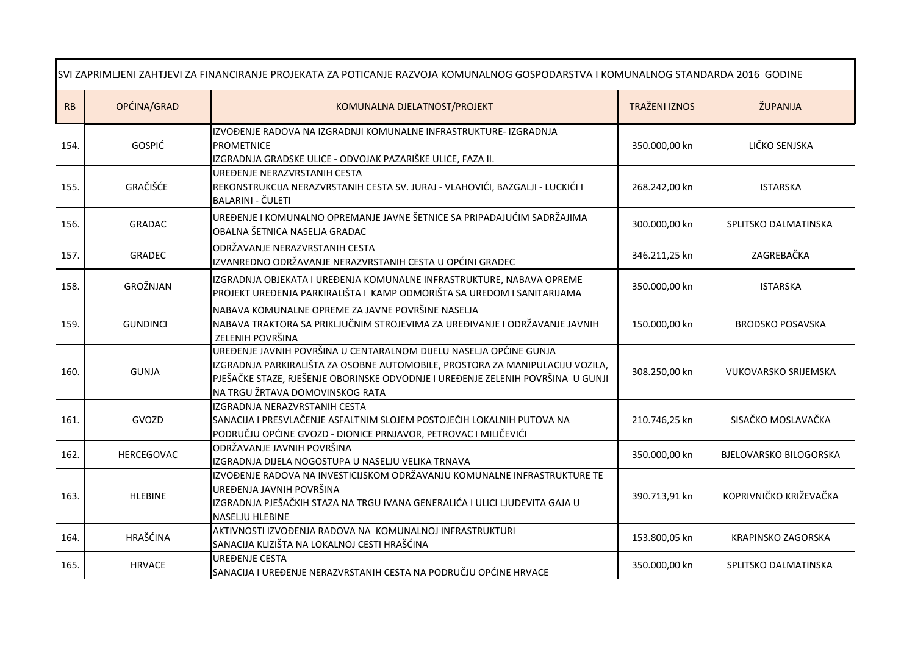| SVI ZAPRIMLJENI ZAHTJEVI ZA FINANCIRANJE PROJEKATA ZA POTICANJE RAZVOJA KOMUNALNOG GOSPODARSTVA I KOMUNALNOG STANDARDA 2016 GODINE | | | | |
|---|---|---|---|---|
| RB | OPĆINA/GRAD | KOMUNALNA DJELATNOST/PROJEKT | TRAŽENI IZNOS | ŽUPANIJA |
| 154. | GOSPIĆ | IZVOĐENJE RADOVA NA IZGRADNJI KOMUNALNE INFRASTRUKTURE- IZGRADNJA PROMETNICE<br>IZGRADNJA GRADSKE ULICE - ODVOJAK PAZARIŠKE ULICE, FAZA II. | 350.000,00 kn | LIČKO SENJSKA |
| 155. | GRAČIŠĆE | UREĐENJE NERAZVRSTANIH CESTA<br>REKONSTRUKCIJA NERAZVRSTANIH CESTA SV. JURAJ - VLAHOVIĆI, BAZGALJI - LUCKIĆI I BALARINI - ČULETI | 268.242,00 kn | ISTARSKA |
| 156. | GRADAC | UREĐENJE I KOMUNALNO OPREMANJE JAVNE ŠETNICE SA PRIPADAJUĆIM SADRŽAJIMA<br>OBALNA ŠETNICA NASELJA GRADAC | 300.000,00 kn | SPLITSKO DALMATINSKA |
| 157. | GRADEC | ODRŽAVANJE NERAZVRSTANIH CESTA<br>IZVANREDNO ODRŽAVANJE NERAZVRSTANIH CESTA U OPĆINI GRADEC | 346.211,25 kn | ZAGREBAČKA |
| 158. | GROŽNJAN | IZGRADNJA OBJEKATA I UREĐENJA KOMUNALNE INFRASTRUKTURE, NABAVA OPREME<br>PROJEKT UREĐENJA PARKIRALIŠTA I KAMP ODMORIŠTA SA UREDOM I SANITARIJAMA | 350.000,00 kn | ISTARSKA |
| 159. | GUNDINCI | NABAVA KOMUNALNE OPREME ZA JAVNE POVRŠINE NASELJA<br>NABAVA TRAKTORA SA PRIKLJUČNIM STROJEVIMA ZA UREĐIVANJE I ODRŽAVANJE JAVNIH ZELENIH POVRŠINA | 150.000,00 kn | BRODSKO POSAVSKA |
| 160. | GUNJA | UREĐENJE JAVNIH POVRŠINA U CENTARALNOM DIJELU NASELJA OPĆINE GUNJA<br>IZGRADNJA PARKIRALIŠTA ZA OSOBNE AUTOMOBILE, PROSTORA ZA MANIPULACIJU VOZILA, PJEŠAČKE STAZE, RJEŠENJE OBORINSKE ODVODNJE I UREĐENJE ZELENIH POVRŠINA U GUNJI NA TRGU ŽRTAVA DOMOVINSKOG RATA | 308.250,00 kn | VUKOVARSKO SRIJEMSKA |
| 161. | GVOZD | IZGRADNJA NERAZVRSTANIH CESTA<br>SANACIJA I PRESVLAČENJE ASFALTNIM SLOJEM POSTOJEĆIH LOKALNIH PUTOVA NA PODRUČJU OPĆINE GVOZD - DIONICE PRNJAVOR, PETROVAC I MILIČEVIĆI | 210.746,25 kn | SISAČKO MOSLAVAČKA |
| 162. | HERCEGOVAC | ODRŽAVANJE JAVNIH POVRŠINA<br>IZGRADNJA DIJELA NOGOSTUPA U NASELJU VELIKA TRNAVA | 350.000,00 kn | BJELOVARSKO BILOGORSKA |
| 163. | HLEBINE | IZVOĐENJE RADOVA NA INVESTICIJSKOM ODRŽAVANJU KOMUNALNE INFRASTRUKTURE TE UREĐENJA JAVNIH POVRŠINA<br>IZGRADNJA PJEŠAČKIH STAZA NA TRGU IVANA GENERALIĆA I ULICI LJUDEVITA GAJA U NASELJU HLEBINE | 390.713,91 kn | KOPRIVNIČKO KRIŽEVAČKA |
| 164. | HRAŠĆINA | AKTIVNOSTI IZVOĐENJA RADOVA NA KOMUNALNOJ INFRASTRUKTURI<br>SANACIJA KLIZIŠTA NA LOKALNOJ CESTI HRAŠĆINA | 153.800,05 kn | KRAPINSKO ZAGORSKA |
| 165. | HRVACE | UREĐENJE CESTA<br>SANACIJA I UREĐENJE NERAZVRSTANIH CESTA NA PODRUČJU OPĆINE HRVACE | 350.000,00 kn | SPLITSKO DALMATINSKA |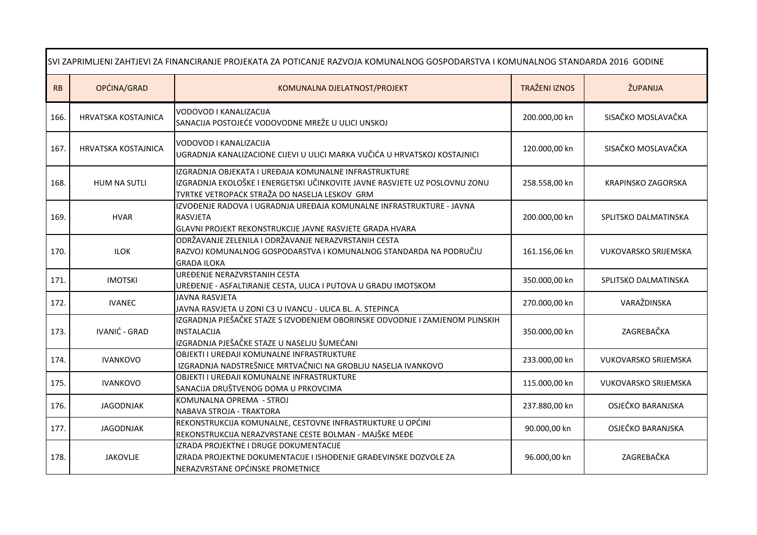SVI ZAPRIMLJENI ZAHTJEVI ZA FINANCIRANJE PROJEKATA ZA POTICANJE RAZVOJA KOMUNALNOG GOSPODARSTVA I KOMUNALNOG STANDARDA 2016 GODINE

| RB | OPĆINA/GRAD | KOMUNALNA DJELATNOST/PROJEKT | TRAŽENI IZNOS | ŽUPANIJA |
|---|---|---|---|---|
| 166. | HRVATSKA KOSTAJNICA | VODOVOD I KANALIZACIJA<br>SANACIJA POSTOJEĆE VODOVODNE MREŽE U ULICI UNSKOJ | 200.000,00 kn | SISAČKO MOSLAVAČKA |
| 167. | HRVATSKA KOSTAJNICA | VODOVOD I KANALIZACIJA<br>UGRADNJA KANALIZACIONE CIJEVI U ULICI MARKA VUČIĆA U HRVATSKOJ KOSTAJNICI | 120.000,00 kn | SISAČKO MOSLAVAČKA |
| 168. | HUM NA SUTLI | IZGRADNJA OBJEKATA I UREĐAJA KOMUNALNE INFRASTRUKTURE<br>IZGRADNJA EKOLOŠKE I ENERGETSKI UČINKOVITE JAVNE RASVJETE UZ POSLOVNU ZONU TVRTKE VETROPACK STRAŽA DO NASELJA LESKOV GRM | 258.558,00 kn | KRAPINSKO ZAGORSKA |
| 169. | HVAR | IZVOĐENJE RADOVA I UGRADNJA UREĐAJA KOMUNALNE INFRASTRUKTURE - JAVNA RASVJETA<br>GLAVNI PROJEKT REKONSTRUKCIJE JAVNE RASVJETE GRADA HVARA | 200.000,00 kn | SPLITSKO DALMATINSKA |
| 170. | ILOK | ODRŽAVANJE ZELENILA I ODRŽAVANJE NERAZVRSTANIH CESTA<br>RAZVOJ KOMUNALNOG GOSPODARSTVA I KOMUNALNOG STANDARDA NA PODRUČJU GRADA ILOKA | 161.156,06 kn | VUKOVARSKO SRIJEMSKA |
| 171. | IMOTSKI | UREĐENJE NERAZVRSTANIH CESTA<br>UREĐENJE - ASFALTIRANJE CESTA, ULICA I PUTOVA U GRADU IMOTSKOM | 350.000,00 kn | SPLITSKO DALMATINSKA |
| 172. | IVANEC | JAVNA RASVJETA<br>JAVNA RASVJETA U ZONI C3 U IVANCU - ULICA BL. A. STEPINCA | 270.000,00 kn | VARAŽDINSKA |
| 173. | IVANIĆ - GRAD | IZGRADNJA PJEŠAČKE STAZE S IZVOĐENJEM OBORINSKE ODVODNJE I ZAMJENOM PLINSKIH INSTALACIJA<br>IZGRADNJA PJEŠAČKE STAZE U NASELJU ŠUMEĆANI | 350.000,00 kn | ZAGREBAČKA |
| 174. | IVANKOVO | OBJEKTI I UREĐAJI KOMUNALNE INFRASTRUKTURE<br>IZGRADNJA NADSTREŠNICE MRTVAČNICI NA GROBLJU NASELJA IVANKOVO | 233.000,00 kn | VUKOVARSKO SRIJEMSKA |
| 175. | IVANKOVO | OBJEKTI I UREĐAJI KOMUNALNE INFRASTRUKTURE<br>SANACIJA DRUŠTVENOG DOMA U PRKOVCIMA | 115.000,00 kn | VUKOVARSKO SRIJEMSKA |
| 176. | JAGODNJAK | KOMUNALNA OPREMA - STROJ<br>NABAVA STROJA - TRAKTORA | 237.880,00 kn | OSJEČKO BARANJSKA |
| 177. | JAGODNJAK | REKONSTRUKCIJA KOMUNALNE, CESTOVNE INFRASTRUKTURE U OPĆINI<br>REKONSTRUKCIJA NERAZVRSTANE CESTE BOLMAN - MAJŠKE MEĐE | 90.000,00 kn | OSJEČKO BARANJSKA |
| 178. | JAKOVLJE | IZRADA PROJEKTNE I DRUGE DOKUMENTACIJE<br>IZRADA PROJEKTNE DOKUMENTACIJE I ISHOĐENJE GRAĐEVINSKE DOZVOLE ZA NERAZVRSTANE OPĆINSKE PROMETNICE | 96.000,00 kn | ZAGREBAČKA |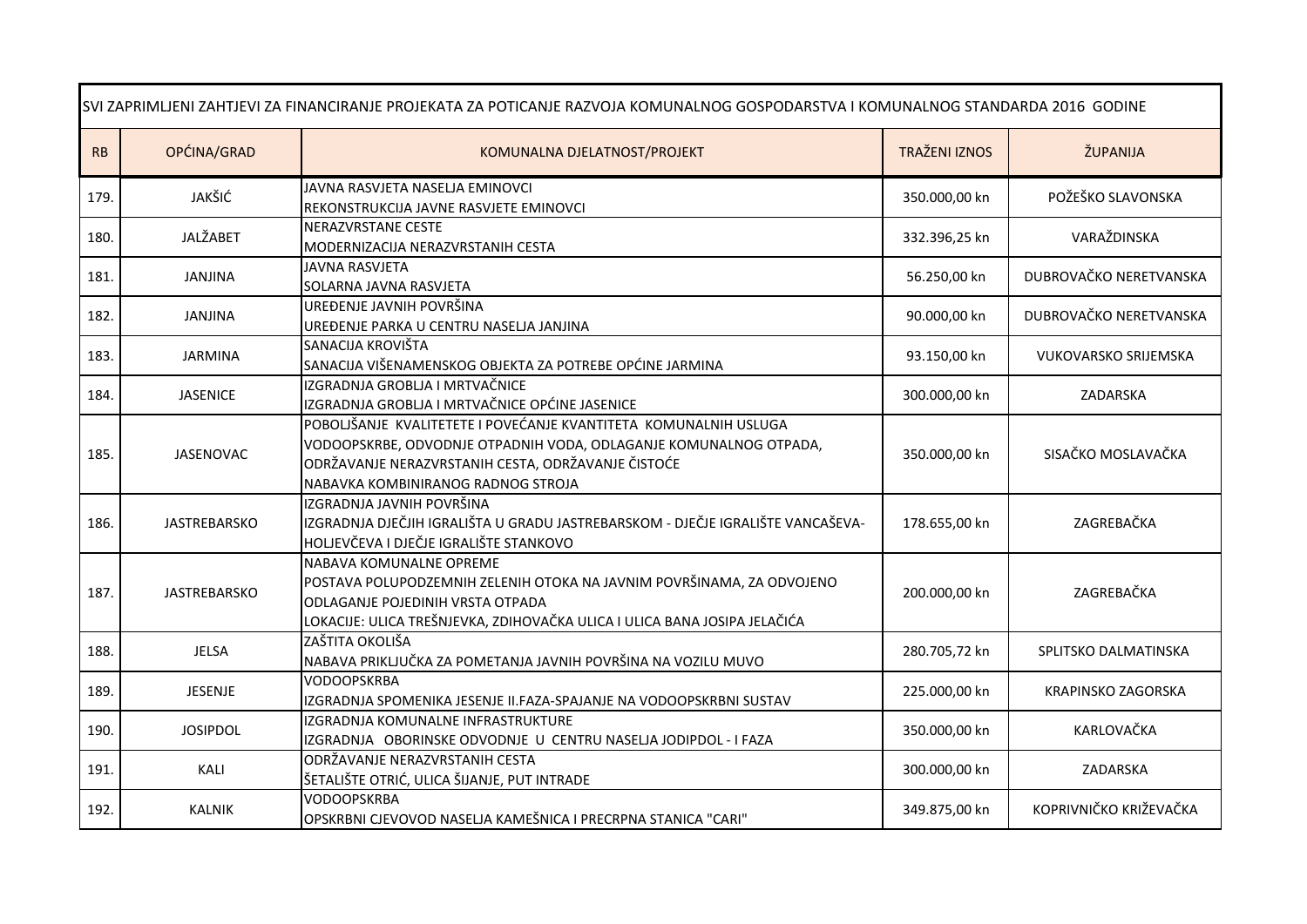| SVI ZAPRIMLJENI ZAHTJEVI ZA FINANCIRANJE PROJEKATA ZA POTICANJE RAZVOJA KOMUNALNOG GOSPODARSTVA I KOMUNALNOG STANDARDA 2016 GODINE | | | | |
|---|---|---|---|---|
| RB | OPĆINA/GRAD | KOMUNALNA DJELATNOST/PROJEKT | TRAŽENI IZNOS | ŽUPANIJA |
| 179. | JAKŠIĆ | JAVNA RASVJETA NASELJA EMINOVCI<br>REKONSTRUKCIJA JAVNE RASVJETE EMINOVCI | 350.000,00 kn | POŽEŠKO SLAVONSKA |
| 180. | JALŽABET | NERAZVRSTANE CESTE<br>MODERNIZACIJA NERAZVRSTANIH CESTA | 332.396,25 kn | VARAŽDINSKA |
| 181. | JANJINA | JAVNA RASVJETA<br>SOLARNA JAVNA RASVJETA | 56.250,00 kn | DUBROVAČKO NERETVANSKA |
| 182. | JANJINA | UREĐENJE JAVNIH POVRŠINA<br>UREĐENJE PARKA U CENTRU NASELJA JANJINA | 90.000,00 kn | DUBROVAČKO NERETVANSKA |
| 183. | JARMINA | SANACIJA KROVIŠTA<br>SANACIJA VIŠENAMENSKOG OBJEKTA ZA POTREBE OPĆINE JARMINA | 93.150,00 kn | VUKOVARSKO SRIJEMSKA |
| 184. | JASENICE | IZGRADNJA GROBLJA I MRTVAČNICE<br>IZGRADNJA GROBLJA I MRTVAČNICE OPĆINE JASENICE | 300.000,00 kn | ZADARSKA |
| 185. | JASENOVAC | POBOLJŠANJE KVALITETETE I POVEĆANJE KVANTITETA KOMUNALNIH USLUGA VODOOPSKRBE, ODVODNJE OTPADNIH VODA, ODLAGANJE KOMUNALNOG OTPADA, ODRŽAVANJE NERAZVRSTANIH CESTA, ODRŽAVANJE ČISTOĆE<br>NABAVKA KOMBINIRANOG RADNOG STROJA | 350.000,00 kn | SISAČKO MOSLAVAČKA |
| 186. | JASTREBARSKO | IZGRADNJA JAVNIH POVRŠINA<br>IZGRADNJA DJEČJIH IGRALIŠTA U GRADU JASTREBARSKOM - DJEČJE IGRALIŠTE VANCAŠEVA-HOLJEVČEVA I DJEČJE IGRALIŠTE STANKOVO | 178.655,00 kn | ZAGREBAČKA |
| 187. | JASTREBARSKO | NABAVA KOMUNALNE OPREME<br>POSTAVA POLUPODZEMNIH ZELENIH OTOKA NA JAVNIM POVRŠINAMA, ZA ODVOJENO ODLAGANJE POJEDINIH VRSTA OTPADA<br>LOKACIJE: ULICA TREŠNJEVKA, ZDIHOVAČKA ULICA I ULICA BANA JOSIPA JELAČIĆA | 200.000,00 kn | ZAGREBAČKA |
| 188. | JELSA | ZAŠTITA OKOLIŠA<br>NABAVA PRIKLJUČKA ZA POMETANJA JAVNIH POVRŠINA NA VOZILU MUVO | 280.705,72 kn | SPLITSKO DALMATINSKA |
| 189. | JESENJE | VODOOPSKRBA<br>IZGRADNJA SPOMENIKA JESENJE II.FAZA-SPAJANJE NA VODOOPSKRBNI SUSTAV | 225.000,00 kn | KRAPINSKO ZAGORSKA |
| 190. | JOSIPDOL | IZGRADNJA KOMUNALNE INFRASTRUKTURE<br>IZGRADNJA OBORINSKE ODVODNJE U CENTRU NASELJA JODIPDOL - I FAZA | 350.000,00 kn | KARLOVAČKA |
| 191. | KALI | ODRŽAVANJE NERAZVRSTANIH CESTA<br>ŠETALIŠTE OTRIĆ, ULICA ŠIJANJE, PUT INTRADE | 300.000,00 kn | ZADARSKA |
| 192. | KALNIK | VODOOPSKRBA<br>OPSKRBNI CJEVOVOD NASELJA KAMEŠNICA I PRECRPNA STANICA "CARI" | 349.875,00 kn | KOPRIVNIČKO KRIŽEVAČKA |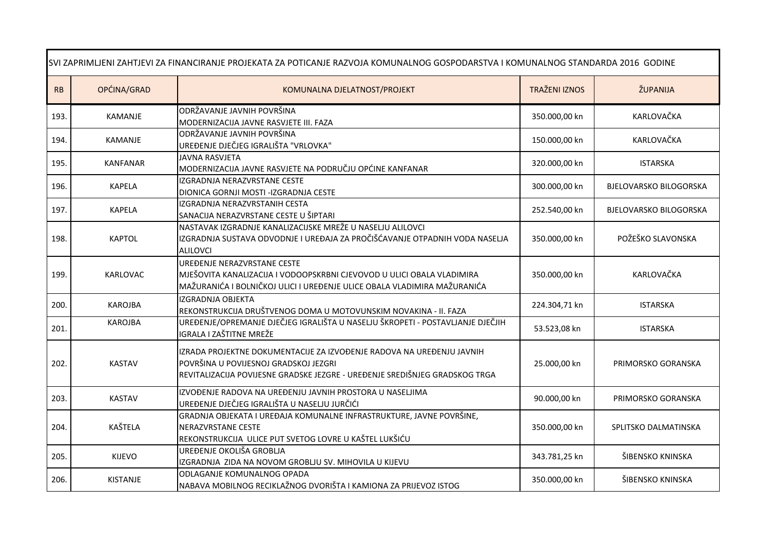| SVI ZAPRIMLJENI ZAHTJEVI ZA FINANCIRANJE PROJEKATA ZA POTICANJE RAZVOJA KOMUNALNOG GOSPODARSTVA I KOMUNALNOG STANDARDA 2016 GODINE | | | | |
|---|---|---|---|---|
| RB | OPĆINA/GRAD | KOMUNALNA DJELATNOST/PROJEKT | TRAŽENI IZNOS | ŽUPANIJA |
| 193. | KAMANJE | ODRŽAVANJE JAVNIH POVRŠINA<br>MODERNIZACIJA JAVNE RASVJETE III. FAZA | 350.000,00 kn | KARLOVAČKA |
| 194. | KAMANJE | ODRŽAVANJE JAVNIH POVRŠINA<br>UREĐENJE DJEČJEG IGRALIŠTA "VRLOVKA" | 150.000,00 kn | KARLOVAČKA |
| 195. | KANFANAR | JAVNA RASVJETA<br>MODERNIZACIJA JAVNE RASVJETE NA PODRUČJU OPĆINE KANFANAR | 320.000,00 kn | ISTARSKA |
| 196. | KAPELA | IZGRADNJA NERAZVRSTANE CESTE<br>DIONICA GORNJI MOSTI -IZGRADNJA CESTE | 300.000,00 kn | BJELOVARSKO BILOGORSKA |
| 197. | KAPELA | IZGRADNJA NERAZVRSTANIH CESTA<br>SANACIJA NERAZVRSTANE CESTE U ŠIPTARI | 252.540,00 kn | BJELOVARSKO BILOGORSKA |
| 198. | KAPTOL | NASTAVAK IZGRADNJE KANALIZACIJSKE MREŽE U NASELJU ALILOVCI<br>IZGRADNJA SUSTAVA ODVODNJE I UREĐAJA ZA PROČIŠĆAVANJE OTPADNIH VODA NASELJA ALILOVCI | 350.000,00 kn | POŽEŠKO SLAVONSKA |
| 199. | KARLOVAC | UREĐENJE NERAZVRSTANE CESTE<br>MJEŠOVITA KANALIZACIJA I VODOOPSKRBNI CJEVOVOD U ULICI OBALA VLADIMIRA MAŽURANIĆA I BOLNIČKOJ ULICI I UREĐENJE ULICE OBALA VLADIMIRA MAŽURANIĆA | 350.000,00 kn | KARLOVAČKA |
| 200. | KAROJBA | IZGRADNJA OBJEKTA<br>REKONSTRUKCIJA DRUŠTVENOG DOMA U MOTOVUNSKIM NOVAKINA - II. FAZA | 224.304,71 kn | ISTARSKA |
| 201. | KAROJBA | UREĐENJE/OPREMANJE DJEČJEG IGRALIŠTA U NASELJU ŠKROPETI - POSTAVLJANJE DJEČJIH IGRALA I ZAŠTITNE MREŽE | 53.523,08 kn | ISTARSKA |
| 202. | KASTAV | IZRADA PROJEKTNE DOKUMENTACIJE ZA IZVOĐENJE RADOVA NA UREĐENJU JAVNIH POVRŠINA U POVIJESNOJ GRADSKOJ JEZGRI<br>REVITALIZACIJA POVIJESNE GRADSKE JEZGRE - UREĐENJE SREDIŠNJEG GRADSKOG TRGA | 25.000,00 kn | PRIMORSKO GORANSKA |
| 203. | KASTAV | IZVOĐENJE RADOVA NA UREĐENJU JAVNIH PROSTORA U NASELJIMA<br>UREĐENJE DJEČJEG IGRALIŠTA U NASELJU JURČIĆI | 90.000,00 kn | PRIMORSKO GORANSKA |
| 204. | KAŠTELA | GRADNJA OBJEKATA I UREĐAJA KOMUNALNE INFRASTRUKTURE, JAVNE POVRŠINE, NERAZVRSTANE CESTE<br>REKONSTRUKCIJA ULICE PUT SVETOG LOVRE U KAŠTEL LUKŠIĆU | 350.000,00 kn | SPLITSKO DALMATINSKA |
| 205. | KIJEVO | UREĐENJE OKOLIŠA GROBLJA<br>IZGRADNJA ZIDA NA NOVOM GROBLJU SV. MIHOVILA U KIJEVU | 343.781,25 kn | ŠIBENSKO KNINSKA |
| 206. | KISTANJE | ODLAGANJE KOMUNALNOG OPADA<br>NABAVA MOBILNOG RECIKLAŽNOG DVORIŠTA I KAMIONA ZA PRIJEVOZ ISTOG | 350.000,00 kn | ŠIBENSKO KNINSKA |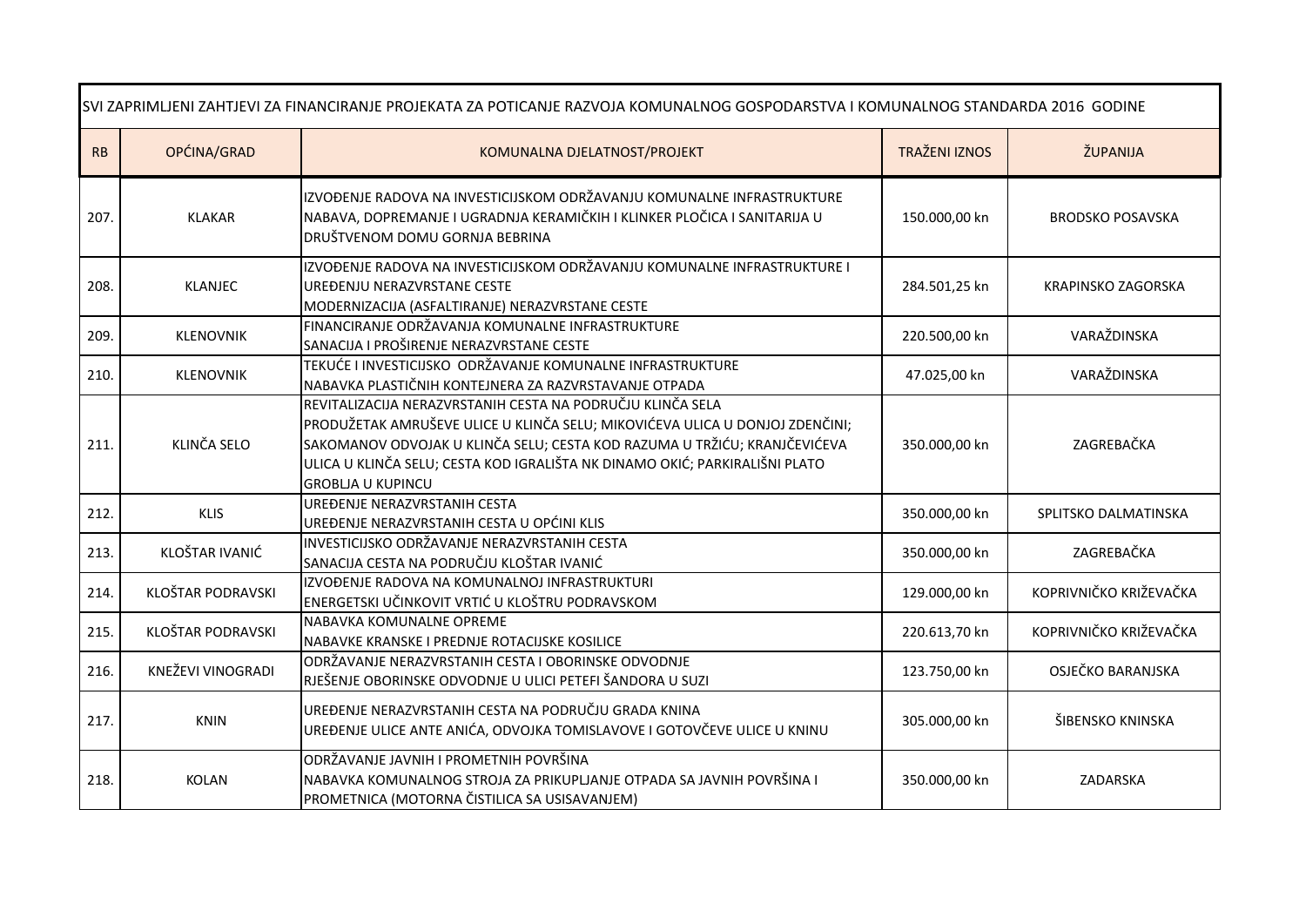| SVI ZAPRIMLJENI ZAHTJEVI ZA FINANCIRANJE PROJEKATA ZA POTICANJE RAZVOJA KOMUNALNOG GOSPODARSTVA I KOMUNALNOG STANDARDA 2016 GODINE | | | | |
|---|---|---|---|---|
| RB | OPĆINA/GRAD | KOMUNALNA DJELATNOST/PROJEKT | TRAŽENI IZNOS | ŽUPANIJA |
| 207. | KLAKAR | IZVOĐENJE RADOVA NA INVESTICIJSKOM ODRŽAVANJU KOMUNALNE INFRASTRUKTURE<br>NABAVA, DOPREMANJE I UGRADNJA KERAMIČKIH I KLINKER PLOČICA I SANITARIJA U DRUŠTVENOM DOMU GORNJA BEBRINA | 150.000,00 kn | BRODSKO POSAVSKA |
| 208. | KLANJEC | IZVOĐENJE RADOVA NA INVESTICIJSKOM ODRŽAVANJU KOMUNALNE INFRASTRUKTURE I UREĐENJU NERAZVRSTANE CESTE<br>MODERNIZACIJA (ASFALTIRANJE) NERAZVRSTANE CESTE | 284.501,25 kn | KRAPINSKO ZAGORSKA |
| 209. | KLENOVNIK | FINANCIRANJE ODRŽAVANJA KOMUNALNE INFRASTRUKTURE<br>SANACIJA I PROŠIRENJE NERAZVRSTANE CESTE | 220.500,00 kn | VARAŽDINSKA |
| 210. | KLENOVNIK | TEKUĆE I INVESTICIJSKO ODRŽAVANJE KOMUNALNE INFRASTRUKTURE<br>NABAVKA PLASTIČNIH KONTEJNERA ZA RAZVRSTAVANJE OTPADA | 47.025,00 kn | VARAŽDINSKA |
| 211. | KLINČA SELO | REVITALIZACIJA NERAZVRSTANIH CESTA NA PODRUČJU KLINČA SELA<br>PRODUŽETAK AMRUŠEVE ULICE U KLINČA SELU; MIKOVIĆEVA ULICA U DONJOJ ZDENČINI; SAKOMANOV ODVOJAK U KLINČA SELU; CESTA KOD RAZUMA U TRŽIĆU; KRANJČEVIĆEVA ULICA U KLINČA SELU; CESTA KOD IGRALIŠTA NK DINAMO OKIĆ; PARKIRALIŠNI PLATO GROBLJA U KUPINCU | 350.000,00 kn | ZAGREBAČKA |
| 212. | KLIS | UREĐENJE NERAZVRSTANIH CESTA<br>UREĐENJE NERAZVRSTANIH CESTA U OPĆINI KLIS | 350.000,00 kn | SPLITSKO DALMATINSKA |
| 213. | KLOŠTAR IVANIĆ | INVESTICIJSKO ODRŽAVANJE NERAZVRSTANIH CESTA<br>SANACIJA CESTA NA PODRUČJU KLOŠTAR IVANIĆ | 350.000,00 kn | ZAGREBAČKA |
| 214. | KLOŠTAR PODRAVSKI | IZVOĐENJE RADOVA NA KOMUNALNOJ INFRASTRUKTURI<br>ENERGETSKI UČINKOVIT VRTIĆ U KLOŠTRU PODRAVSKOM | 129.000,00 kn | KOPRIVNIČKO KRIŽEVAČKA |
| 215. | KLOŠTAR PODRAVSKI | NABAVKA KOMUNALNE OPREME<br>NABAVKE KRANSKE I PREDNJE ROTACIJSKE KOSILICE | 220.613,70 kn | KOPRIVNIČKO KRIŽEVAČKA |
| 216. | KNEŽEVI VINOGRADI | ODRŽAVANJE NERAZVRSTANIH CESTA I OBORINSKE ODVODNJE<br>RJEŠENJE OBORINSKE ODVODNJE U ULICI PETEFI ŠANDORA U SUZI | 123.750,00 kn | OSJEČKO BARANJSKA |
| 217. | KNIN | UREĐENJE NERAZVRSTANIH CESTA NA PODRUČJU GRADA KNINA<br>UREĐENJE ULICE ANTE ANIĆA, ODVOJKA TOMISLAVOVE I GOTOVČEVE ULICE U KNINU | 305.000,00 kn | ŠIBENSKO KNINSKA |
| 218. | KOLAN | ODRŽAVANJE JAVNIH I PROMETNIH POVRŠINA<br>NABAVKA KOMUNALNOG STROJA ZA PRIKUPLJANJE OTPADA SA JAVNIH POVRŠINA I PROMETNICA (MOTORNA ČISTILICA SA USISAVANJEM) | 350.000,00 kn | ZADARSKA |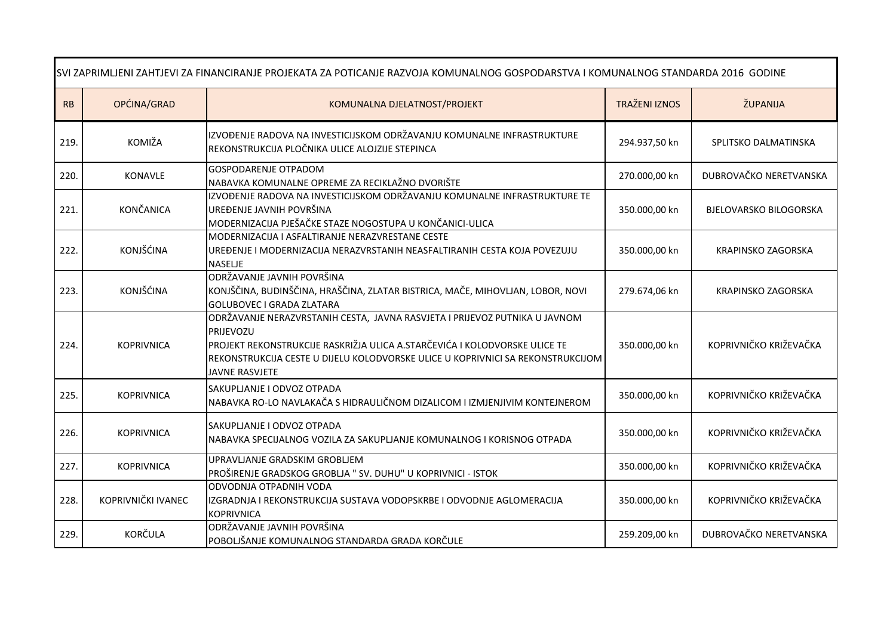| SVI ZAPRIMLJENI ZAHTJEVI ZA FINANCIRANJE PROJEKATA ZA POTICANJE RAZVOJA KOMUNALNOG GOSPODARSTVA I KOMUNALNOG STANDARDA 2016 GODINE | | | | |
|---|---|---|---|---|
| RB | OPĆINA/GRAD | KOMUNALNA DJELATNOST/PROJEKT | TRAŽENI IZNOS | ŽUPANIJA |
| 219. | KOMIŽA | IZVOĐENJE RADOVA NA INVESTICIJSKOM ODRŽAVANJU KOMUNALNE INFRASTRUKTURE REKONSTRUKCIJA PLOČNIKA ULICE ALOJZIJE STEPINCA | 294.937,50 kn | SPLITSKO DALMATINSKA |
| 220. | KONAVLE | GOSPODARENJE OTPADOM NABAVKA KOMUNALNE OPREME ZA RECIKLAŽNO DVORIŠTE | 270.000,00 kn | DUBROVAČKO NERETVANSKA |
| 221. | KONČANICA | IZVOĐENJE RADOVA NA INVESTICIJSKOM ODRŽAVANJU KOMUNALNE INFRASTRUKTURE TE UREĐENJE JAVNIH POVRŠINA MODERNIZACIJA PJEŠAČKE STAZE NOGOSTUPA U KONČANICI-ULICA | 350.000,00 kn | BJELOVARSKO BILOGORSKA |
| 222. | KONJŠĆINA | MODERNIZACIJA I ASFALTIRANJE NERAZVRESTANE CESTE UREĐENJE I MODERNIZACIJA NERAZVRSTANIH NEASFALTIRANIH CESTA KOJA POVEZUJU NASELJE | 350.000,00 kn | KRAPINSKO ZAGORSKA |
| 223. | KONJŠĆINA | ODRŽAVANJE JAVNIH POVRŠINA KONJŠČINA, BUDINŠČINA, HRAŠČINA, ZLATAR BISTRICA, MAČE, MIHOVLJAN, LOBOR, NOVI GOLUBOVEC I GRADA ZLATARA | 279.674,06 kn | KRAPINSKO ZAGORSKA |
| 224. | KOPRIVNICA | ODRŽAVANJE NERAZVRSTANIH CESTA, JAVNA RASVJETA I PRIJEVOZ PUTNIKA U JAVNOM PRIJEVOZU PROJEKT REKONSTRUKCIJE RASKRIŽJA ULICA A.STARČEVIĆA I KOLODVORSKE ULICE TE REKONSTRUKCIJA CESTE U DIJELU KOLODVORSKE ULICE U KOPRIVNICI SA REKONSTRUKCIJOM JAVNE RASVJETE | 350.000,00 kn | KOPRIVNIČKO KRIŽEVAČKA |
| 225. | KOPRIVNICA | SAKUPLJANJE I ODVOZ OTPADA NABAVKA RO-LO NAVLAKAČA S HIDRAULIČNOM DIZALICOM I IZMJENJIVIM KONTEJNEROM | 350.000,00 kn | KOPRIVNIČKO KRIŽEVAČKA |
| 226. | KOPRIVNICA | SAKUPLJANJE I ODVOZ OTPADA NABAVKA SPECIJALNOG VOZILA ZA SAKUPLJANJE KOMUNALNOG I KORISNOG OTPADA | 350.000,00 kn | KOPRIVNIČKO KRIŽEVAČKA |
| 227. | KOPRIVNICA | UPRAVLJANJE GRADSKIM GROBLJEM PROŠIRENJE GRADSKOG GROBLJA " SV. DUHU" U KOPRIVNICI - ISTOK | 350.000,00 kn | KOPRIVNIČKO KRIŽEVAČKA |
| 228. | KOPRIVNIČKI IVANEC | ODVODNJA OTPADNIH VODA IZGRADNJA I REKONSTRUKCIJA SUSTAVA VODOPSKRBE I ODVODNJE AGLOMERACIJA KOPRIVNICA | 350.000,00 kn | KOPRIVNIČKO KRIŽEVAČKA |
| 229. | KORČULA | ODRŽAVANJE JAVNIH POVRŠINA POBOLJŠANJE KOMUNALNOG STANDARDA GRADA KORČULE | 259.209,00 kn | DUBROVAČKO NERETVANSKA |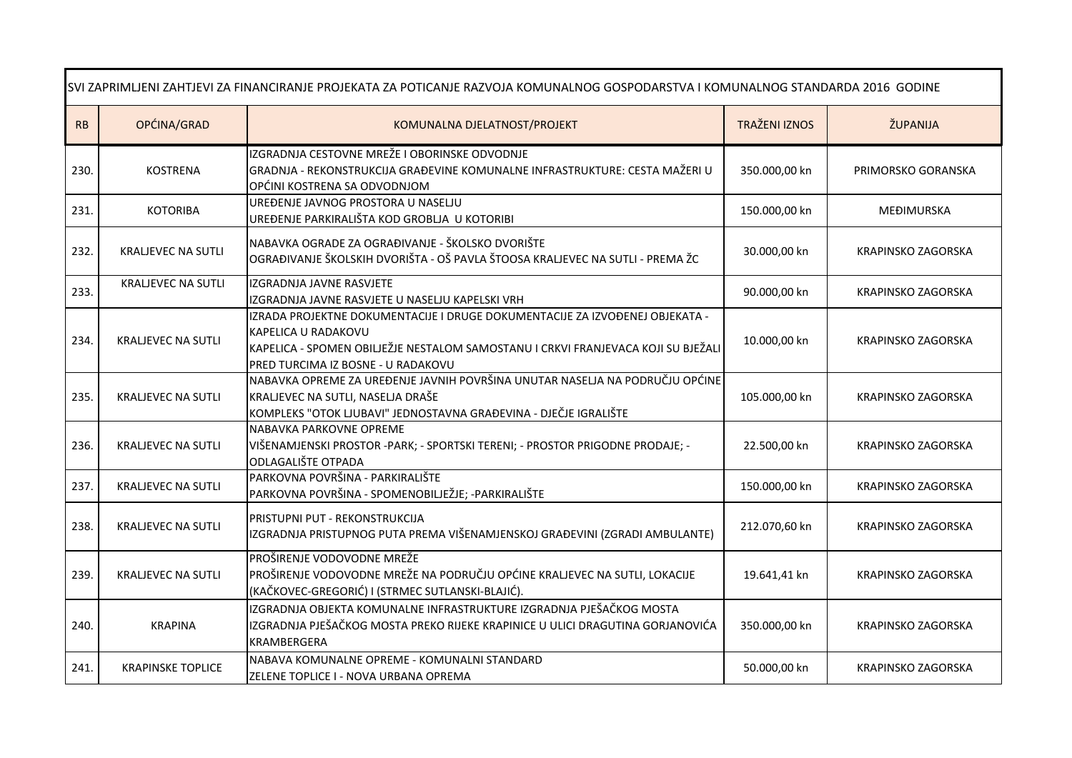| SVI ZAPRIMLJENI ZAHTJEVI ZA FINANCIRANJE PROJEKATA ZA POTICANJE RAZVOJA KOMUNALNOG GOSPODARSTVA I KOMUNALNOG STANDARDA 2016 GODINE | | | | |
|---|---|---|---|---|
| RB | OPĆINA/GRAD | KOMUNALNA DJELATNOST/PROJEKT | TRAŽENI IZNOS | ŽUPANIJA |
| 230. | KOSTRENA | IZGRADNJA CESTOVNE MREŽE I OBORINSKE ODVODNJE<br>GRADNJA - REKONSTRUKCIJA GRAĐEVINE KOMUNALNE INFRASTRUKTURE: CESTA MAŽERI U OPĆINI KOSTRENA SA ODVODNJOM | 350.000,00 kn | PRIMORSKO GORANSKA |
| 231. | KOTORIBA | UREĐENJE JAVNOG PROSTORA U NASELJU<br>UREĐENJE PARKIRALIŠTA KOD GROBLJA U KOTORIBI | 150.000,00 kn | MEĐIMURSKA |
| 232. | KRALJEVEC NA SUTLI | NABAVKA OGRADE ZA OGRAĐIVANJE - ŠKOLSKO DVORIŠTE<br>OGRAĐIVANJE ŠKOLSKIH DVORIŠTA - OŠ PAVLA ŠTOOSA KRALJEVEC NA SUTLI - PREMA ŽC | 30.000,00 kn | KRAPINSKO ZAGORSKA |
| 233. | KRALJEVEC NA SUTLI | IZGRADNJA JAVNE RASVJETE<br>IZGRADNJA JAVNE RASVJETE U NASELJU KAPELSKI VRH | 90.000,00 kn | KRAPINSKO ZAGORSKA |
| 234. | KRALJEVEC NA SUTLI | IZRADA PROJEKTNE DOKUMENTACIJE I DRUGE DOKUMENTACIJE ZA IZVOĐENEJ OBJEKATA - KAPELICA U RADAKOVU<br>KAPELICA - SPOMEN OBILJEŽJE NESTALOM SAMOSTANU I CRKVI FRANJEVACA KOJI SU BJEŽALI PRED TURCIMA IZ BOSNE - U RADAKOVU | 10.000,00 kn | KRAPINSKO ZAGORSKA |
| 235. | KRALJEVEC NA SUTLI | NABAVKA OPREME ZA UREĐENJE JAVNIH POVRŠINA UNUTAR NASELJA NA PODRUČJU OPĆINE KRALJEVEC NA SUTLI, NASELJA DRAŠE<br>KOMPLEKS "OTOK LJUBAVI" JEDNOSTAVNA GRAĐEVINA - DJEČJE IGRALIŠTE | 105.000,00 kn | KRAPINSKO ZAGORSKA |
| 236. | KRALJEVEC NA SUTLI | NABAVKA PARKOVNE OPREME<br>VIŠENAMJENSKI PROSTOR -PARK; - SPORTSKI TERENI; - PROSTOR PRIGODNE PRODAJE; - ODLAGALIŠTE OTPADA | 22.500,00 kn | KRAPINSKO ZAGORSKA |
| 237. | KRALJEVEC NA SUTLI | PARKOVNA POVRŠINA - PARKIRALIŠTE<br>PARKOVNA POVRŠINA - SPOMENOBILJEŽJE; -PARKIRALIŠTE | 150.000,00 kn | KRAPINSKO ZAGORSKA |
| 238. | KRALJEVEC NA SUTLI | PRISTUPNI PUT - REKONSTRUKCIJA<br>IZGRADNJA PRISTUPNOG PUTA PREMA VIŠENAMJENSKOJ GRAĐEVINI (ZGRADI AMBULANTE) | 212.070,60 kn | KRAPINSKO ZAGORSKA |
| 239. | KRALJEVEC NA SUTLI | PROŠIRENJE VODOVODNE MREŽE<br>PROŠIRENJE VODOVODNE MREŽE NA PODRUČJU OPĆINE KRALJEVEC NA SUTLI, LOKACIJE (KAČKOVEC-GREGORIĆ) I (STRMEC SUTLANSKI-BLAJIĆ). | 19.641,41 kn | KRAPINSKO ZAGORSKA |
| 240. | KRAPINA | IZGRADNJA OBJEKTA KOMUNALNE INFRASTRUKTURE IZGRADNJA PJEŠAČKOG MOSTA<br>IZGRADNJA PJEŠAČKOG MOSTA PREKO RIJEKE KRAPINICE U ULICI DRAGUTINA GORJANOVIĆA KRAMBERGERA | 350.000,00 kn | KRAPINSKO ZAGORSKA |
| 241. | KRAPINSKE TOPLICE | NABAVA KOMUNALNE OPREME - KOMUNALNI STANDARD<br>ZELENE TOPLICE I - NOVA URBANA OPREMA | 50.000,00 kn | KRAPINSKO ZAGORSKA |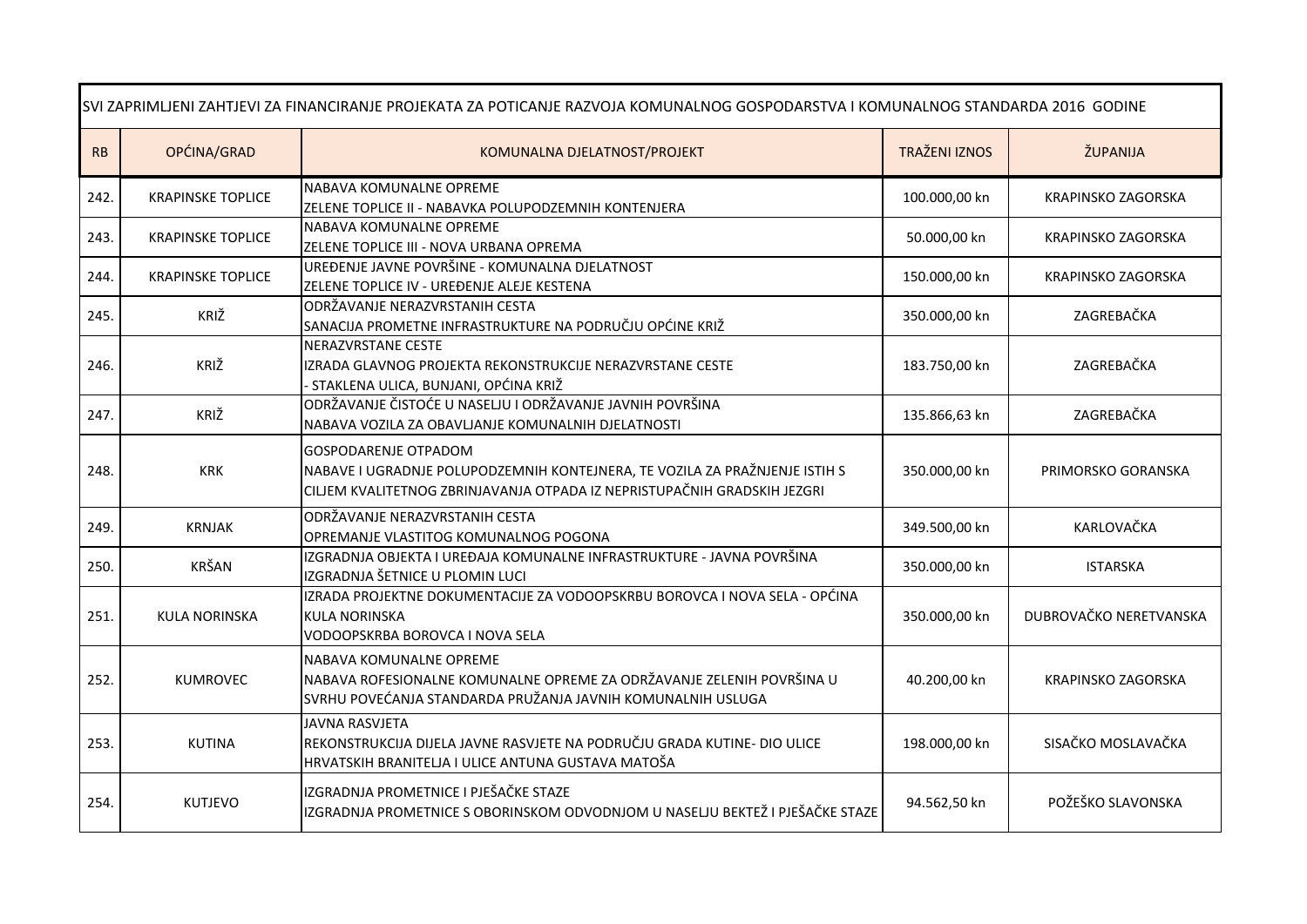| SVI ZAPRIMLJENI ZAHTJEVI ZA FINANCIRANJE PROJEKATA ZA POTICANJE RAZVOJA KOMUNALNOG GOSPODARSTVA I KOMUNALNOG STANDARDA 2016 GODINE | | | | |
|---|---|---|---|---|
| RB | OPĆINA/GRAD | KOMUNALNA DJELATNOST/PROJEKT | TRAŽENI IZNOS | ŽUPANIJA |
| 242. | KRAPINSKE TOPLICE | NABAVA KOMUNALNE OPREME<br>ZELENE TOPLICE II - NABAVKA POLUPODZEMNIH KONTENJERA | 100.000,00 kn | KRAPINSKO ZAGORSKA |
| 243. | KRAPINSKE TOPLICE | NABAVA KOMUNALNE OPREME<br>ZELENE TOPLICE III - NOVA URBANA OPREMA | 50.000,00 kn | KRAPINSKO ZAGORSKA |
| 244. | KRAPINSKE TOPLICE | UREĐENJE JAVNE POVRŠINE - KOMUNALNA DJELATNOST<br>ZELENE TOPLICE IV - UREĐENJE ALEJE KESTENA | 150.000,00 kn | KRAPINSKO ZAGORSKA |
| 245. | KRIŽ | ODRŽAVANJE NERAZVRSTANIH CESTA<br>SANACIJA PROMETNE INFRASTRUKTURE NA PODRUČJU OPĆINE KRIŽ | 350.000,00 kn | ZAGREBAČKA |
| 246. | KRIŽ | NERAZVRSTANE CESTE<br>IZRADA GLAVNOG PROJEKTA REKONSTRUKCIJE NERAZVRSTANE CESTE<br>- STAKLENA ULICA, BUNJANI, OPĆINA KRIŽ | 183.750,00 kn | ZAGREBAČKA |
| 247. | KRIŽ | ODRŽAVANJE ČISTOĆE U NASELJU I ODRŽAVANJE JAVNIH POVRŠINA<br>NABAVA VOZILA ZA OBAVLJANJE KOMUNALNIH DJELATNOSTI | 135.866,63 kn | ZAGREBAČKA |
| 248. | KRK | GOSPODARENJE OTPADOM<br>NABAVE I UGRADNJE POLUPODZEMNIH KONTEJNERA, TE VOZILA ZA PRAŽNJENJE ISTIH S CILJEM KVALITETNOG ZBRINJAVANJA OTPADA IZ NEPRISTUPAČNIH GRADSKIH JEZGRI | 350.000,00 kn | PRIMORSKO GORANSKA |
| 249. | KRNJAK | ODRŽAVANJE NERAZVRSTANIH CESTA<br>OPREMANJE VLASTITOG KOMUNALNOG POGONA | 349.500,00 kn | KARLOVAČKA |
| 250. | KRŠAN | IZGRADNJA OBJEKTA I UREĐAJA KOMUNALNE INFRASTRUKTURE - JAVNA POVRŠINA<br>IZGRADNJA ŠETNICE U PLOMIN LUCI | 350.000,00 kn | ISTARSKA |
| 251. | KULA NORINSKA | IZRADA PROJEKTNE DOKUMENTACIJE ZA VODOOPSKRBU BOROVCA I NOVA SELA - OPĆINA KULA NORINSKA<br>VODOOPSKRBA BOROVCA I NOVA SELA | 350.000,00 kn | DUBROVAČKO NERETVANSKA |
| 252. | KUMROVEC | NABAVA KOMUNALNE OPREME<br>NABAVA ROFESIONALNE KOMUNALNE OPREME ZA ODRŽAVANJE ZELENIH POVRŠINA U SVRHU POVEĆANJA STANDARDA PRUŽANJA JAVNIH KOMUNALNIH USLUGA | 40.200,00 kn | KRAPINSKO ZAGORSKA |
| 253. | KUTINA | JAVNA RASVJETA<br>REKONSTRUKCIJA DIJELA JAVNE RASVJETE NA PODRUČJU GRADA KUTINE- DIO ULICE HRVATSKIH BRANITELJA I ULICE ANTUNA GUSTAVA MATOŠA | 198.000,00 kn | SISAČKO MOSLAVAČKA |
| 254. | KUTJEVO | IZGRADNJA PROMETNICE I PJEŠAČKE STAZE<br>IZGRADNJA PROMETNICE S OBORINSKOM ODVODNJOM U NASELJU BEKTEŽ I PJEŠAČKE STAZE | 94.562,50 kn | POŽEŠKO SLAVONSKA |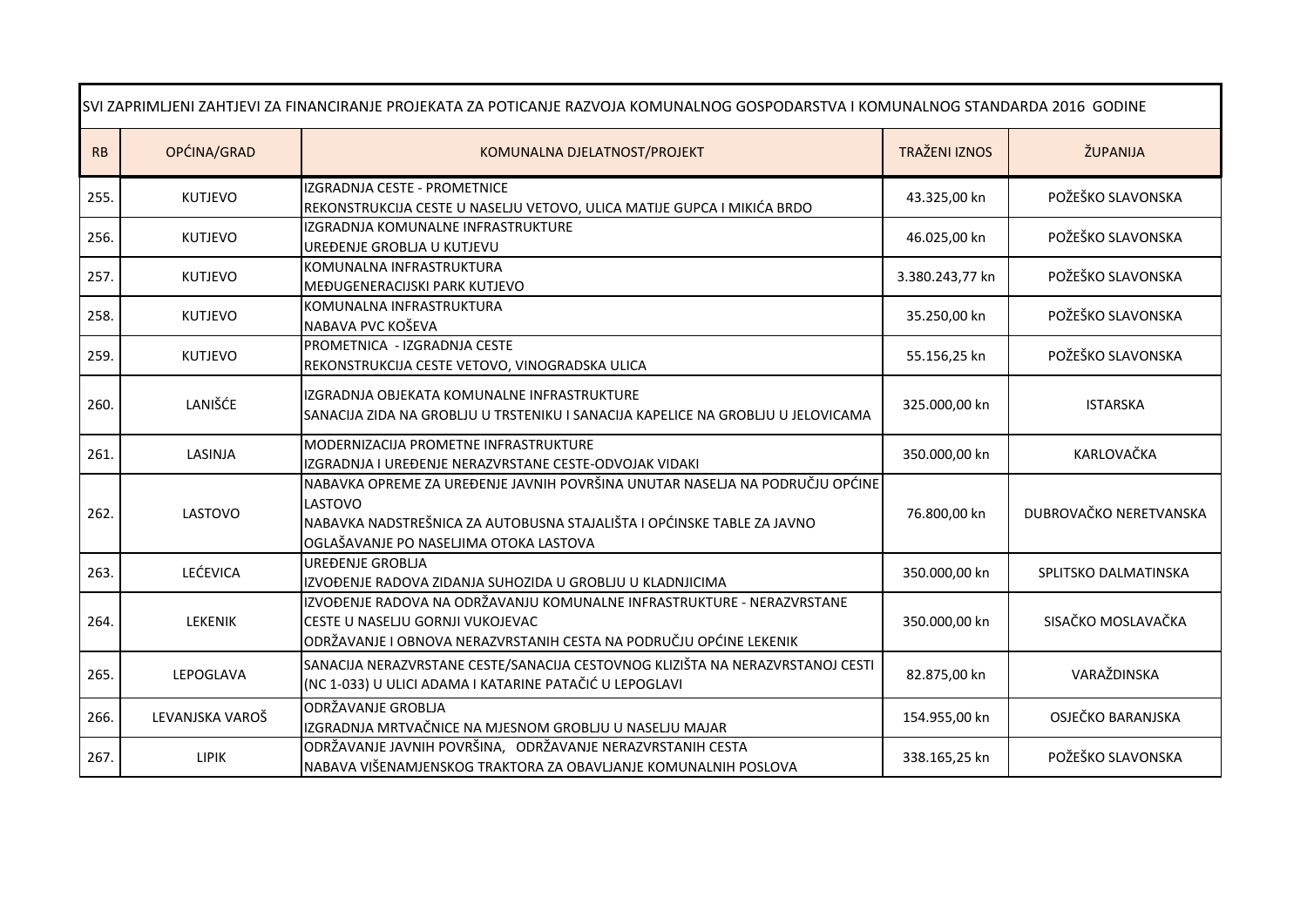| SVI ZAPRIMLJENI ZAHTJEVI ZA FINANCIRANJE PROJEKATA ZA POTICANJE RAZVOJA KOMUNALNOG GOSPODARSTVA I KOMUNALNOG STANDARDA 2016 GODINE | | | | |
|---|---|---|---|---|
| RB | OPĆINA/GRAD | KOMUNALNA DJELATNOST/PROJEKT | TRAŽENI IZNOS | ŽUPANIJA |
| 255. | KUTJEVO | IZGRADNJA CESTE - PROMETNICE<br>REKONSTRUKCIJA CESTE U NASELJU VETOVO, ULICA MATIJE GUPCA I MIKIĆA BRDO | 43.325,00 kn | POŽEŠKO SLAVONSKA |
| 256. | KUTJEVO | IZGRADNJA KOMUNALNE INFRASTRUKTURE<br>UREĐENJE GROBLJA U KUTJEVU | 46.025,00 kn | POŽEŠKO SLAVONSKA |
| 257. | KUTJEVO | KOMUNALNA INFRASTRUKTURA<br>MEĐUGENERACIJSKI PARK KUTJEVO | 3.380.243,77 kn | POŽEŠKO SLAVONSKA |
| 258. | KUTJEVO | KOMUNALNA INFRASTRUKTURA<br>NABAVA PVC KOŠEVA | 35.250,00 kn | POŽEŠKO SLAVONSKA |
| 259. | KUTJEVO | PROMETNICA - IZGRADNJA CESTE<br>REKONSTRUKCIJA CESTE VETOVO, VINOGRADSKA ULICA | 55.156,25 kn | POŽEŠKO SLAVONSKA |
| 260. | LANIŠĆE | IZGRADNJA OBJEKATA KOMUNALNE INFRASTRUKTURE<br>SANACIJA ZIDA NA GROBLJU U TRSTENIKU I SANACIJA KAPELICE NA GROBLJU U JELOVICAMA | 325.000,00 kn | ISTARSKA |
| 261. | LASINJA | MODERNIZACIJA PROMETNE INFRASTRUKTURE<br>IZGRADNJA I UREĐENJE NERAZVRSTANE CESTE-ODVOJAK VIDAKI | 350.000,00 kn | KARLOVAČKA |
| 262. | LASTOVO | NABAVKA OPREME ZA UREĐENJE JAVNIH POVRŠINA UNUTAR NASELJA NA PODRUČJU OPĆINE LASTOVO<br>NABAVKA NADSTREŠNICA ZA AUTOBUSNA STAJALIŠTA I OPĆINSKE TABLE ZA JAVNO OGLAŠAVANJE PO NASELJIMA OTOKA LASTOVA | 76.800,00 kn | DUBROVAČKO NERETVANSKA |
| 263. | LEĆEVICA | UREĐENJE GROBLJA<br>IZVOĐENJE RADOVA ZIDANJA SUHOZIDA U GROBLJU U KLADNJICIMA | 350.000,00 kn | SPLITSKO DALMATINSKA |
| 264. | LEKENIK | IZVOĐENJE RADOVA NA ODRŽAVANJU KOMUNALNE INFRASTRUKTURE - NERAZVRSTANE CESTE U NASELJU GORNJI VUKOJEVAC<br>ODRŽAVANJE I OBNOVA NERAZVRSTANIH CESTA NA PODRUČJU OPĆINE LEKENIK | 350.000,00 kn | SISAČKO MOSLAVAČKA |
| 265. | LEPOGLAVA | SANACIJA NERAZVRSTANE CESTE/SANACIJA CESTOVNOG KLIZIŠTA NA NERAZVRSTANOJ CESTI (NC 1-033) U ULICI ADAMA I KATARINE PATAČIĆ U LEPOGLAVI | 82.875,00 kn | VARAŽDINSKA |
| 266. | LEVANJSKA VAROŠ | ODRŽAVANJE GROBLJA<br>IZGRADNJA MRTVAČNICE NA MJESNOM GROBLJU U NASELJU MAJAR | 154.955,00 kn | OSJEČKO BARANJSKA |
| 267. | LIPIK | ODRŽAVANJE JAVNIH POVRŠINA, ODRŽAVANJE NERAZVRSTANIH CESTA<br>NABAVA VIŠENAMJENSKOG TRAKTORA ZA OBAVLJANJE KOMUNALNIH POSLOVA | 338.165,25 kn | POŽEŠKO SLAVONSKA |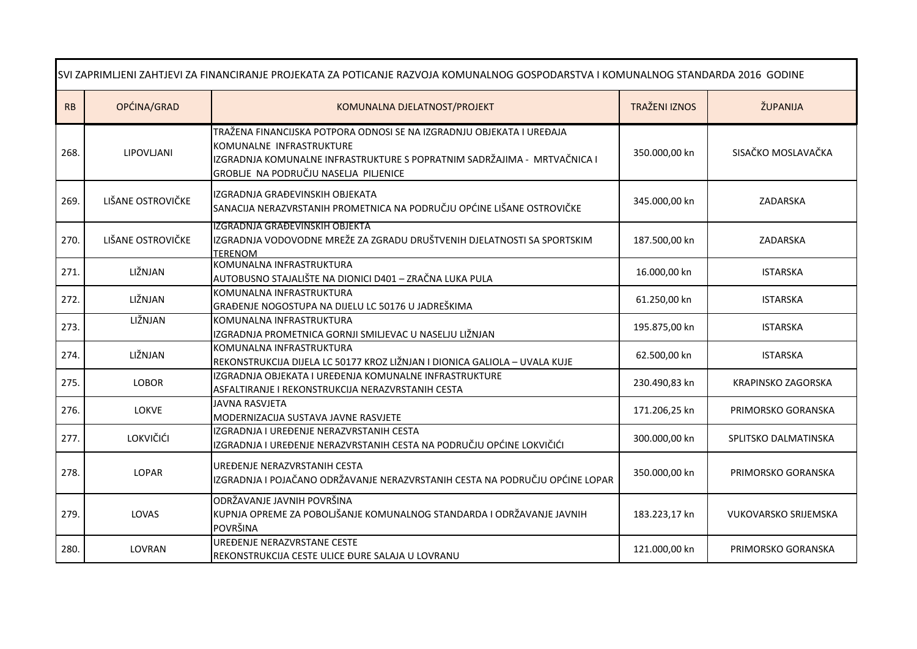| SVI ZAPRIMLJENI ZAHTJEVI ZA FINANCIRANJE PROJEKATA ZA POTICANJE RAZVOJA KOMUNALNOG GOSPODARSTVA I KOMUNALNOG STANDARDA 2016 GODINE | | | | |
|---|---|---|---|---|
| RB | OPĆINA/GRAD | KOMUNALNA DJELATNOST/PROJEKT | TRAŽENI IZNOS | ŽUPANIJA |
| 268. | LIPOVLJANI | TRAŽENA FINANCIJSKA POTPORA ODNOSI SE NA IZGRADNJU OBJEKATA I UREĐAJA KOMUNALNE INFRASTRUKTURE<br>IZGRADNJA KOMUNALNE INFRASTRUKTURE S POPRATNIM SADRŽAJIMA - MRTVAČNICA I GROBLJE NA PODRUČJU NASELJA PILJENICE | 350.000,00 kn | SISAČKO MOSLAVAČKA |
| 269. | LIŠANE OSTROVIČKE | IZGRADNJA GRAĐEVINSKIH OBJEKATA<br>SANACIJA NERAZVRSTANIH PROMETNICA NA PODRUČJU OPĆINE LIŠANE OSTROVIČKE | 345.000,00 kn | ZADARSKA |
| 270. | LIŠANE OSTROVIČKE | IZGRADNJA GRAĐEVINSKIH OBJEKTA<br>IZGRADNJA VODOVODNE MREŽE ZA ZGRADU DRUŠTVENIH DJELATNOSTI SA SPORTSKIM TERENOM | 187.500,00 kn | ZADARSKA |
| 271. | LIŽNJAN | KOMUNALNA INFRASTRUKTURA<br>AUTOBUSNO STAJALIŠTE NA DIONICI D401 – ZRAČNA LUKA PULA | 16.000,00 kn | ISTARSKA |
| 272. | LIŽNJAN | KOMUNALNA INFRASTRUKTURA<br>GRAĐENJE NOGOSTUPA NA DIJELU LC 50176 U JADREŠKIMA | 61.250,00 kn | ISTARSKA |
| 273. | LIŽNJAN | KOMUNALNA INFRASTRUKTURA<br>IZGRADNJA PROMETNICA GORNJI SMILJEVAC U NASELJU LIŽNJAN | 195.875,00 kn | ISTARSKA |
| 274. | LIŽNJAN | KOMUNALNA INFRASTRUKTURA<br>REKONSTRUKCIJA DIJELA LC 50177 KROZ LIŽNJAN I DIONICA GALIOLA – UVALA KUJE | 62.500,00 kn | ISTARSKA |
| 275. | LOBOR | IZGRADNJA OBJEKATA I UREĐENJA KOMUNALNE INFRASTRUKTURE<br>ASFALTIRANJE I REKONSTRUKCIJA NERAZVRSTANIH CESTA | 230.490,83 kn | KRAPINSKO ZAGORSKA |
| 276. | LOKVE | JAVNA RASVJETA<br>MODERNIZACIJA SUSTAVA JAVNE RASVJETE | 171.206,25 kn | PRIMORSKO GORANSKA |
| 277. | LOKVIČIĆI | IZGRADNJA I UREĐENJE NERAZVRSTANIH CESTA<br>IZGRADNJA I UREĐENJE NERAZVRSTANIH CESTA NA PODRUČJU OPĆINE LOKVIČIĆI | 300.000,00 kn | SPLITSKO DALMATINSKA |
| 278. | LOPAR | UREĐENJE NERAZVRSTANIH CESTA<br>IZGRADNJA I POJAČANO ODRŽAVANJE NERAZVRSTANIH CESTA NA PODRUČJU OPĆINE LOPAR | 350.000,00 kn | PRIMORSKO GORANSKA |
| 279. | LOVAS | ODRŽAVANJE JAVNIH POVRŠINA<br>KUPNJA OPREME ZA POBOLJŠANJE KOMUNALNOG STANDARDA I ODRŽAVANJE JAVNIH POVRŠINA | 183.223,17 kn | VUKOVARSKO SRIJEMSKA |
| 280. | LOVRAN | UREĐENJE NERAZVRSTANE CESTE<br>REKONSTRUKCIJA CESTE ULICE ĐURE SALAJA U LOVRANU | 121.000,00 kn | PRIMORSKO GORANSKA |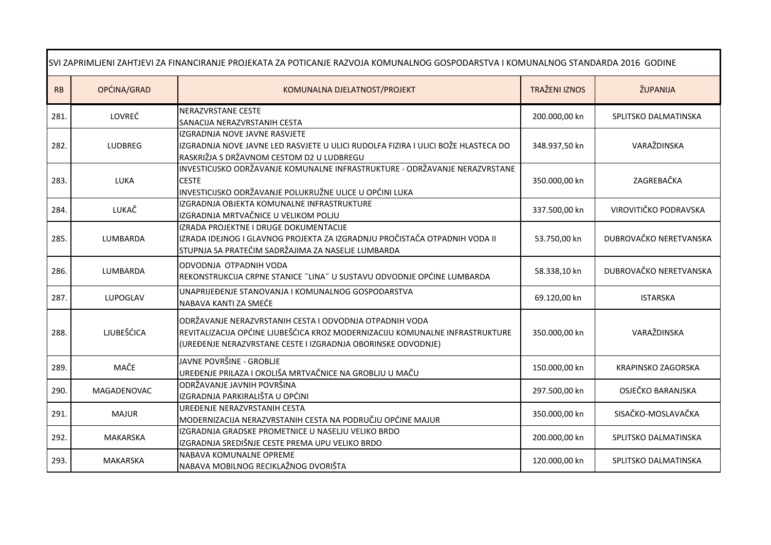| SVI ZAPRIMLJENI ZAHTJEVI ZA FINANCIRANJE PROJEKATA ZA POTICANJE RAZVOJA KOMUNALNOG GOSPODARSTVA I KOMUNALNOG STANDARDA 2016 GODINE | | | | |
|---|---|---|---|---|
| RB | OPĆINA/GRAD | KOMUNALNA DJELATNOST/PROJEKT | TRAŽENI IZNOS | ŽUPANIJA |
| 281. | LOVREĆ | NERAZVRSTANE CESTE<br>SANACIJA NERAZVRSTANIH CESTA | 200.000,00 kn | SPLITSKO DALMATINSKA |
| 282. | LUDBREG | IZGRADNJA NOVE JAVNE RASVJETE<br>IZGRADNJA NOVE JAVNE LED RASVJETE U ULICI RUDOLFA FIZIRA I ULICI BOŽE HLASTECA DO RASKRIŽJA S DRŽAVNOM CESTOM D2 U LUDBREGU | 348.937,50 kn | VARAŽDINSKA |
| 283. | LUKA | INVESTICIJSKO ODRŽAVANJE KOMUNALNE INFRASTRUKTURE - ODRŽAVANJE NERAZVRSTANE CESTE<br>INVESTICIJSKO ODRŽAVANJE POLUKRUŽNE ULICE U OPĆINI LUKA | 350.000,00 kn | ZAGREBAČKA |
| 284. | LUKAČ | IZGRADNJA OBJEKTA KOMUNALNE INFRASTRUKTURE<br>IZGRADNJA MRTVAČNICE U VELIKOM POLJU | 337.500,00 kn | VIROVITIČKO PODRAVSKA |
| 285. | LUMBARDA | IZRADA PROJEKTNE I DRUGE DOKUMENTACIJE<br>IZRADA IDEJNOG I GLAVNOG PROJEKTA ZA IZGRADNJU PROČISTAČA OTPADNIH VODA II STUPNJA SA PRATEĆIM SADRŽAJIMA ZA NASELJE LUMBARDA | 53.750,00 kn | DUBROVAČKO NERETVANSKA |
| 286. | LUMBARDA | ODVODNJA OTPADNIH VODA<br>REKONSTRUKCIJA CRPNE STANICE ˝LINA˝ U SUSTAVU ODVODNJE OPĆINE LUMBARDA | 58.338,10 kn | DUBROVAČKO NERETVANSKA |
| 287. | LUPOGLAV | UNAPRIJEĐENJE STANOVANJA I KOMUNALNOG GOSPODARSTVA<br>NABAVA KANTI ZA SMEĆE | 69.120,00 kn | ISTARSKA |
| 288. | LJUBEŠĆICA | ODRŽAVANJE NERAZVRSTANIH CESTA I ODVODNJA OTPADNIH VODA<br>REVITALIZACIJA OPĆINE LJUBEŠĆICA KROZ MODERNIZACIJU KOMUNALNE INFRASTRUKTURE (UREĐENJE NERAZVRSTANE CESTE I IZGRADNJA OBORINSKE ODVODNJE) | 350.000,00 kn | VARAŽDINSKA |
| 289. | MAČE | JAVNE POVRŠINE - GROBLJE<br>UREĐENJE PRILAZA I OKOLIŠA MRTVAČNICE NA GROBLJU U MAČU | 150.000,00 kn | KRAPINSKO ZAGORSKA |
| 290. | MAGADENOVAC | ODRŽAVANJE JAVNIH POVRŠINA<br>IZGRADNJA PARKIRALIŠTA U OPĆINI | 297.500,00 kn | OSJEČKO BARANJSKA |
| 291. | MAJUR | UREĐENJE NERAZVRSTANIH CESTA<br>MODERNIZACIJA NERAZVRSTANIH CESTA NA PODRUČJU OPĆINE MAJUR | 350.000,00 kn | SISAČKO-MOSLAVAČKA |
| 292. | MAKARSKA | IZGRADNJA GRADSKE PROMETNICE U NASELJU VELIKO BRDO<br>IZGRADNJA SREDIŠNJE CESTE PREMA UPU VELIKO BRDO | 200.000,00 kn | SPLITSKO DALMATINSKA |
| 293. | MAKARSKA | NABAVA KOMUNALNE OPREME<br>NABAVA MOBILNOG RECIKLAŽNOG DVORIŠTA | 120.000,00 kn | SPLITSKO DALMATINSKA |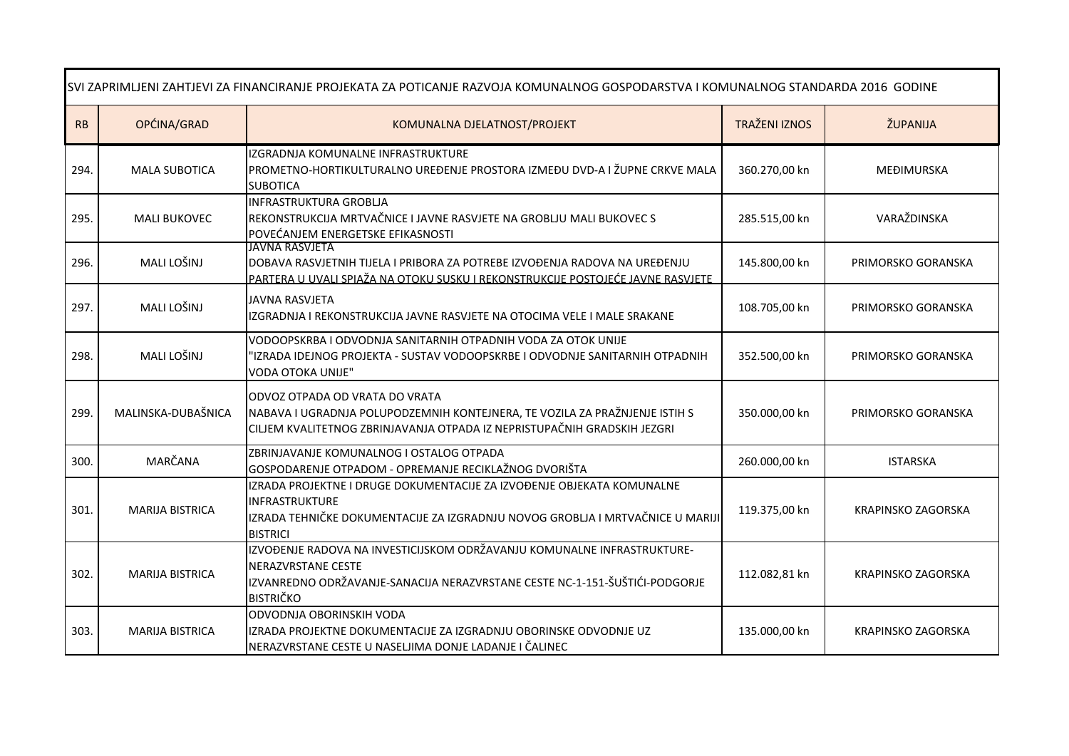| SVI ZAPRIMLJENI ZAHTJEVI ZA FINANCIRANJE PROJEKATA ZA POTICANJE RAZVOJA KOMUNALNOG GOSPODARSTVA I KOMUNALNOG STANDARDA 2016 GODINE | | | | |
|---|---|---|---|---|
| RB | OPĆINA/GRAD | KOMUNALNA DJELATNOST/PROJEKT | TRAŽENI IZNOS | ŽUPANIJA |
| 294. | MALA SUBOTICA | IZGRADNJA KOMUNALNE INFRASTRUKTURE PROMETNO-HORTIKULTURALNO UREĐENJE PROSTORA IZMEĐU DVD-A I ŽUPNE CRKVE MALA SUBOTICA | 360.270,00 kn | MEĐIMURSKA |
| 295. | MALI BUKOVEC | INFRASTRUKTURA GROBLJA REKONSTRUKCIJA MRTVAČNICE I JAVNE RASVJETE NA GROBLJU MALI BUKOVEC S POVEĆANJEM ENERGETSKE EFIKASNOSTI | 285.515,00 kn | VARAŽDINSKA |
| 296. | MALI LOŠINJ | JAVNA RASVJETA DOBAVA RASVJETNIH TIJELA I PRIBORA ZA POTREBE IZVOĐENJA RADOVA NA UREĐENJU PARTERA U UVALI SPIAŽA NA OTOKU SUSKU I REKONSTRUKCIJE POSTOJEĆE JAVNE RASVJETE | 145.800,00 kn | PRIMORSKO GORANSKA |
| 297. | MALI LOŠINJ | JAVNA RASVJETA IZGRADNJA I REKONSTRUKCIJA JAVNE RASVJETE NA OTOCIMA VELE I MALE SRAKANE | 108.705,00 kn | PRIMORSKO GORANSKA |
| 298. | MALI LOŠINJ | VODOOPSKRBA I ODVODNJA SANITARNIH OTPADNIH VODA ZA OTOK UNIJE "IZRADA IDEJNOG PROJEKTA - SUSTAV VODOOPSKRBE I ODVODNJE SANITARNIH OTPADNIH VODA OTOKA UNIJE" | 352.500,00 kn | PRIMORSKO GORANSKA |
| 299. | MALINSKA-DUBAŠNICA | ODVOZ OTPADA OD VRATA DO VRATA NABAVA I UGRADNJA POLUPODZEMNIH KONTEJNERA, TE VOZILA ZA PRAŽNJENJE ISTIH S CILJEM KVALITETNOG ZBRINJAVANJA OTPADA IZ NEPRISTUPAČNIH GRADSKIH JEZGRI | 350.000,00 kn | PRIMORSKO GORANSKA |
| 300. | MARČANA | ZBRINJAVANJE KOMUNALNOG I OSTALOG OTPADA GOSPODARENJE OTPADOM - OPREMANJE RECIKLAŽNOG DVORIŠTA | 260.000,00 kn | ISTARSKA |
| 301. | MARIJA BISTRICA | IZRADA PROJEKTNE I DRUGE DOKUMENTACIJE ZA IZVOĐENJE OBJEKATA KOMUNALNE INFRASTRUKTURE IZRADA TEHNIČKE DOKUMENTACIJE ZA IZGRADNJU NOVOG GROBLJA I MRTVAČNICE U MARIJI BISTRICI | 119.375,00 kn | KRAPINSKO ZAGORSKA |
| 302. | MARIJA BISTRICA | IZVOĐENJE RADOVA NA INVESTICIJSKOM ODRŽAVANJU KOMUNALNE INFRASTRUKTURE-NERAZVRSTANE CESTE IZVANREDNO ODRŽAVANJE-SANACIJA NERAZVRSTANE CESTE NC-1-151-ŠUŠTIĆI-PODGORJE BISTRIČKO | 112.082,81 kn | KRAPINSKO ZAGORSKA |
| 303. | MARIJA BISTRICA | ODVODNJA OBORINSKIH VODA IZRADA PROJEKTNE DOKUMENTACIJE ZA IZGRADNJU OBORINSKE ODVODNJE UZ NERAZVRSTANE CESTE U NASELJIMA DONJE LADANJE I ČALINEC | 135.000,00 kn | KRAPINSKO ZAGORSKA |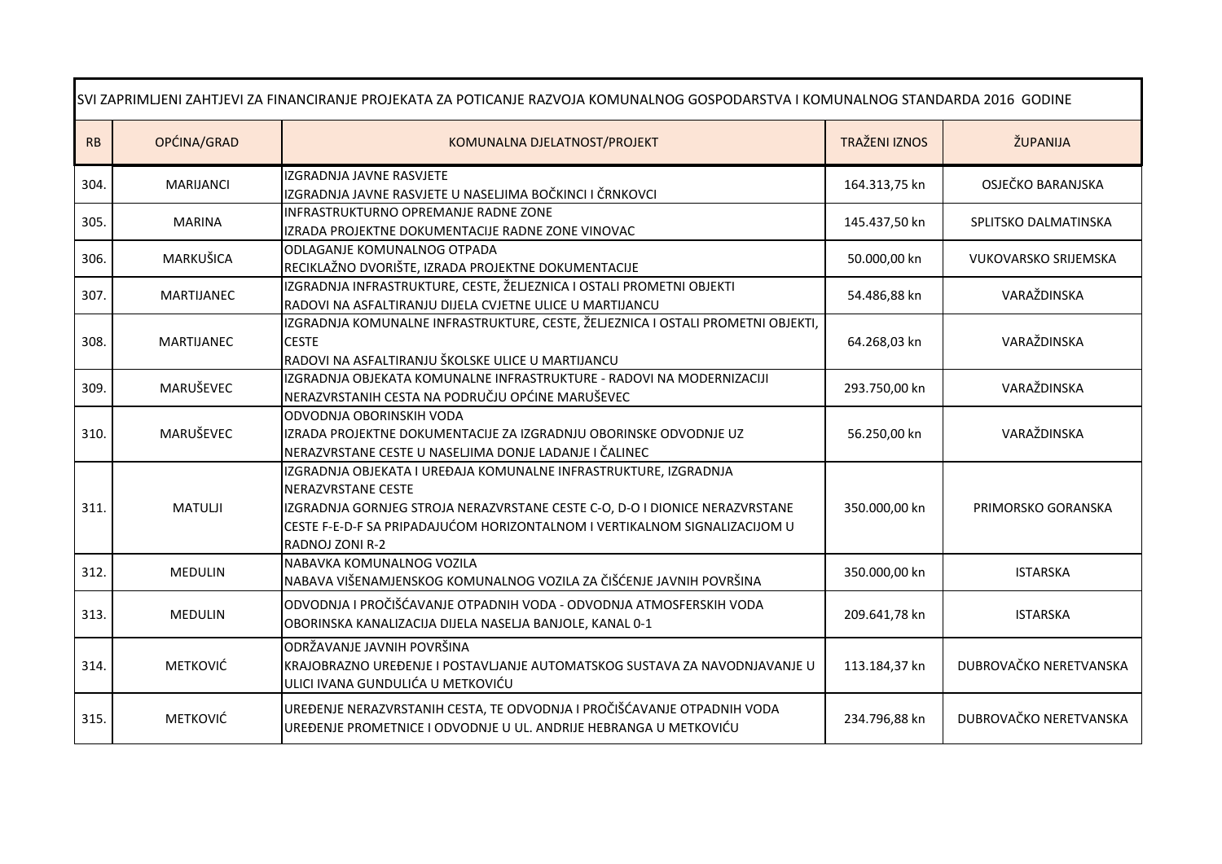| SVI ZAPRIMLJENI ZAHTJEVI ZA FINANCIRANJE PROJEKATA ZA POTICANJE RAZVOJA KOMUNALNOG GOSPODARSTVA I KOMUNALNOG STANDARDA 2016 GODINE | | | | |
|---|---|---|---|---|
| RB | OPĆINA/GRAD | KOMUNALNA DJELATNOST/PROJEKT | TRAŽENI IZNOS | ŽUPANIJA |
| 304. | MARIJANCI | IZGRADNJA JAVNE RASVJETE<br>IZGRADNJA JAVNE RASVJETE U NASELJIMA BOČKINCI I ČRNKOVCI | 164.313,75 kn | OSJEČKO BARANJSKA |
| 305. | MARINA | INFRASTRUKTURNO OPREMANJE RADNE ZONE<br>IZRADA PROJEKTNE DOKUMENTACIJE RADNE ZONE VINOVAC | 145.437,50 kn | SPLITSKO DALMATINSKA |
| 306. | MARKUŠICA | ODLAGANJE KOMUNALNOG OTPADA<br>RECIKLAŽNO DVORIŠTE, IZRADA PROJEKTNE DOKUMENTACIJE | 50.000,00 kn | VUKOVARSKO SRIJEMSKA |
| 307. | MARTIJANEC | IZGRADNJA INFRASTRUKTURE, CESTE, ŽELJEZNICA I OSTALI PROMETNI OBJEKTI<br>RADOVI NA ASFALTIRANJU DIJELA CVJETNE ULICE U MARTIJANCU | 54.486,88 kn | VARAŽDINSKA |
| 308. | MARTIJANEC | IZGRADNJA KOMUNALNE INFRASTRUKTURE, CESTE, ŽELJEZNICA I OSTALI PROMETNI OBJEKTI, CESTE<br>RADOVI NA ASFALTIRANJU ŠKOLSKE ULICE U MARTIJANCU | 64.268,03 kn | VARAŽDINSKA |
| 309. | MARUŠEVEC | IZGRADNJA OBJEKATA KOMUNALNE INFRASTRUKTURE - RADOVI NA MODERNIZACIJI NERAZVRSTANIH CESTA NA PODRUČJU OPĆINE MARUŠEVEC | 293.750,00 kn | VARAŽDINSKA |
| 310. | MARUŠEVEC | ODVODNJA OBORINSKIH VODA<br>IZRADA PROJEKTNE DOKUMENTACIJE ZA IZGRADNJU OBORINSKE ODVODNJE UZ NERAZVRSTANE CESTE U NASELJIMA DONJE LADANJE I ČALINEC | 56.250,00 kn | VARAŽDINSKA |
| 311. | MATULJI | IZGRADNJA OBJEKATA I UREĐAJA KOMUNALNE INFRASTRUKTURE, IZGRADNJA NERAZVRSTANE CESTE<br>IZGRADNJA GORNJEG STROJA NERAZVRSTANE CESTE C-O, D-O I DIONICE NERAZVRSTANE CESTE F-E-D-F SA PRIPADAJUĆOM HORIZONTALNOM I VERTIKALNOM SIGNALIZACIJOM U RADNOJ ZONI R-2 | 350.000,00 kn | PRIMORSKO GORANSKA |
| 312. | MEDULIN | NABAVKA KOMUNALNOG VOZILA<br>NABAVA VIŠENAMJENSKOG KOMUNALNOG VOZILA ZA ČIŠĆENJE JAVNIH POVRŠINA | 350.000,00 kn | ISTARSKA |
| 313. | MEDULIN | ODVODNJA I PROČIŠĆAVANJE OTPADNIH VODA - ODVODNJA ATMOSFERSKIH VODA<br>OBORINSKA KANALIZACIJA DIJELA NASELJA BANJOLE, KANAL 0-1 | 209.641,78 kn | ISTARSKA |
| 314. | METKOVIĆ | ODRŽAVANJE JAVNIH POVRŠINA<br>KRAJOBRAZNO UREĐENJE I POSTAVLJANJE AUTOMATSKOG SUSTAVA ZA NAVODNJAVANJE U ULICI IVANA GUNDULIĆA U METKOVIĆU | 113.184,37 kn | DUBROVAČKO NERETVANSKA |
| 315. | METKOVIĆ | UREĐENJE NERAZVRSTANIH CESTA, TE ODVODNJA I PROČIŠĆAVANJE OTPADNIH VODA<br>UREĐENJE PROMETNICE I ODVODNJE U UL. ANDRIJE HEBRANGA U METKOVIĆU | 234.796,88 kn | DUBROVAČKO NERETVANSKA |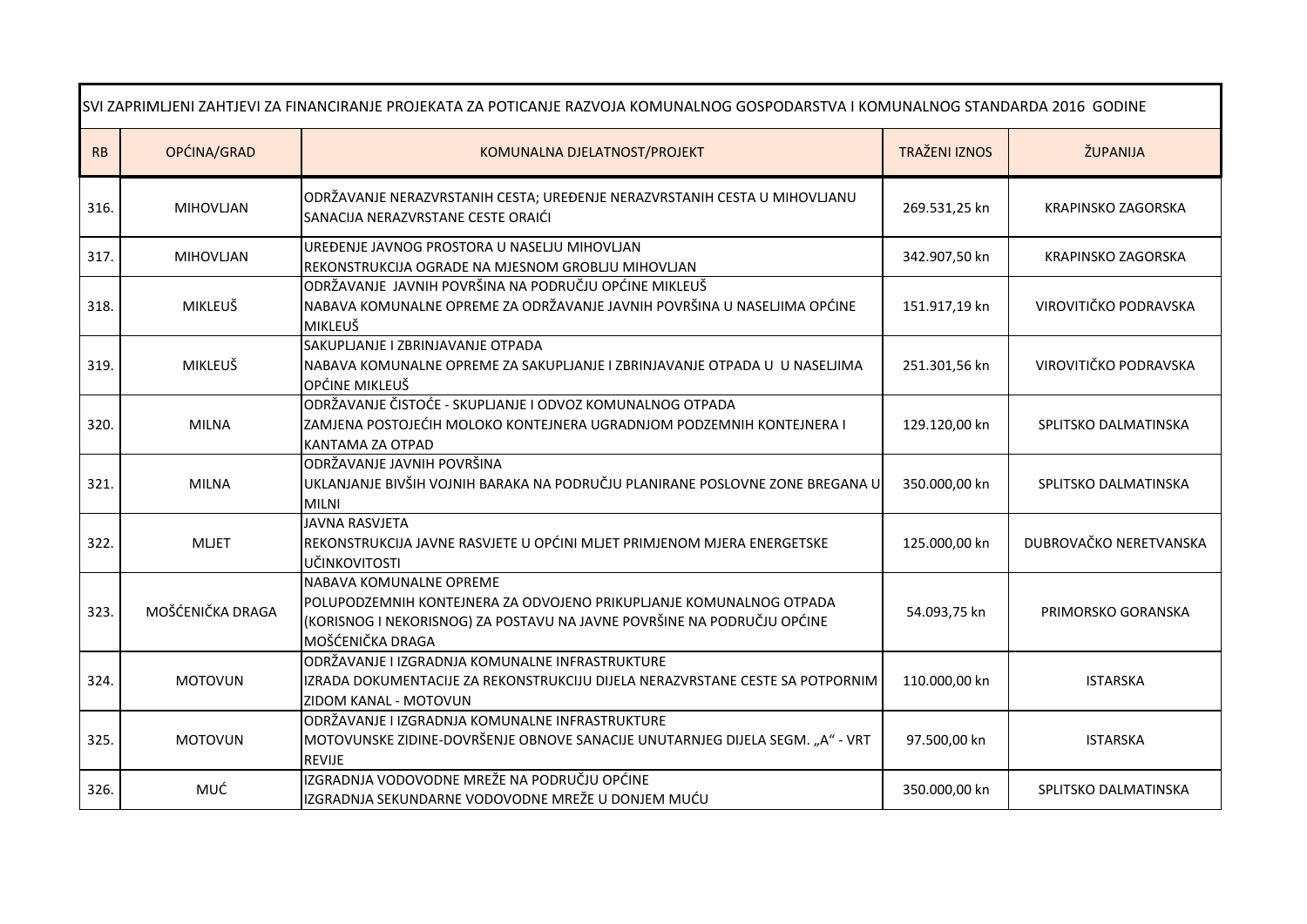| SVI ZAPRIMLJENI ZAHTJEVI ZA FINANCIRANJE PROJEKATA ZA POTICANJE RAZVOJA KOMUNALNOG GOSPODARSTVA I KOMUNALNOG STANDARDA 2016 GODINE | | | | |
|---|---|---|---|---|
| RB | OPĆINA/GRAD | KOMUNALNA DJELATNOST/PROJEKT | TRAŽENI IZNOS | ŽUPANIJA |
| 316. | MIHOVLJAN | ODRŽAVANJE NERAZVRSTANIH CESTA; UREĐENJE NERAZVRSTANIH CESTA U MIHOVLJANU SANACIJA NERAZVRSTANE CESTE ORAIĆI | 269.531,25 kn | KRAPINSKO ZAGORSKA |
| 317. | MIHOVLJAN | UREĐENJE JAVNOG PROSTORA U NASELJU MIHOVLJAN REKONSTRUKCIJA OGRADE NA MJESNOM GROBLJU MIHOVLJAN | 342.907,50 kn | KRAPINSKO ZAGORSKA |
| 318. | MIKLEUŠ | ODRŽAVANJE JAVNIH POVRŠINA NA PODRUČJU OPĆINE MIKLEUŠ NABAVA KOMUNALNE OPREME ZA ODRŽAVANJE JAVNIH POVRŠINA U NASELJIMA OPĆINE MIKLEUŠ | 151.917,19 kn | VIROVITIČKO PODRAVSKA |
| 319. | MIKLEUŠ | SAKUPLJANJE I ZBRINJAVANJE OTPADA NABAVA KOMUNALNE OPREME ZA SAKUPLJANJE I ZBRINJAVANJE OTPADA U U NASELJIMA OPĆINE MIKLEUŠ | 251.301,56 kn | VIROVITIČKO PODRAVSKA |
| 320. | MILNA | ODRŽAVANJE ČISTOĆE - SKUPLJANJE I ODVOZ KOMUNALNOG OTPADA ZAMJENA POSTOJEĆIH MOLOKO KONTEJNERA UGRADNJOM PODZEMNIH KONTEJNERA I KANTAMA ZA OTPAD | 129.120,00 kn | SPLITSKO DALMATINSKA |
| 321. | MILNA | ODRŽAVANJE JAVNIH POVRŠINA UKLANJANJE BIVŠIH VOJNIH BARAKA NA PODRUČJU PLANIRANE POSLOVNE ZONE BREGANA U MILNI | 350.000,00 kn | SPLITSKO DALMATINSKA |
| 322. | MLJET | JAVNA RASVJETA REKONSTRUKCIJA JAVNE RASVJETE U OPĆINI MLJET PRIMJENOM MJERA ENERGETSKE UČINKOVITOSTI | 125.000,00 kn | DUBROVAČKO NERETVANSKA |
| 323. | MOŠĆENIČKA DRAGA | NABAVA KOMUNALNE OPREME POLUPODZEMNIH KONTEJNERA ZA ODVOJENO PRIKUPLJANJE KOMUNALNOG OTPADA (KORISNOG I NEKORISNOG) ZA POSTAVU NA JAVNE POVRŠINE NA PODRUČJU OPĆINE MOŠĆENIČKA DRAGA | 54.093,75 kn | PRIMORSKO GORANSKA |
| 324. | MOTOVUN | ODRŽAVANJE I IZGRADNJA KOMUNALNE INFRASTRUKTURE IZRADA DOKUMENTACIJE ZA REKONSTRUKCIJU DIJELA NERAZVRSTANE CESTE SA POTPORNIM ZIDOM KANAL - MOTOVUN | 110.000,00 kn | ISTARSKA |
| 325. | MOTOVUN | ODRŽAVANJE I IZGRADNJA KOMUNALNE INFRASTRUKTURE MOTOVUNSKE ZIDINE-DOVRŠENJE OBNOVE SANACIJE UNUTARNJEG DIJELA SEGM. „A" - VRT REVIJE | 97.500,00 kn | ISTARSKA |
| 326. | MUĆ | IZGRADNJA VODOVODNE MREŽE NA PODRUČJU OPĆINE IZGRADNJA SEKUNDARNE VODOVODNE MREŽE U DONJEM MUĆU | 350.000,00 kn | SPLITSKO DALMATINSKA |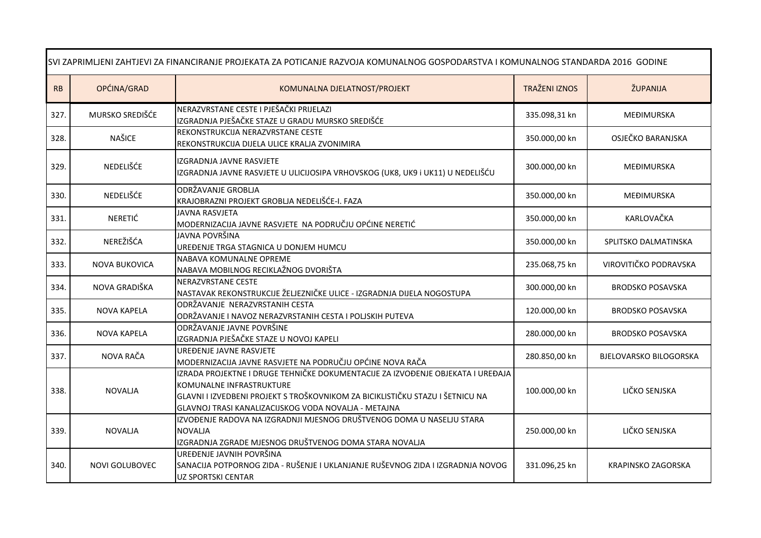| SVI ZAPRIMLJENI ZAHTJEVI ZA FINANCIRANJE PROJEKATA ZA POTICANJE RAZVOJA KOMUNALNOG GOSPODARSTVA I KOMUNALNOG STANDARDA 2016 GODINE | | | | |
|---|---|---|---|---|
| RB | OPĆINA/GRAD | KOMUNALNA DJELATNOST/PROJEKT | TRAŽENI IZNOS | ŽUPANIJA |
| 327. | MURSKO SREDIŠĆE | NERAZVRSTANE CESTE I PJEŠAČKI PRIJELAZI<br>IZGRADNJA PJEŠAČKE STAZE U GRADU MURSKO SREDIŠĆE | 335.098,31 kn | MEĐIMURSKA |
| 328. | NAŠICE | REKONSTRUKCIJA NERAZVRSTANE CESTE<br>REKONSTRUKCIJA DIJELA ULICE KRALJA ZVONIMIRA | 350.000,00 kn | OSJEČKO BARANJSKA |
| 329. | NEDELIŠĆE | IZGRADNJA JAVNE RASVJETE<br>IZGRADNJA JAVNE RASVJETE U ULICIJOSIPA VRHOVSKOG (UK8, UK9 i UK11) U NEDELIŠĆU | 300.000,00 kn | MEĐIMURSKA |
| 330. | NEDELIŠĆE | ODRŽAVANJE GROBLJA<br>KRAJOBRAZNI PROJEKT GROBLJA NEDELIŠĆE-I. FAZA | 350.000,00 kn | MEĐIMURSKA |
| 331. | NERETIĆ | JAVNA RASVJETA<br>MODERNIZACIJA JAVNE RASVJETE NA PODRUČJU OPĆINE NERETIĆ | 350.000,00 kn | KARLOVAČKA |
| 332. | NEREŽIŠĆA | JAVNA POVRŠINA<br>UREĐENJE TRGA STAGNICA U DONJEM HUMCU | 350.000,00 kn | SPLITSKO DALMATINSKA |
| 333. | NOVA BUKOVICA | NABAVA KOMUNALNE OPREME<br>NABAVA MOBILNOG RECIKLAŽNOG DVORIŠTA | 235.068,75 kn | VIROVITIČKO PODRAVSKA |
| 334. | NOVA GRADIŠKA | NERAZVRSTANE CESTE<br>NASTAVAK REKONSTRUKCIJE ŽELJEZNIČKE ULICE - IZGRADNJA DIJELA NOGOSTUPA | 300.000,00 kn | BRODSKO POSAVSKA |
| 335. | NOVA KAPELA | ODRŽAVANJE NERAZVRSTANIH CESTA<br>ODRŽAVANJE I NAVOZ NERAZVRSTANIH CESTA I POLJSKIH PUTEVA | 120.000,00 kn | BRODSKO POSAVSKA |
| 336. | NOVA KAPELA | ODRŽAVANJE JAVNE POVRŠINE<br>IZGRADNJA PJEŠAČKE STAZE U NOVOJ KAPELI | 280.000,00 kn | BRODSKO POSAVSKA |
| 337. | NOVA RAČA | UREĐENJE JAVNE RASVJETE<br>MODERNIZACIJA JAVNE RASVJETE NA PODRUČJU OPĆINE NOVA RAČA | 280.850,00 kn | BJELOVARSKO BILOGORSKA |
| 338. | NOVALJA | IZRADA PROJEKTNE I DRUGE TEHNIČKE DOKUMENTACIJE ZA IZVOĐENJE OBJEKATA I UREĐAJA KOMUNALNE INFRASTRUKTURE<br>GLAVNI I IZVEDBENI PROJEKT S TROŠKOVNIKOM ZA BICIKLISTIČKU STAZU I ŠETNICU NA GLAVNOJ TRASI KANALIZACIJSKOG VODA NOVALJA - METAJNA | 100.000,00 kn | LIČKO SENJSKA |
| 339. | NOVALJA | IZVOĐENJE RADOVA NA IZGRADNJI MJESNOG DRUŠTVENOG DOMA U NASELJU STARA NOVALJA<br>IZGRADNJA ZGRADE MJESNOG DRUŠTVENOG DOMA STARA NOVALJA | 250.000,00 kn | LIČKO SENJSKA |
| 340. | NOVI GOLUBOVEC | UREĐENJE JAVNIH POVRŠINA<br>SANACIJA POTPORNOG ZIDA - RUŠENJE I UKLANJANJE RUŠEVNOG ZIDA I IZGRADNJA NOVOG UZ SPORTSKI CENTAR | 331.096,25 kn | KRAPINSKO ZAGORSKA |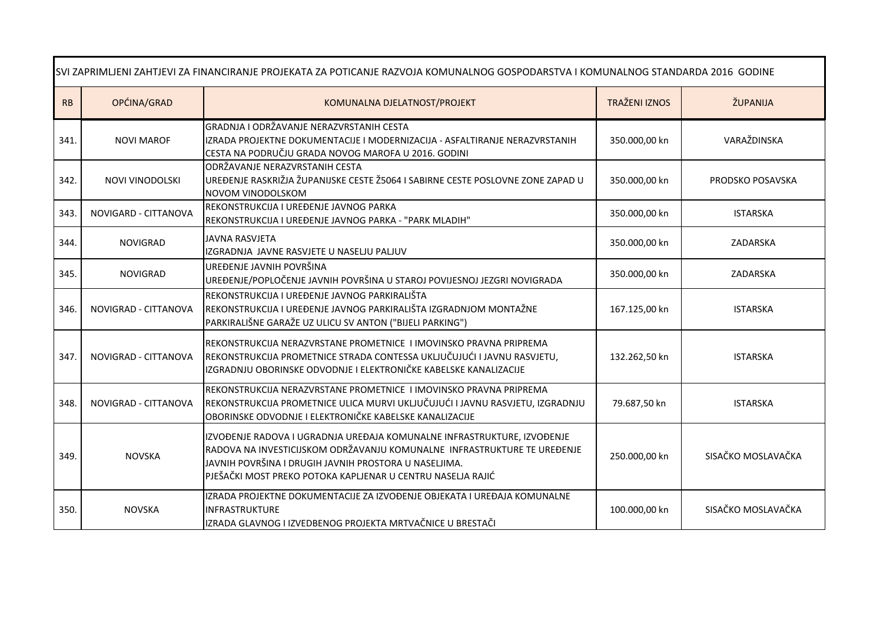| SVI ZAPRIMLJENI ZAHTJEVI ZA FINANCIRANJE PROJEKATA ZA POTICANJE RAZVOJA KOMUNALNOG GOSPODARSTVA I KOMUNALNOG STANDARDA 2016 GODINE | | | | |
|---|---|---|---|---|
| RB | OPĆINA/GRAD | KOMUNALNA DJELATNOST/PROJEKT | TRAŽENI IZNOS | ŽUPANIJA |
| 341. | NOVI MAROF | GRADNJA I ODRŽAVANJE NERAZVRSTANIH CESTA<br>IZRADA PROJEKTNE DOKUMENTACIJE I MODERNIZACIJA - ASFALTIRANJE NERAZVRSTANIH CESTA NA PODRUČJU GRADA NOVOG MAROFA U 2016. GODINI | 350.000,00 kn | VARAŽDINSKA |
| 342. | NOVI VINODOLSKI | ODRŽAVANJE NERAZVRSTANIH CESTA<br>UREĐENJE RASKRIŽJA ŽUPANIJSKE CESTE Ž5064 I SABIRNE CESTE POSLOVNE ZONE ZAPAD U NOVOM VINODOLSKOM | 350.000,00 kn | PRODSKO POSAVSKA |
| 343. | NOVIGARD - CITTANOVA | REKONSTRUKCIJA I UREĐENJE JAVNOG PARKA<br>REKONSTRUKCIJA I UREĐENJE JAVNOG PARKA - "PARK MLADIH" | 350.000,00 kn | ISTARSKA |
| 344. | NOVIGRAD | JAVNA RASVJETA<br>IZGRADNJA JAVNE RASVJETE U NASELJU PALJUV | 350.000,00 kn | ZADARSKA |
| 345. | NOVIGRAD | UREĐENJE JAVNIH POVRŠINA<br>UREĐENJE/POPLOČENJE JAVNIH POVRŠINA U STAROJ POVIJESNOJ JEZGRI NOVIGRADA | 350.000,00 kn | ZADARSKA |
| 346. | NOVIGRAD - CITTANOVA | REKONSTRUKCIJA I UREĐENJE JAVNOG PARKIRALIŠTA<br>REKONSTRUKCIJA I UREĐENJE JAVNOG PARKIRALIŠTA IZGRADNJOM MONTAŽNE PARKIRALIŠNE GARAŽE UZ ULICU SV ANTON ("BIJELI PARKING") | 167.125,00 kn | ISTARSKA |
| 347. | NOVIGRAD - CITTANOVA | REKONSTRUKCIJA NERAZVRSTANE PROMETNICE I IMOVINSKO PRAVNA PRIPREMA<br>REKONSTRUKCIJA PROMETNICE STRADA CONTESSA UKLJUČUJUĆI I JAVNU RASVJETU, IZGRADNJU OBORINSKE ODVODNJE I ELEKTRONIČKE KABELSKE KANALIZACIJE | 132.262,50 kn | ISTARSKA |
| 348. | NOVIGRAD - CITTANOVA | REKONSTRUKCIJA NERAZVRSTANE PROMETNICE I IMOVINSKO PRAVNA PRIPREMA<br>REKONSTRUKCIJA PROMETNICE ULICA MURVI UKLJUČUJUĆI I JAVNU RASVJETU, IZGRADNJU OBORINSKE ODVODNJE I ELEKTRONIČKE KABELSKE KANALIZACIJE | 79.687,50 kn | ISTARSKA |
| 349. | NOVSKA | IZVOĐENJE RADOVA I UGRADNJA UREĐAJA KOMUNALNE INFRASTRUKTURE, IZVOĐENJE RADOVA NA INVESTICIJSKOM ODRŽAVANJU KOMUNALNE INFRASTRUKTURE TE UREĐENJE JAVNIH POVRŠINA I DRUGIH JAVNIH PROSTORA U NASELJIMA.<br>PJEŠAČKI MOST PREKO POTOKA KAPLJENAR U CENTRU NASELJA RAJIĆ | 250.000,00 kn | SISAČKO MOSLAVAČKA |
| 350. | NOVSKA | IZRADA PROJEKTNE DOKUMENTACIJE ZA IZVOĐENJE OBJEKATA I UREĐAJA KOMUNALNE INFRASTRUKTURE<br>IZRADA GLAVNOG I IZVEDBENOG PROJEKTA MRTVAČNICE U BRESTAČI | 100.000,00 kn | SISAČKO MOSLAVAČKA |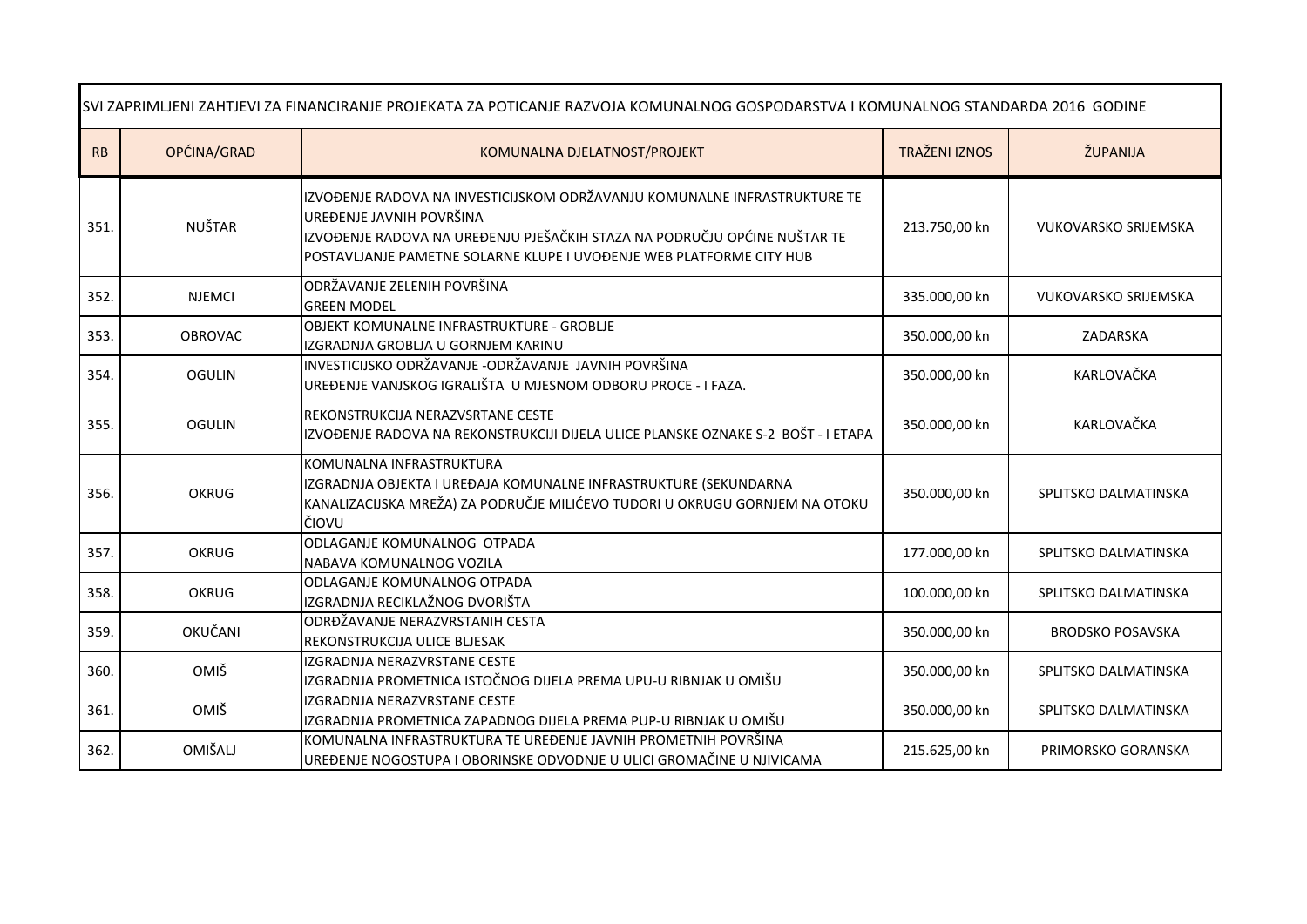| SVI ZAPRIMLJENI ZAHTJEVI ZA FINANCIRANJE PROJEKATA ZA POTICANJE RAZVOJA KOMUNALNOG GOSPODARSTVA I KOMUNALNOG STANDARDA 2016 GODINE | | | | |
|---|---|---|---|---|
| RB | OPĆINA/GRAD | KOMUNALNA DJELATNOST/PROJEKT | TRAŽENI IZNOS | ŽUPANIJA |
| 351. | NUŠTAR | IZVOĐENJE RADOVA NA INVESTICIJSKOM ODRŽAVANJU KOMUNALNE INFRASTRUKTURE TE UREĐENJE JAVNIH POVRŠINA<br>IZVOĐENJE RADOVA NA UREĐENJU PJEŠAČKIH STAZA NA PODRUČJU OPĆINE NUŠTAR TE POSTAVLJANJE PAMETNE SOLARNE KLUPE I UVOĐENJE WEB PLATFORME CITY HUB | 213.750,00 kn | VUKOVARSKO SRIJEMSKA |
| 352. | NJEMCI | ODRŽAVANJE ZELENIH POVRŠINA<br>GREEN MODEL | 335.000,00 kn | VUKOVARSKO SRIJEMSKA |
| 353. | OBROVAC | OBJEKT KOMUNALNE INFRASTRUKTURE - GROBLJE<br>IZGRADNJA GROBLJA U GORNJEM KARINU | 350.000,00 kn | ZADARSKA |
| 354. | OGULIN | INVESTICIJSKO ODRŽAVANJE -ODRŽAVANJE JAVNIH POVRŠINA<br>UREĐENJE VANJSKOG IGRALIŠTA U MJESNOM ODBORU PROCE - I FAZA. | 350.000,00 kn | KARLOVAČKA |
| 355. | OGULIN | REKONSTRUKCIJA NERAZVSRTANE CESTE<br>IZVOĐENJE RADOVA NA REKONSTRUKCIJI DIJELA ULICE PLANSKE OZNAKE S-2 BOŠT - I ETAPA | 350.000,00 kn | KARLOVAČKA |
| 356. | OKRUG | KOMUNALNA INFRASTRUKTURA<br>IZGRADNJA OBJEKTA I UREĐAJA KOMUNALNE INFRASTRUKTURE (SEKUNDARNA KANALIZACIJSKA MREŽA) ZA PODRUČJE MILIĆEVO TUDORI U OKRUGU GORNJEM NA OTOKU ČIOVU | 350.000,00 kn | SPLITSKO DALMATINSKA |
| 357. | OKRUG | ODLAGANJE KOMUNALNOG OTPADA<br>NABAVA KOMUNALNOG VOZILA | 177.000,00 kn | SPLITSKO DALMATINSKA |
| 358. | OKRUG | ODLAGANJE KOMUNALNOG OTPADA<br>IZGRADNJA RECIKLAŽNOG DVORIŠTA | 100.000,00 kn | SPLITSKO DALMATINSKA |
| 359. | OKUČANI | ODRĐŽAVANJE NERAZVRSTANIH CESTA<br>REKONSTRUKCIJA ULICE BLJESAK | 350.000,00 kn | BRODSKO POSAVSKA |
| 360. | OMIŠ | IZGRADNJA NERAZVRSTANE CESTE<br>IZGRADNJA PROMETNICA ISTOČNOG DIJELA PREMA UPU-U RIBNJAK U OMIŠU | 350.000,00 kn | SPLITSKO DALMATINSKA |
| 361. | OMIŠ | IZGRADNJA NERAZVRSTANE CESTE<br>IZGRADNJA PROMETNICA ZAPADNOG DIJELA PREMA PUP-U RIBNJAK U OMIŠU | 350.000,00 kn | SPLITSKO DALMATINSKA |
| 362. | OMIŠALJ | KOMUNALNA INFRASTRUKTURA TE UREĐENJE JAVNIH PROMETNIH POVRŠINA<br>UREĐENJE NOGOSTUPA I OBORINSKE ODVODNJE U ULICI GROMAČINE U NJIVICAMA | 215.625,00 kn | PRIMORSKO GORANSKA |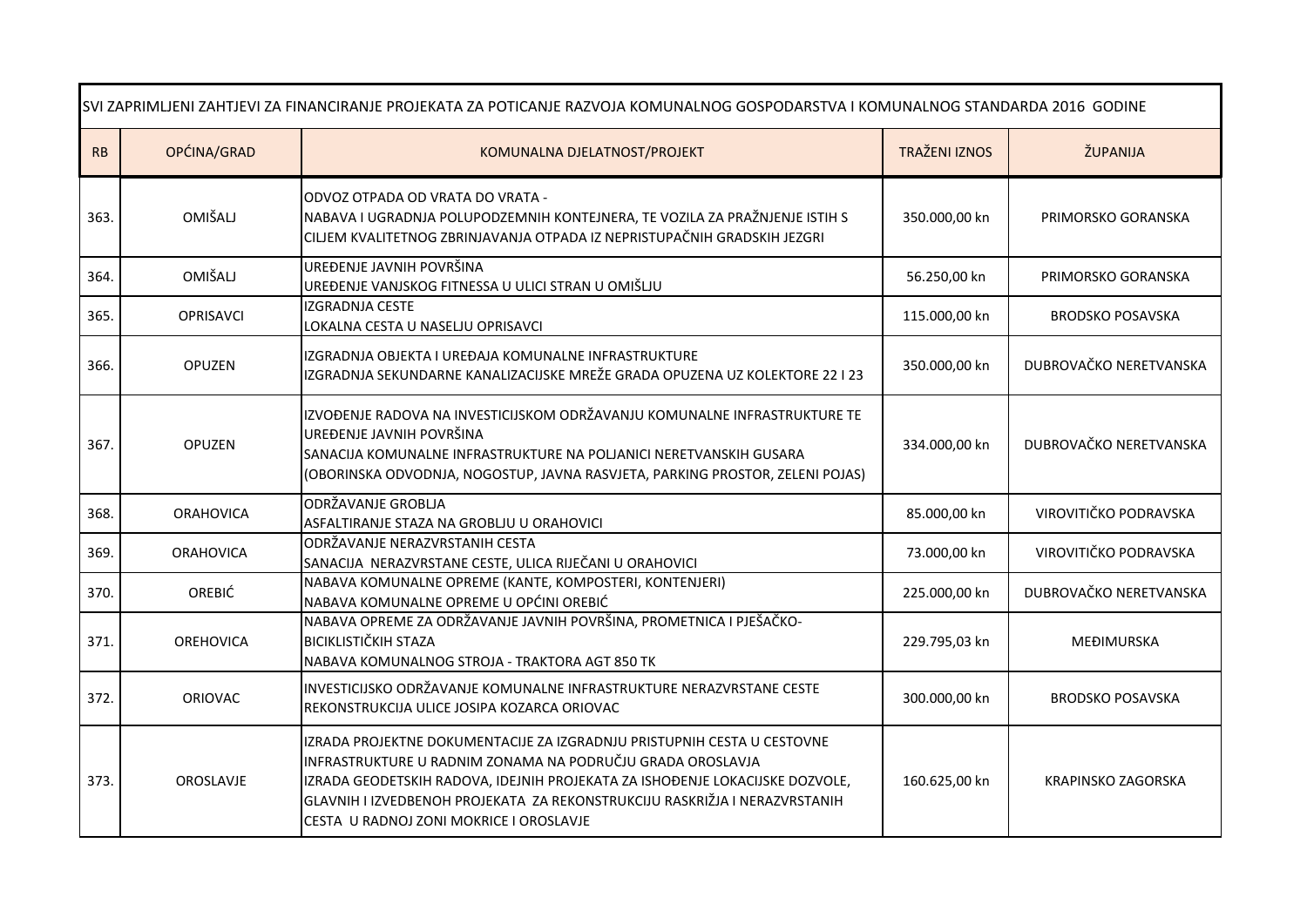| SVI ZAPRIMLJENI ZAHTJEVI ZA FINANCIRANJE PROJEKATA ZA POTICANJE RAZVOJA KOMUNALNOG GOSPODARSTVA I KOMUNALNOG STANDARDA 2016 GODINE | | | | |
|---|---|---|---|---|
| RB | OPĆINA/GRAD | KOMUNALNA DJELATNOST/PROJEKT | TRAŽENI IZNOS | ŽUPANIJA |
| 363. | OMIŠALJ | ODVOZ OTPADA OD VRATA DO VRATA - NABAVA I UGRADNJA POLUPODZEMNIH KONTEJNERA, TE VOZILA ZA PRAŽNJENJE ISTIH S CILJEM KVALITETNOG ZBRINJAVANJA OTPADA IZ NEPRISTUPAČNIH GRADSKIH JEZGRI | 350.000,00 kn | PRIMORSKO GORANSKA |
| 364. | OMIŠALJ | UREĐENJE JAVNIH POVRŠINA UREĐENJE VANJSKOG FITNESSA U ULICI STRAN U OMIŠLJU | 56.250,00 kn | PRIMORSKO GORANSKA |
| 365. | OPRISAVCI | IZGRADNJA CESTE LOKALNA CESTA U NASELJU OPRISAVCI | 115.000,00 kn | BRODSKO POSAVSKA |
| 366. | OPUZEN | IZGRADNJA OBJEKTA I UREĐAJA KOMUNALNE INFRASTRUKTURE IZGRADNJA SEKUNDARNE KANALIZACIJSKE MREŽE GRADA OPUZENA UZ KOLEKTORE 22 I 23 | 350.000,00 kn | DUBROVAČKO NERETVANSKA |
| 367. | OPUZEN | IZVOĐENJE RADOVA NA INVESTICIJSKOM ODRŽAVANJU KOMUNALNE INFRASTRUKTURE TE UREĐENJE JAVNIH POVRŠINA SANACIJA KOMUNALNE INFRASTRUKTURE NA POLJANICI NERETVANSKIH GUSARA (OBORINSKA ODVODNJA, NOGOSTUP, JAVNA RASVJETA, PARKING PROSTOR, ZELENI POJAS) | 334.000,00 kn | DUBROVAČKO NERETVANSKA |
| 368. | ORAHOVICA | ODRŽAVANJE GROBLJA ASFALTIRANJE STAZA NA GROBLJU U ORAHOVICI | 85.000,00 kn | VIROVITIČKO PODRAVSKA |
| 369. | ORAHOVICA | ODRŽAVANJE NERAZVRSTANIH CESTA SANACIJA NERAZVRSTANE CESTE, ULICA RIJEČANI U ORAHOVICI | 73.000,00 kn | VIROVITIČKO PODRAVSKA |
| 370. | OREBIĆ | NABAVA KOMUNALNE OPREME (KANTE, KOMPOSTERI, KONTENJERI) NABAVA KOMUNALNE OPREME U OPĆINI OREBIĆ | 225.000,00 kn | DUBROVAČKO NERETVANSKA |
| 371. | OREHOVICA | NABAVA OPREME ZA ODRŽAVANJE JAVNIH POVRŠINA, PROMETNICA I PJEŠAČKO-BICIKLISTIČKIH STAZA NABAVA KOMUNALNOG STROJA - TRAKTORA AGT 850 TK | 229.795,03 kn | MEĐIMURSKA |
| 372. | ORIOVAC | INVESTICIJSKO ODRŽAVANJE KOMUNALNE INFRASTRUKTURE NERAZVRSTANE CESTE REKONSTRUKCIJA ULICE JOSIPA KOZARCA ORIOVAC | 300.000,00 kn | BRODSKO POSAVSKA |
| 373. | OROSLAVJE | IZRADA PROJEKTNE DOKUMENTACIJE ZA IZGRADNJU PRISTUPNIH CESTA U CESTOVNE INFRASTRUKTURE U RADNIM ZONAMA NA PODRUČJU GRADA OROSLAVJA IZRADA GEODETSKIH RADOVA, IDEJNIH PROJEKATA ZA ISHOĐENJE LOKACIJSKE DOZVOLE, GLAVNIH I IZVEDBENOH PROJEKATA ZA REKONSTRUKCIJU RASKRIŽJA I NERAZVRSTANIH CESTA U RADNOJ ZONI MOKRICE I OROSLAVJE | 160.625,00 kn | KRAPINSKO ZAGORSKA |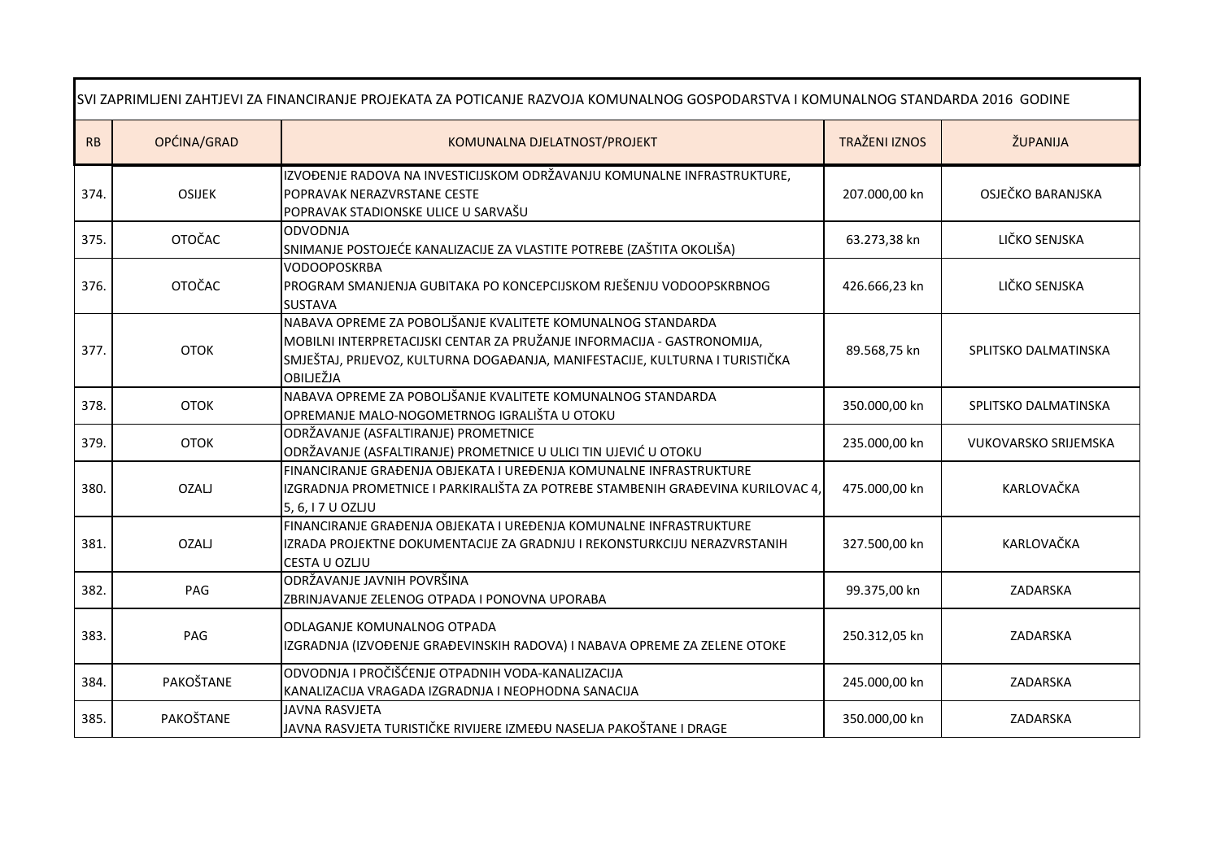| SVI ZAPRIMLJENI ZAHTJEVI ZA FINANCIRANJE PROJEKATA ZA POTICANJE RAZVOJA KOMUNALNOG GOSPODARSTVA I KOMUNALNOG STANDARDA 2016 GODINE | | | | |
|---|---|---|---|---|
| RB | OPĆINA/GRAD | KOMUNALNA DJELATNOST/PROJEKT | TRAŽENI IZNOS | ŽUPANIJA |
| 374. | OSIJEK | IZVOĐENJE RADOVA NA INVESTICIJSKOM ODRŽAVANJU KOMUNALNE INFRASTRUKTURE, POPRAVAK NERAZVRSTANE CESTE POPRAVAK STADIONSKE ULICE U SARVAŠU | 207.000,00 kn | OSJEČKO BARANJSKA |
| 375. | OTOČAC | ODVODNJA SNIMANJE POSTOJEĆE KANALIZACIJE ZA VLASTITE POTREBE (ZAŠTITA OKOLIŠA) | 63.273,38 kn | LIČKO SENJSKA |
| 376. | OTOČAC | VODOOPOSKRBA PROGRAM SMANJENJA GUBITAKA PO KONCEPCIJSKOM RJEŠENJU VODOOPSKRBNOG SUSTAVA | 426.666,23 kn | LIČKO SENJSKA |
| 377. | OTOK | NABAVA OPREME ZA POBOLJŠANJE KVALITETE KOMUNALNOG STANDARDA MOBILNI INTERPRETACIJSKI CENTAR ZA PRUŽANJE INFORMACIJA - GASTRONOMIJA, SMJEŠTAJ, PRIJEVOZ, KULTURNA DOGAĐANJA, MANIFESTACIJE, KULTURNA I TURISTIČKA OBILJEŽJA | 89.568,75 kn | SPLITSKO DALMATINSKA |
| 378. | OTOK | NABAVA OPREME ZA POBOLJŠANJE KVALITETE KOMUNALNOG STANDARDA OPREMANJE MALO-NOGOMETRNOG IGRALIŠTA U OTOKU | 350.000,00 kn | SPLITSKO DALMATINSKA |
| 379. | OTOK | ODRŽAVANJE (ASFALTIRANJE) PROMETNICE ODRŽAVANJE (ASFALTIRANJE) PROMETNICE U ULICI TIN UJEVIĆ U OTOKU | 235.000,00 kn | VUKOVARSKO SRIJEMSKA |
| 380. | OZALJ | FINANCIRANJE GRAĐENJA OBJEKATA I UREĐENJA KOMUNALNE INFRASTRUKTURE IZGRADNJA PROMETNICE I PARKIRALIŠTA ZA POTREBE STAMBENIH GRAĐEVINA KURILOVAC 4, 5, 6, I 7 U OZLJU | 475.000,00 kn | KARLOVAČKA |
| 381. | OZALJ | FINANCIRANJE GRAĐENJA OBJEKATA I UREĐENJA KOMUNALNE INFRASTRUKTURE IZRADA PROJEKTNE DOKUMENTACIJE ZA GRADNJU I REKONSTURKCIJU NERAZVRSTANIH CESTA U OZLJU | 327.500,00 kn | KARLOVAČKA |
| 382. | PAG | ODRŽAVANJE JAVNIH POVRŠINA ZBRINJAVANJE ZELENOG OTPADA I PONOVNA UPORABA | 99.375,00 kn | ZADARSKA |
| 383. | PAG | ODLAGANJE KOMUNALNOG OTPADA IZGRADNJA (IZVOĐENJE GRAĐEVINSKIH RADOVA) I NABAVA OPREME ZA ZELENE OTOKE | 250.312,05 kn | ZADARSKA |
| 384. | PAKOŠTANE | ODVODNJA I PROČIŠĆENJE OTPADNIH VODA-KANALIZACIJA KANALIZACIJA VRAGADA IZGRADNJA I NEOPHODNA SANACIJA | 245.000,00 kn | ZADARSKA |
| 385. | PAKOŠTANE | JAVNA RASVJETA JAVNA RASVJETA TURISTIČKE RIVIJERE IZMEĐU NASELJA PAKOŠTANE I DRAGE | 350.000,00 kn | ZADARSKA |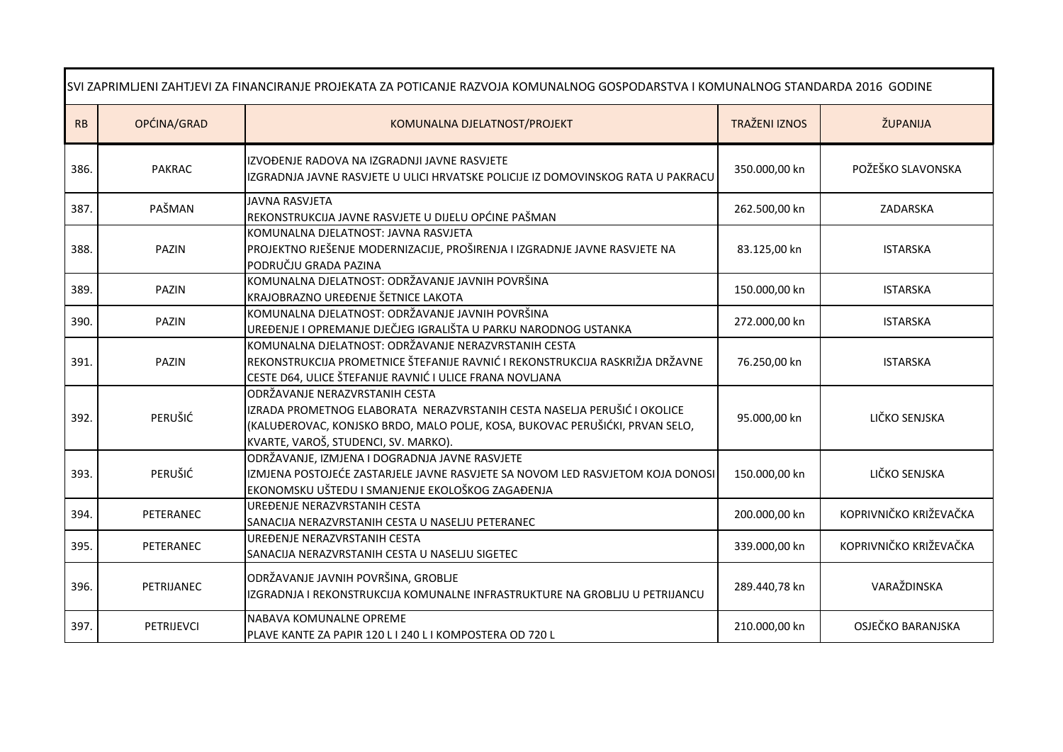| SVI ZAPRIMLJENI ZAHTJEVI ZA FINANCIRANJE PROJEKATA ZA POTICANJE RAZVOJA KOMUNALNOG GOSPODARSTVA I KOMUNALNOG STANDARDA 2016 GODINE | | | | |
|---|---|---|---|---|
| RB | OPĆINA/GRAD | KOMUNALNA DJELATNOST/PROJEKT | TRAŽENI IZNOS | ŽUPANIJA |
| 386. | PAKRAC | IZVOĐENJE RADOVA NA IZGRADNJI JAVNE RASVJETE<br>IZGRADNJA JAVNE RASVJETE U ULICI HRVATSKE POLICIJE IZ DOMOVINSKOG RATA U PAKRACU | 350.000,00 kn | POŽEŠKO SLAVONSKA |
| 387. | PAŠMAN | JAVNA RASVJETA<br>REKONSTRUKCIJA JAVNE RASVJETE U DIJELU OPĆINE PAŠMAN | 262.500,00 kn | ZADARSKA |
| 388. | PAZIN | KOMUNALNA DJELATNOST: JAVNA RASVJETA<br>PROJEKTNO RJEŠENJE MODERNIZACIJE, PROŠIRENJA I IZGRADNJE JAVNE RASVJETE NA PODRUČJU GRADA PAZINA | 83.125,00 kn | ISTARSKA |
| 389. | PAZIN | KOMUNALNA DJELATNOST: ODRŽAVANJE JAVNIH POVRŠINA<br>KRAJOBRAZNO UREĐENJE ŠETNICE LAKOTA | 150.000,00 kn | ISTARSKA |
| 390. | PAZIN | KOMUNALNA DJELATNOST: ODRŽAVANJE JAVNIH POVRŠINA<br>UREĐENJE I OPREMANJE DJEČJEG IGRALIŠTA U PARKU NARODNOG USTANKA | 272.000,00 kn | ISTARSKA |
| 391. | PAZIN | KOMUNALNA DJELATNOST: ODRŽAVANJE NERAZVRSTANIH CESTA<br>REKONSTRUKCIJA PROMETNICE ŠTEFANIJE RAVNIĆ I REKONSTRUKCIJA RASKRIŽJA DRŽAVNE CESTE D64, ULICE ŠTEFANIJE RAVNIĆ I ULICE FRANA NOVLJANA | 76.250,00 kn | ISTARSKA |
| 392. | PERUŠIĆ | ODRŽAVANJE NERAZVRSTANIH CESTA<br>IZRADA PROMETNOG ELABORATA NERAZVRSTANIH CESTA NASELJA PERUŠIĆ I OKOLICE (KALUĐEROVAC, KONJSKO BRDO, MALO POLJE, KOSA, BUKOVAC PERUŠIĆKI, PRVAN SELO, KVARTE, VAROŠ, STUDENCI, SV. MARKO). | 95.000,00 kn | LIČKO SENJSKA |
| 393. | PERUŠIĆ | ODRŽAVANJE, IZMJENA I DOGRADNJA JAVNE RASVJETE<br>IZMJENA POSTOJEĆE ZASTARJELE JAVNE RASVJETE SA NOVOM LED RASVJETOM KOJA DONOSI EKONOMSKU UŠTEDU I SMANJENJE EKOLOŠKOG ZAGAĐENJA | 150.000,00 kn | LIČKO SENJSKA |
| 394. | PETERANEC | UREĐENJE NERAZVRSTANIH CESTA<br>SANACIJA NERAZVRSTANIH CESTA U NASELJU PETERANEC | 200.000,00 kn | KOPRIVNIČKO KRIŽEVAČKA |
| 395. | PETERANEC | UREĐENJE NERAZVRSTANIH CESTA<br>SANACIJA NERAZVRSTANIH CESTA U NASELJU SIGETEC | 339.000,00 kn | KOPRIVNIČKO KRIŽEVAČKA |
| 396. | PETRIJANEC | ODRŽAVANJE JAVNIH POVRŠINA, GROBLJE<br>IZGRADNJA I REKONSTRUKCIJA KOMUNALNE INFRASTRUKTURE NA GROBLJU U PETRIJANCU | 289.440,78 kn | VARAŽDINSKA |
| 397. | PETRIJEVCI | NABAVA KOMUNALNE OPREME<br>PLAVE KANTE ZA PAPIR 120 L I 240 L I KOMPOSTERA OD 720 L | 210.000,00 kn | OSJEČKO BARANJSKA |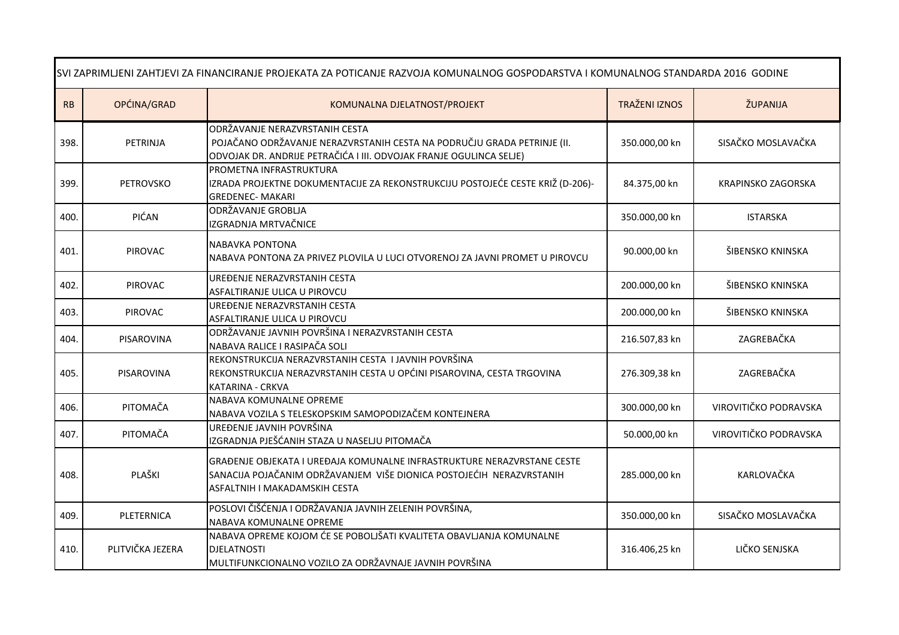| SVI ZAPRIMLJENI ZAHTJEVI ZA FINANCIRANJE PROJEKATA ZA POTICANJE RAZVOJA KOMUNALNOG GOSPODARSTVA I KOMUNALNOG STANDARDA 2016 GODINE | | | | |
|---|---|---|---|---|
| RB | OPĆINA/GRAD | KOMUNALNA DJELATNOST/PROJEKT | TRAŽENI IZNOS | ŽUPANIJA |
| 398. | PETRINJA | ODRŽAVANJE NERAZVRSTANIH CESTA<br>POJAČANO ODRŽAVANJE NERAZVRSTANIH CESTA NA PODRUČJU GRADA PETRINJE (II. ODVOJAK DR. ANDRIJE PETRAČIĆA I III. ODVOJAK FRANJE OGULINCA SELJE) | 350.000,00 kn | SISAČKO MOSLAVAČKA |
| 399. | PETROVSKO | PROMETNA INFRASTRUKTURA<br>IZRADA PROJEKTNE DOKUMENTACIJE ZA REKONSTRUKCIJU POSTOJEĆE CESTE KRIŽ (D-206)-GREDENEC- MAKARI | 84.375,00 kn | KRAPINSKO ZAGORSKA |
| 400. | PIĆAN | ODRŽAVANJE GROBLJA<br>IZGRADNJA MRTVAČNICE | 350.000,00 kn | ISTARSKA |
| 401. | PIROVAC | NABAVKA PONTONA<br>NABAVA PONTONA ZA PRIVEZ PLOVILA U LUCI OTVORENOJ ZA JAVNI PROMET U PIROVCU | 90.000,00 kn | ŠIBENSKO KNINSKA |
| 402. | PIROVAC | UREĐENJE NERAZVRSTANIH CESTA<br>ASFALTIRANJE ULICA U PIROVCU | 200.000,00 kn | ŠIBENSKO KNINSKA |
| 403. | PIROVAC | UREĐENJE NERAZVRSTANIH CESTA<br>ASFALTIRANJE ULICA U PIROVCU | 200.000,00 kn | ŠIBENSKO KNINSKA |
| 404. | PISAROVINA | ODRŽAVANJE JAVNIH POVRŠINA I NERAZVRSTANIH CESTA<br>NABAVA RALICE I RASIPAČA SOLI | 216.507,83 kn | ZAGREBAČKA |
| 405. | PISAROVINA | REKONSTRUKCIJA NERAZVRSTANIH CESTA I JAVNIH POVRŠINA<br>REKONSTRUKCIJA NERAZVRSTANIH CESTA U OPĆINI PISAROVINA, CESTA TRGOVINA KATARINA - CRKVA | 276.309,38 kn | ZAGREBAČKA |
| 406. | PITOMAČA | NABAVA KOMUNALNE OPREME<br>NABAVA VOZILA S TELESKOPSKIM SAMOPODIZAČEM KONTEJNERA | 300.000,00 kn | VIROVITIČKO PODRAVSKA |
| 407. | PITOMAČA | UREĐENJE JAVNIH POVRŠINA<br>IZGRADNJA PJEŠĆANIH STAZA U NASELJU PITOMAČA | 50.000,00 kn | VIROVITIČKO PODRAVSKA |
| 408. | PLAŠKI | GRAĐENJE OBJEKATA I UREĐAJA KOMUNALNE INFRASTRUKTURE NERAZVRSTANE CESTE<br>SANACIJA POJAČANIM ODRŽAVANJEM VIŠE DIONICA POSTOJEĆIH NERAZVRSTANIH ASFALTNIH I MAKADAMSKIH CESTA | 285.000,00 kn | KARLOVAČKA |
| 409. | PLETERNICA | POSLOVI ČIŠĆENJA I ODRŽAVANJA JAVNIH ZELENIH POVRŠINA,<br>NABAVA KOMUNALNE OPREME | 350.000,00 kn | SISAČKO MOSLAVAČKA |
| 410. | PLITVIČKA JEZERA | NABAVA OPREME KOJOM ĆE SE POBOLJŠATI KVALITETA OBAVLJANJA KOMUNALNE DJELATNOSTI<br>MULTIFUNKCIONALNO VOZILO ZA ODRŽAVNAJE JAVNIH POVRŠINA | 316.406,25 kn | LIČKO SENJSKA |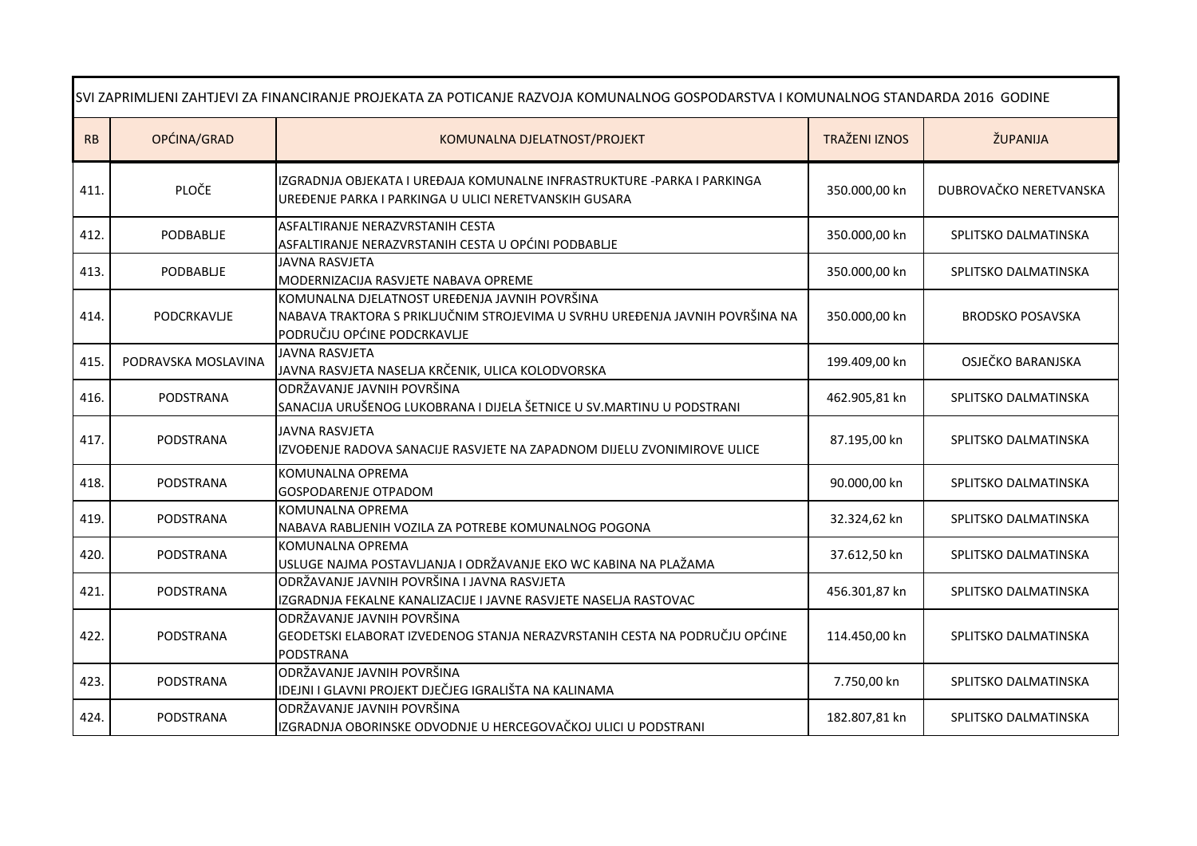| SVI ZAPRIMLJENI ZAHTJEVI ZA FINANCIRANJE PROJEKATA ZA POTICANJE RAZVOJA KOMUNALNOG GOSPODARSTVA I KOMUNALNOG STANDARDA 2016 GODINE | | | | |
|---|---|---|---|---|
| RB | OPĆINA/GRAD | KOMUNALNA DJELATNOST/PROJEKT | TRAŽENI IZNOS | ŽUPANIJA |
| 411. | PLOČE | IZGRADNJA OBJEKATA I UREĐAJA KOMUNALNE INFRASTRUKTURE -PARKA I PARKINGA UREĐENJE PARKA I PARKINGA U ULICI NERETVANSKIH GUSARA | 350.000,00 kn | DUBROVAČKO NERETVANSKA |
| 412. | PODBABLJE | ASFALTIRANJE NERAZVRSTANIH CESTA ASFALTIRANJE NERAZVRSTANIH CESTA U OPĆINI PODBABLJE | 350.000,00 kn | SPLITSKO DALMATINSKA |
| 413. | PODBABLJE | JAVNA RASVJETA MODERNIZACIJA RASVJETE NABAVA OPREME | 350.000,00 kn | SPLITSKO DALMATINSKA |
| 414. | PODCRKAVLJE | KOMUNALNA DJELATNOST UREĐENJA JAVNIH POVRŠINA NABAVA TRAKTORA S PRIKLJUČNIM STROJEVIMA U SVRHU UREĐENJA JAVNIH POVRŠINA NA PODRUČJU OPĆINE PODCRKAVLJE | 350.000,00 kn | BRODSKO POSAVSKA |
| 415. | PODRAVSKA MOSLAVINA | JAVNA RASVJETA JAVNA RASVJETA NASELJA KRČENIK, ULICA KOLODVORSKA | 199.409,00 kn | OSJEČKO BARANJSKA |
| 416. | PODSTRANA | ODRŽAVANJE JAVNIH POVRŠINA SANACIJA URUŠENOG LUKOBRANA I DIJELA ŠETNICE U SV.MARTINU U PODSTRANI | 462.905,81 kn | SPLITSKO DALMATINSKA |
| 417. | PODSTRANA | JAVNA RASVJETA IZVOĐENJE RADOVA SANACIJE RASVJETE NA ZAPADNOM DIJELU ZVONIMIROVE ULICE | 87.195,00 kn | SPLITSKO DALMATINSKA |
| 418. | PODSTRANA | KOMUNALNA OPREMA GOSPODARENJE OTPADOM | 90.000,00 kn | SPLITSKO DALMATINSKA |
| 419. | PODSTRANA | KOMUNALNA OPREMA NABAVA RABLJENIH VOZILA ZA POTREBE KOMUNALNOG POGONA | 32.324,62 kn | SPLITSKO DALMATINSKA |
| 420. | PODSTRANA | KOMUNALNA OPREMA USLUGE NAJMA POSTAVLJANJA I ODRŽAVANJE EKO WC KABINA NA PLAŽAMA | 37.612,50 kn | SPLITSKO DALMATINSKA |
| 421. | PODSTRANA | ODRŽAVANJE JAVNIH POVRŠINA I JAVNA RASVJETA IZGRADNJA FEKALNE KANALIZACIJE I JAVNE RASVJETE NASELJA RASTOVAC | 456.301,87 kn | SPLITSKO DALMATINSKA |
| 422. | PODSTRANA | ODRŽAVANJE JAVNIH POVRŠINA GEODETSKI ELABORAT IZVEDENOG STANJA NERAZVRSTANIH CESTA NA PODRUČJU OPĆINE PODSTRANA | 114.450,00 kn | SPLITSKO DALMATINSKA |
| 423. | PODSTRANA | ODRŽAVANJE JAVNIH POVRŠINA IDEJNI I GLAVNI PROJEKT DJEČJEG IGRALIŠTA NA KALINAMA | 7.750,00 kn | SPLITSKO DALMATINSKA |
| 424. | PODSTRANA | ODRŽAVANJE JAVNIH POVRŠINA IZGRADNJA OBORINSKE ODVODNJE U HERCEGOVAČKOJ ULICI U PODSTRANI | 182.807,81 kn | SPLITSKO DALMATINSKA |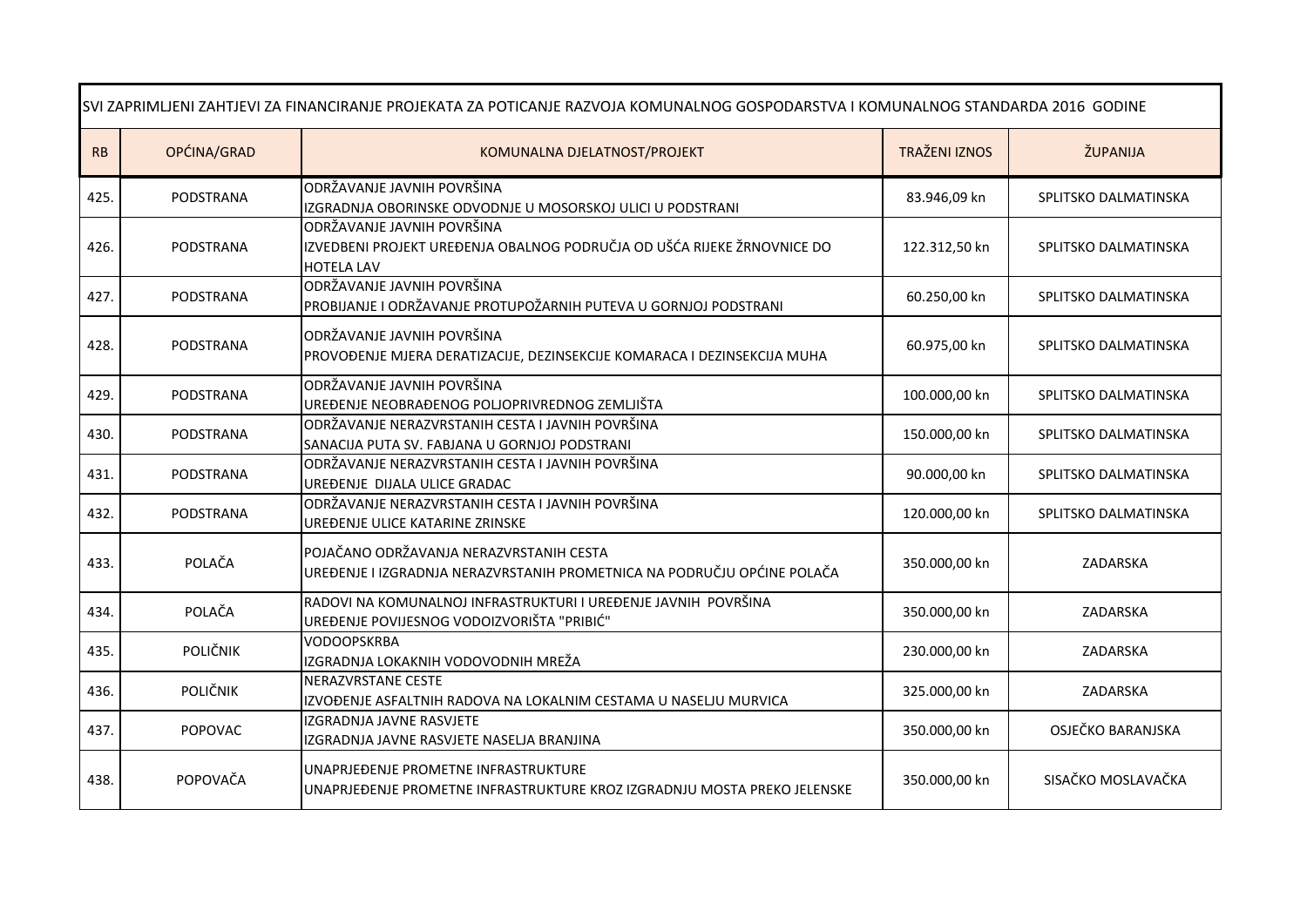| SVI ZAPRIMLJENI ZAHTJEVI ZA FINANCIRANJE PROJEKATA ZA POTICANJE RAZVOJA KOMUNALNOG GOSPODARSTVA I KOMUNALNOG STANDARDA 2016 GODINE | | | | |
|---|---|---|---|---|
| RB | OPĆINA/GRAD | KOMUNALNA DJELATNOST/PROJEKT | TRAŽENI IZNOS | ŽUPANIJA |
| 425. | PODSTRANA | ODRŽAVANJE JAVNIH POVRŠINA<br>IZGRADNJA OBORINSKE ODVODNJE U MOSORSKOJ ULICI U PODSTRANI | 83.946,09 kn | SPLITSKO DALMATINSKA |
| 426. | PODSTRANA | ODRŽAVANJE JAVNIH POVRŠINA<br>IZVEDBENI PROJEKT UREĐENJA OBALNOG PODRUČJA OD UŠĆA RIJEKE ŽRNOVNICE DO HOTELA LAV | 122.312,50 kn | SPLITSKO DALMATINSKA |
| 427. | PODSTRANA | ODRŽAVANJE JAVNIH POVRŠINA<br>PROBIJANJE I ODRŽAVANJE PROTUPOŽARNIH PUTEVA U GORNJOJ PODSTRANI | 60.250,00 kn | SPLITSKO DALMATINSKA |
| 428. | PODSTRANA | ODRŽAVANJE JAVNIH POVRŠINA<br>PROVOĐENJE MJERA DERATIZACIJE, DEZINSEKCIJE KOMARACA I DEZINSEKCIJA MUHA | 60.975,00 kn | SPLITSKO DALMATINSKA |
| 429. | PODSTRANA | ODRŽAVANJE JAVNIH POVRŠINA<br>UREĐENJE NEOBRAĐENOG POLJOPRIVREDNOG ZEMLJIŠTA | 100.000,00 kn | SPLITSKO DALMATINSKA |
| 430. | PODSTRANA | ODRŽAVANJE NERAZVRSTANIH CESTA I JAVNIH POVRŠINA<br>SANACIJA PUTA SV. FABJANA U GORNJOJ PODSTRANI | 150.000,00 kn | SPLITSKO DALMATINSKA |
| 431. | PODSTRANA | ODRŽAVANJE NERAZVRSTANIH CESTA I JAVNIH POVRŠINA<br>UREĐENJE DIJALA ULICE GRADAC | 90.000,00 kn | SPLITSKO DALMATINSKA |
| 432. | PODSTRANA | ODRŽAVANJE NERAZVRSTANIH CESTA I JAVNIH POVRŠINA<br>UREĐENJE ULICE KATARINE ZRINSKE | 120.000,00 kn | SPLITSKO DALMATINSKA |
| 433. | POLAČA | POJAČANO ODRŽAVANJA NERAZVRSTANIH CESTA<br>UREĐENJE I IZGRADNJA NERAZVRSTANIH PROMETNICA NA PODRUČJU OPĆINE POLAČA | 350.000,00 kn | ZADARSKA |
| 434. | POLAČA | RADOVI NA KOMUNALNOJ INFRASTRUKTURI I UREĐENJE JAVNIH POVRŠINA<br>UREĐENJE POVIJESNOG VODOIZVORIŠTA "PRIBIĆ" | 350.000,00 kn | ZADARSKA |
| 435. | POLIČNIK | VODOOPSKRBA<br>IZGRADNJA LOKAKNIH VODOVODNIH MREŽA | 230.000,00 kn | ZADARSKA |
| 436. | POLIČNIK | NERAZVRSTANE CESTE<br>IZVOĐENJE ASFALTNIH RADOVA NA LOKALNIM CESTAMA U NASELJU MURVICA | 325.000,00 kn | ZADARSKA |
| 437. | POPOVAC | IZGRADNJA JAVNE RASVJETE<br>IZGRADNJA JAVNE RASVJETE NASELJA BRANJINA | 350.000,00 kn | OSJEČKO BARANJSKA |
| 438. | POPOVAČA | UNAPRJEĐENJE PROMETNE INFRASTRUKTURE<br>UNAPRJEĐENJE PROMETNE INFRASTRUKTURE KROZ IZGRADNJU MOSTA PREKO JELENSKE | 350.000,00 kn | SISAČKO MOSLAVAČKA |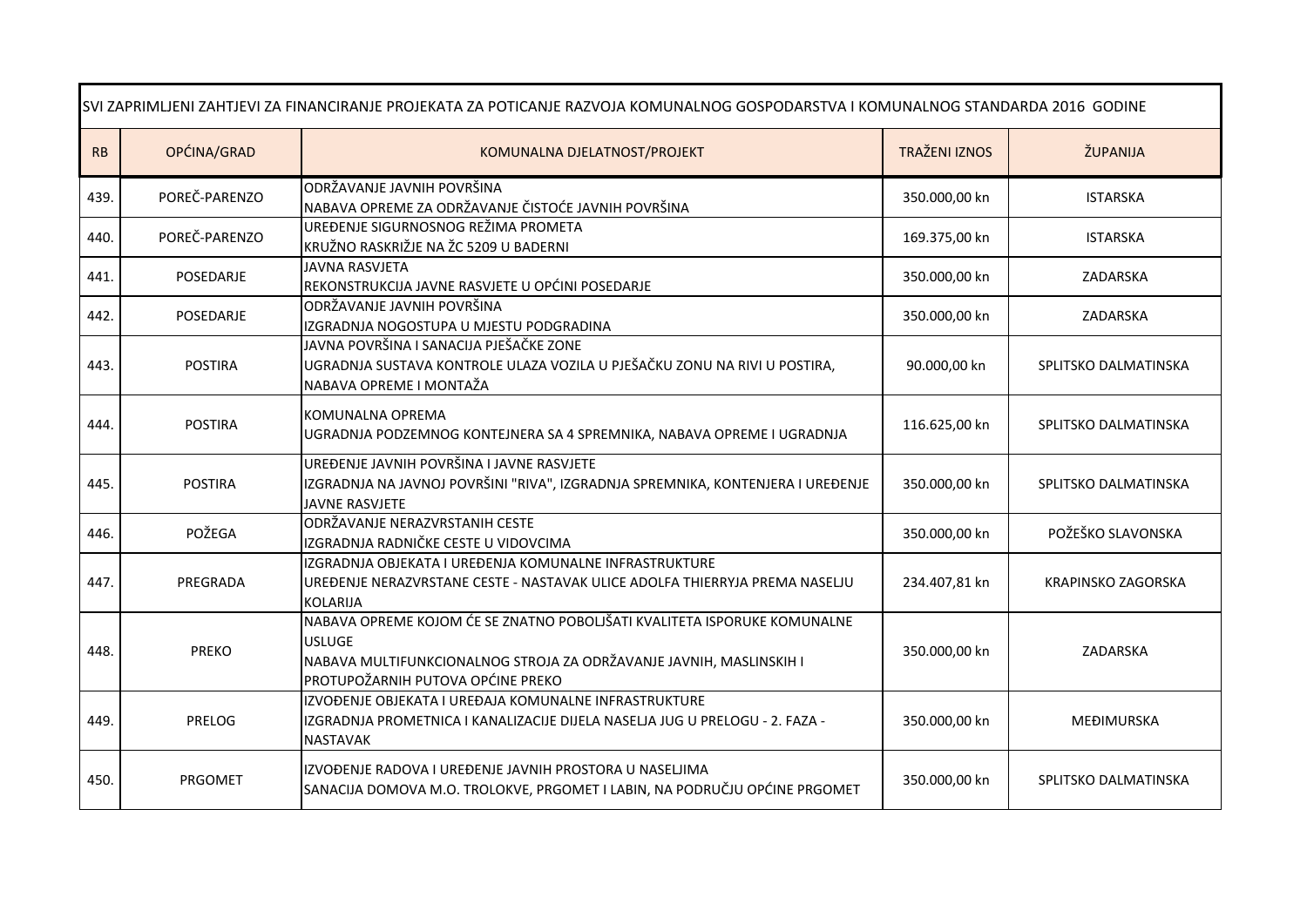| SVI ZAPRIMLJENI ZAHTJEVI ZA FINANCIRANJE PROJEKATA ZA POTICANJE RAZVOJA KOMUNALNOG GOSPODARSTVA I KOMUNALNOG STANDARDA 2016 GODINE | | | | |
|---|---|---|---|---|
| RB | OPĆINA/GRAD | KOMUNALNA DJELATNOST/PROJEKT | TRAŽENI IZNOS | ŽUPANIJA |
| 439. | POREČ-PARENZO | ODRŽAVANJE JAVNIH POVRŠINA<br>NABAVA OPREME ZA ODRŽAVANJE ČISTOĆE JAVNIH POVRŠINA | 350.000,00 kn | ISTARSKA |
| 440. | POREČ-PARENZO | UREĐENJE SIGURNOSNOG REŽIMA PROMETA<br>KRUŽNO RASKRIŽJE NA ŽC 5209 U BADERNI | 169.375,00 kn | ISTARSKA |
| 441. | POSEDARJE | JAVNA RASVJETA<br>REKONSTRUKCIJA JAVNE RASVJETE U OPĆINI POSEDARJE | 350.000,00 kn | ZADARSKA |
| 442. | POSEDARJE | ODRŽAVANJE JAVNIH POVRŠINA<br>IZGRADNJA NOGOSTUPA U MJESTU PODGRADINA | 350.000,00 kn | ZADARSKA |
| 443. | POSTIRA | JAVNA POVRŠINA I SANACIJA PJEŠAČKE ZONE<br>UGRADNJA SUSTAVA KONTROLE ULAZA VOZILA U PJEŠAČKU ZONU NA RIVI U POSTIRA, NABAVA OPREME I MONTAŽA | 90.000,00 kn | SPLITSKO DALMATINSKA |
| 444. | POSTIRA | KOMUNALNA OPREMA<br>UGRADNJA PODZEMNOG KONTEJNERA SA 4 SPREMNIKA, NABAVA OPREME I UGRADNJA | 116.625,00 kn | SPLITSKO DALMATINSKA |
| 445. | POSTIRA | UREĐENJE JAVNIH POVRŠINA I JAVNE RASVJETE<br>IZGRADNJA NA JAVNOJ POVRŠINI "RIVA", IZGRADNJA SPREMNIKA, KONTENJERA I UREĐENJE JAVNE RASVJETE | 350.000,00 kn | SPLITSKO DALMATINSKA |
| 446. | POŽEGA | ODRŽAVANJE NERAZVRSTANIH CESTE<br>IZGRADNJA RADNIČKE CESTE U VIDOVCIMA | 350.000,00 kn | POŽEŠKO SLAVONSKA |
| 447. | PREGRADA | IZGRADNJA OBJEKATA I UREĐENJA KOMUNALNE INFRASTRUKTURE<br>UREĐENJE NERAZVRSTANE CESTE - NASTAVAK ULICE ADOLFA THIERRYJA PREMA NASELJU KOLARIJA | 234.407,81 kn | KRAPINSKO ZAGORSKA |
| 448. | PREKO | NABAVA OPREME KOJOM ĆE SE ZNATNO POBOLJŠATI KVALITETA ISPORUKE KOMUNALNE USLUGE<br>NABAVA MULTIFUNKCIONALNOG STROJA ZA ODRŽAVANJE JAVNIH, MASLINSKIH I PROTUPOŽARNIH PUTOVA OPĆINE PREKO | 350.000,00 kn | ZADARSKA |
| 449. | PRELOG | IZVOĐENJE OBJEKATA I UREĐAJA KOMUNALNE INFRASTRUKTURE<br>IZGRADNJA PROMETNICA I KANALIZACIJE DIJELA NASELJA JUG U PRELOGU - 2. FAZA - NASTAVAK | 350.000,00 kn | MEĐIMURSKA |
| 450. | PRGOMET | IZVOĐENJE RADOVA I UREĐENJE JAVNIH PROSTORA U NASELJIMA<br>SANACIJA DOMOVA M.O. TROLOKVE, PRGOMET I LABIN, NA PODRUČJU OPĆINE PRGOMET | 350.000,00 kn | SPLITSKO DALMATINSKA |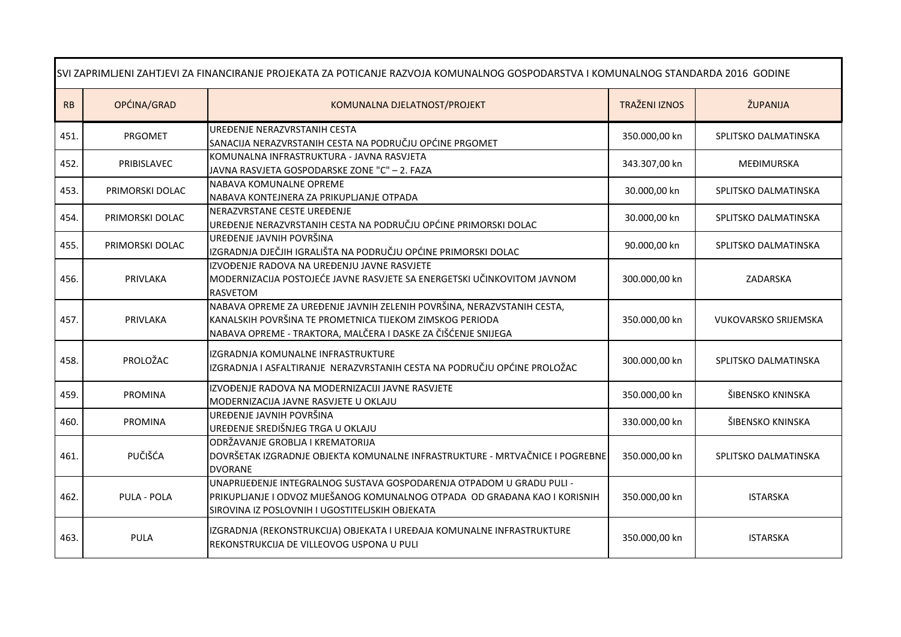| SVI ZAPRIMLJENI ZAHTJEVI ZA FINANCIRANJE PROJEKATA ZA POTICANJE RAZVOJA KOMUNALNOG GOSPODARSTVA I KOMUNALNOG STANDARDA 2016 GODINE | | | | |
|---|---|---|---|---|
| RB | OPĆINA/GRAD | KOMUNALNA DJELATNOST/PROJEKT | TRAŽENI IZNOS | ŽUPANIJA |
| 451. | PRGOMET | UREĐENJE NERAZVRSTANIH CESTA<br>SANACIJA NERAZVRSTANIH CESTA NA PODRUČJU OPĆINE PRGOMET | 350.000,00 kn | SPLITSKO DALMATINSKA |
| 452. | PRIBISLAVEC | KOMUNALNA INFRASTRUKTURA - JAVNA RASVJETA<br>JAVNA RASVJETA GOSPODARSKE ZONE "C" – 2. FAZA | 343.307,00 kn | MEĐIMURSKA |
| 453. | PRIMORSKI DOLAC | NABAVA KOMUNALNE OPREME<br>NABAVA KONTEJNERA ZA PRIKUPLJANJE OTPADA | 30.000,00 kn | SPLITSKO DALMATINSKA |
| 454. | PRIMORSKI DOLAC | NERAZVRSTANE CESTE UREĐENJE<br>UREĐENJE NERAZVRSTANIH CESTA NA PODRUČJU OPĆINE PRIMORSKI DOLAC | 30.000,00 kn | SPLITSKO DALMATINSKA |
| 455. | PRIMORSKI DOLAC | UREĐENJE JAVNIH POVRŠINA<br>IZGRADNJA DJEČJIH IGRALIŠTA NA PODRUČJU OPĆINE PRIMORSKI DOLAC | 90.000,00 kn | SPLITSKO DALMATINSKA |
| 456. | PRIVLAKA | IZVOĐENJE RADOVA NA UREĐENJU JAVNE RASVJETE<br>MODERNIZACIJA POSTOJEĆE JAVNE RASVJETE SA ENERGETSKI UČINKOVITOM JAVNOM RASVETOM | 300.000,00 kn | ZADARSKA |
| 457. | PRIVLAKA | NABAVA OPREME ZA UREĐENJE JAVNIH ZELENIH POVRŠINA, NERAZVSTANIH CESTA, KANALSKIH POVRŠINA TE PROMETNICA TIJEKOM ZIMSKOG PERIODA<br>NABAVA OPREME - TRAKTORA, MALČERA I DASKE ZA ČIŠĆENJE SNIJEGA | 350.000,00 kn | VUKOVARSKO SRIJEMSKA |
| 458. | PROLOŽAC | IZGRADNJA KOMUNALNE INFRASTRUKTURE<br>IZGRADNJA I ASFALTIRANJE NERAZVRSTANIH CESTA NA PODRUČJU OPĆINE PROLOŽAC | 300.000,00 kn | SPLITSKO DALMATINSKA |
| 459. | PROMINA | IZVOĐENJE RADOVA NA MODERNIZACIJI JAVNE RASVJETE<br>MODERNIZACIJA JAVNE RASVJETE U OKLAJU | 350.000,00 kn | ŠIBENSKO KNINSKA |
| 460. | PROMINA | UREĐENJE JAVNIH POVRŠINA<br>UREĐENJE SREDIŠNJEG TRGA U OKLAJU | 330.000,00 kn | ŠIBENSKO KNINSKA |
| 461. | PUČIŠĆA | ODRŽAVANJE GROBLJA I KREMATORIJA<br>DOVRŠETAK IZGRADNJE OBJEKTA KOMUNALNE INFRASTRUKTURE - MRTVAČNICE I POGREBNE DVORANE | 350.000,00 kn | SPLITSKO DALMATINSKA |
| 462. | PULA - POLA | UNAPRIJEĐENJE INTEGRALNOG SUSTAVA GOSPODARENJA OTPADOM U GRADU PULI - PRIKUPLJANJE I ODVOZ MIJEŠANOG KOMUNALNOG OTPADA OD GRAĐANA KAO I KORISNIH SIROVINA IZ POSLOVNIH I UGOSTITELJSKIH OBJEKATA | 350.000,00 kn | ISTARSKA |
| 463. | PULA | IZGRADNJA (REKONSTRUKCIJA) OBJEKATA I UREĐAJA KOMUNALNE INFRASTRUKTURE<br>REKONSTRUKCIJA DE VILLEOVOG USPONA U PULI | 350.000,00 kn | ISTARSKA |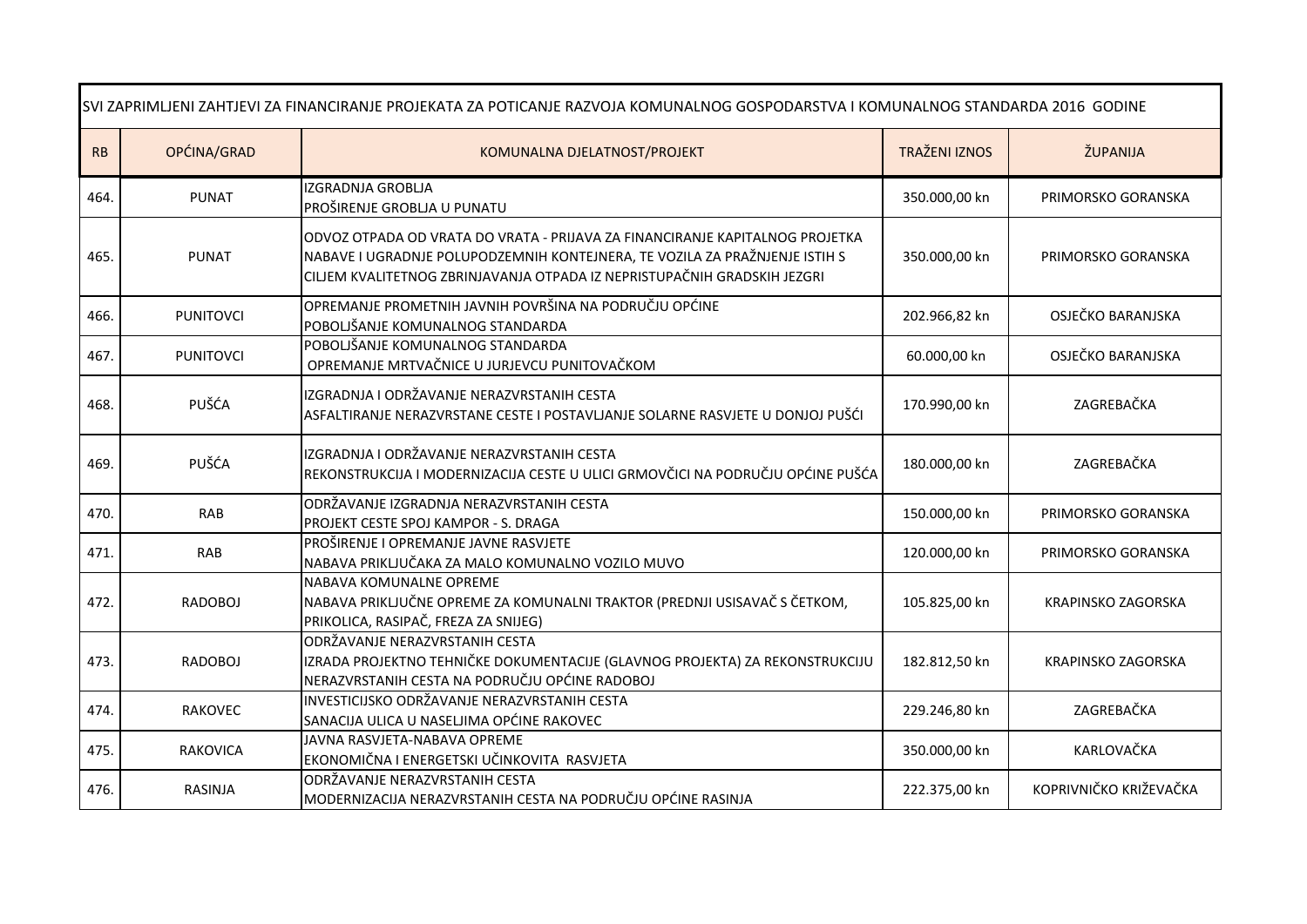| SVI ZAPRIMLJENI ZAHTJEVI ZA FINANCIRANJE PROJEKATA ZA POTICANJE RAZVOJA KOMUNALNOG GOSPODARSTVA I KOMUNALNOG STANDARDA 2016 GODINE | | | | |
|---|---|---|---|---|
| RB | OPĆINA/GRAD | KOMUNALNA DJELATNOST/PROJEKT | TRAŽENI IZNOS | ŽUPANIJA |
| 464. | PUNAT | IZGRADNJA GROBLJA<br>PROŠIRENJE GROBLJA U PUNATU | 350.000,00 kn | PRIMORSKO GORANSKA |
| 465. | PUNAT | ODVOZ OTPADA OD VRATA DO VRATA - PRIJAVA ZA FINANCIRANJE KAPITALNOG PROJETKA NABAVE I UGRADNJE POLUPODZEMNIH KONTEJNERA, TE VOZILA ZA PRAŽNJENJE ISTIH S CILJEM KVALITETNOG ZBRINJAVANJA OTPADA IZ NEPRISTUPAČNIH GRADSKIH JEZGRI | 350.000,00 kn | PRIMORSKO GORANSKA |
| 466. | PUNITOVCI | OPREMANJE PROMETNIH JAVNIH POVRŠINA NA PODRUČJU OPĆINE<br>POBOLJŠANJE KOMUNALNOG STANDARDA | 202.966,82 kn | OSJEČKO BARANJSKA |
| 467. | PUNITOVCI | POBOLJŠANJE KOMUNALNOG STANDARDA<br>OPREMANJE MRTVAČNICE U JURJEVCU PUNITOVAČKOM | 60.000,00 kn | OSJEČKO BARANJSKA |
| 468. | PUŠĆA | IZGRADNJA I ODRŽAVANJE NERAZVRSTANIH CESTA<br>ASFALTIRANJE NERAZVRSTANE CESTE I POSTAVLJANJE SOLARNE RASVJETE U DONJOJ PUŠĆI | 170.990,00 kn | ZAGREBAČKA |
| 469. | PUŠĆA | IZGRADNJA I ODRŽAVANJE NERAZVRSTANIH CESTA<br>REKONSTRUKCIJA I MODERNIZACIJA CESTE U ULICI GRMOVČICI NA PODRUČJU OPĆINE PUŠĆA | 180.000,00 kn | ZAGREBAČKA |
| 470. | RAB | ODRŽAVANJE IZGRADNJA NERAZVRSTANIH CESTA<br>PROJEKT CESTE SPOJ KAMPOR - S. DRAGA | 150.000,00 kn | PRIMORSKO GORANSKA |
| 471. | RAB | PROŠIRENJE I OPREMANJE JAVNE RASVJETE<br>NABAVA PRIKLJUČAKA ZA MALO KOMUNALNO VOZILO MUVO | 120.000,00 kn | PRIMORSKO GORANSKA |
| 472. | RADOBOJ | NABAVA KOMUNALNE OPREME<br>NABAVA PRIKLJUČNE OPREME ZA KOMUNALNI TRAKTOR (PREDNJI USISAVAČ S ČETKOM, PRIKOLICA, RASIPAČ, FREZA ZA SNIJEG) | 105.825,00 kn | KRAPINSKO ZAGORSKA |
| 473. | RADOBOJ | ODRŽAVANJE NERAZVRSTANIH CESTA<br>IZRADA PROJEKTNO TEHNIČKE DOKUMENTACIJE (GLAVNOG PROJEKTA) ZA REKONSTRUKCIJU NERAZVRSTANIH CESTA NA PODRUČJU OPĆINE RADOBOJ | 182.812,50 kn | KRAPINSKO ZAGORSKA |
| 474. | RAKOVEC | INVESTICIJSKO ODRŽAVANJE NERAZVRSTANIH CESTA<br>SANACIJA ULICA U NASELJIMA OPĆINE RAKOVEC | 229.246,80 kn | ZAGREBAČKA |
| 475. | RAKOVICA | JAVNA RASVJETA-NABAVA OPREME<br>EKONOMIČNA I ENERGETSKI UČINKOVITA RASVJETA | 350.000,00 kn | KARLOVAČKA |
| 476. | RASINJA | ODRŽAVANJE NERAZVRSTANIH CESTA<br>MODERNIZACIJA NERAZVRSTANIH CESTA NA PODRUČJU OPĆINE RASINJA | 222.375,00 kn | KOPRIVNIČKO KRIŽEVAČKA |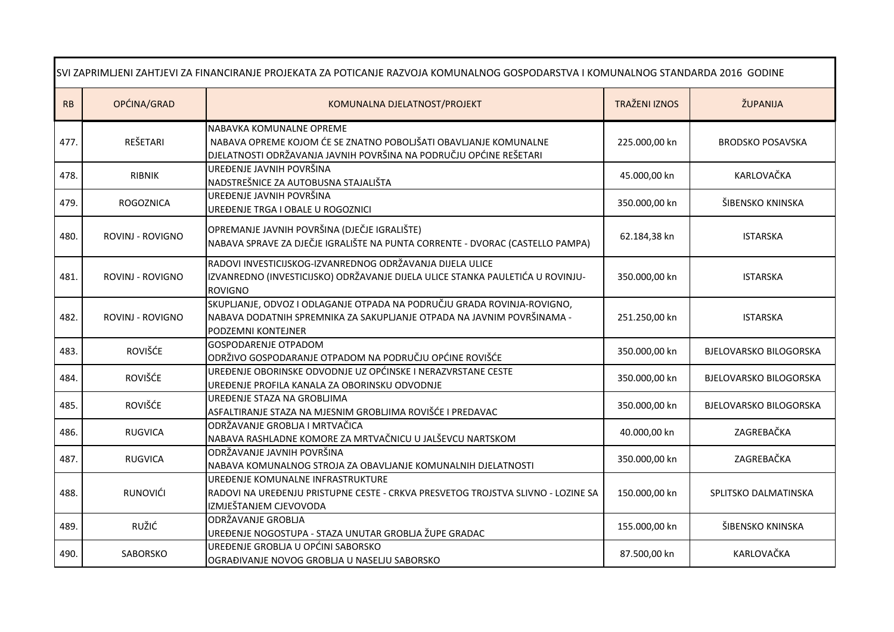| SVI ZAPRIMLJENI ZAHTJEVI ZA FINANCIRANJE PROJEKATA ZA POTICANJE RAZVOJA KOMUNALNOG GOSPODARSTVA I KOMUNALNOG STANDARDA 2016 GODINE | | | | |
|---|---|---|---|---|
| RB | OPĆINA/GRAD | KOMUNALNA DJELATNOST/PROJEKT | TRAŽENI IZNOS | ŽUPANIJA |
| 477. | REŠETARI | NABAVKA KOMUNALNE OPREME<br>NABAVA OPREME KOJOM ĆE SE ZNATNO POBOLJŠATI OBAVLJANJE KOMUNALNE DJELATNOSTI ODRŽAVANJA JAVNIH POVRŠINA NA PODRUČJU OPĆINE REŠETARI | 225.000,00 kn | BRODSKO POSAVSKA |
| 478. | RIBNIK | UREĐENJE JAVNIH POVRŠINA<br>NADSTREŠNICE ZA AUTOBUSNA STAJALIŠTA | 45.000,00 kn | KARLOVAČKA |
| 479. | ROGOZNICA | UREĐENJE JAVNIH POVRŠINA<br>UREĐENJE TRGA I OBALE U ROGOZNICI | 350.000,00 kn | ŠIBENSKO KNINSKA |
| 480. | ROVINJ - ROVIGNO | OPREMANJE JAVNIH POVRŠINA (DJEČJE IGRALIŠTE)<br>NABAVA SPRAVE ZA DJEČJE IGRALIŠTE NA PUNTA CORRENTE - DVORAC (CASTELLO PAMPA) | 62.184,38 kn | ISTARSKA |
| 481. | ROVINJ - ROVIGNO | RADOVI INVESTICIJSKOG-IZVANREDNOG ODRŽAVANJA DIJELA ULICE<br>IZVANREDNO (INVESTICIJSKO) ODRŽAVANJE DIJELA ULICE STANKA PAULETIĆA U ROVINJU-ROVIGNO | 350.000,00 kn | ISTARSKA |
| 482. | ROVINJ - ROVIGNO | SKUPLJANJE, ODVOZ I ODLAGANJE OTPADA NA PODRUČJU GRADA ROVINJA-ROVIGNO,<br>NABAVA DODATNIH SPREMNIKA ZA SAKUPLJANJE OTPADA NA JAVNIM POVRŠINAMA - PODZEMNI KONTEJNER | 251.250,00 kn | ISTARSKA |
| 483. | ROVIŠĆE | GOSPODARENJE OTPADOM<br>ODRŽIVO GOSPODARANJE OTPADOM NA PODRUČJU OPĆINE ROVIŠĆE | 350.000,00 kn | BJELOVARSKO BILOGORSKA |
| 484. | ROVIŠĆE | UREĐENJE OBORINSKE ODVODNJE UZ OPĆINSKE I NERAZVRSTANE CESTE<br>UREĐENJE PROFILA KANALA ZA OBORINSKU ODVODNJE | 350.000,00 kn | BJELOVARSKO BILOGORSKA |
| 485. | ROVIŠĆE | UREĐENJE STAZA NA GROBLJIMA<br>ASFALTIRANJE STAZA NA MJESNIM GROBLJIMA ROVIŠĆE I PREDAVAC | 350.000,00 kn | BJELOVARSKO BILOGORSKA |
| 486. | RUGVICA | ODRŽAVANJE GROBLJA I MRTVAČICA<br>NABAVA RASHLADNE KOMORE ZA MRTVAČNICU U JALŠEVCU NARTSKOM | 40.000,00 kn | ZAGREBAČKA |
| 487. | RUGVICA | ODRŽAVANJE JAVNIH POVRŠINA<br>NABAVA KOMUNALNOG STROJA ZA OBAVLJANJE KOMUNALNIH DJELATNOSTI | 350.000,00 kn | ZAGREBAČKA |
| 488. | RUNOVIĆI | UREĐENJE KOMUNALNE INFRASTRUKTURE<br>RADOVI NA UREĐENJU PRISTUPNE CESTE - CRKVA PRESVETOG TROJSTVA SLIVNO - LOZINE SA IZMJEŠTANJEM CJEVOVODA | 150.000,00 kn | SPLITSKO DALMATINSKA |
| 489. | RUŽIĆ | ODRŽAVANJE GROBLJA<br>UREĐENJE NOGOSTUPA - STAZA UNUTAR GROBLJA ŽUPE GRADAC | 155.000,00 kn | ŠIBENSKO KNINSKA |
| 490. | SABORSKO | UREĐENJE GROBLJA U OPĆINI SABORSKO<br>OGRAĐIVANJE NOVOG GROBLJA U NASELJU SABORSKO | 87.500,00 kn | KARLOVAČKA |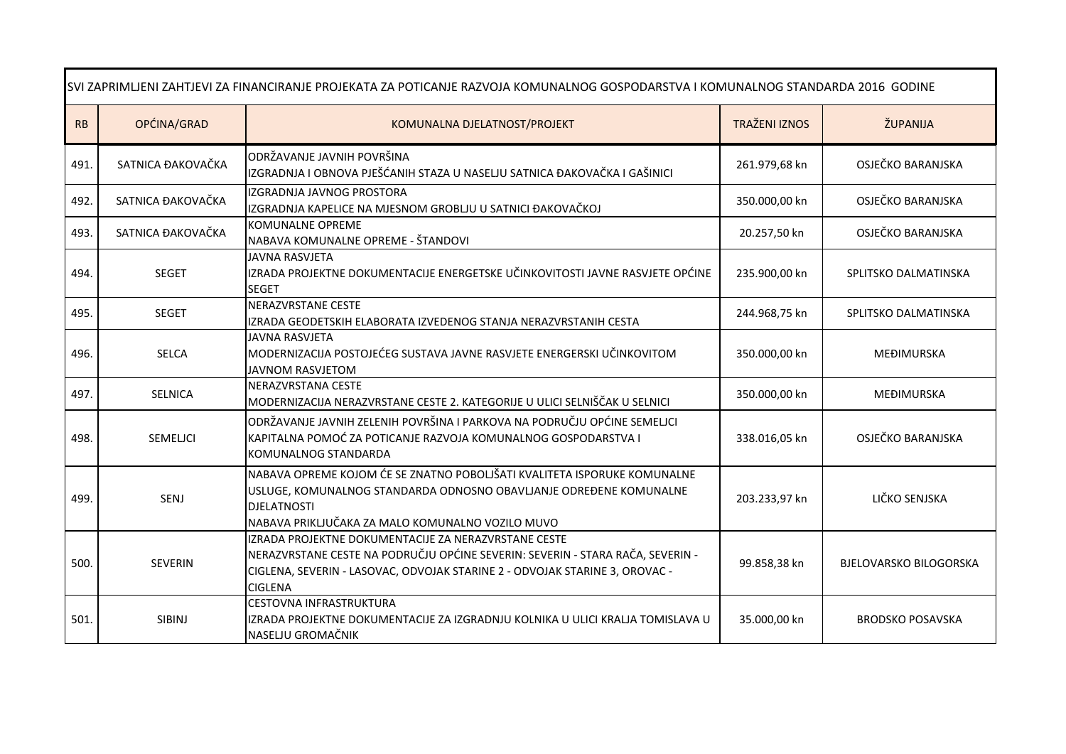| SVI ZAPRIMLJENI ZAHTJEVI ZA FINANCIRANJE PROJEKATA ZA POTICANJE RAZVOJA KOMUNALNOG GOSPODARSTVA I KOMUNALNOG STANDARDA 2016 GODINE | | | | |
|---|---|---|---|---|
| RB | OPĆINA/GRAD | KOMUNALNA DJELATNOST/PROJEKT | TRAŽENI IZNOS | ŽUPANIJA |
| 491. | SATNICA ĐAKOVAČKA | ODRŽAVANJE JAVNIH POVRŠINA<br>IZGRADNJA I OBNOVA PJEŠĆANIH STAZA U NASELJU SATNICA ĐAKOVAČKA I GAŠINICI | 261.979,68 kn | OSJEČKO BARANJSKA |
| 492. | SATNICA ĐAKOVAČKA | IZGRADNJA JAVNOG PROSTORA<br>IZGRADNJA KAPELICE NA MJESNOM GROBLJU U SATNICI ĐAKOVAČKOJ | 350.000,00 kn | OSJEČKO BARANJSKA |
| 493. | SATNICA ĐAKOVAČKA | KOMUNALNE OPREME<br>NABAVA KOMUNALNE OPREME - ŠTANDOVI | 20.257,50 kn | OSJEČKO BARANJSKA |
| 494. | SEGET | JAVNA RASVJETA<br>IZRADA PROJEKTNE DOKUMENTACIJE ENERGETSKE UČINKOVITOSTI JAVNE RASVJETE OPĆINE SEGET | 235.900,00 kn | SPLITSKO DALMATINSKA |
| 495. | SEGET | NERAZVRSTANE CESTE<br>IZRADA GEODETSKIH ELABORATA IZVEDENOG STANJA NERAZVRSTANIH CESTA | 244.968,75 kn | SPLITSKO DALMATINSKA |
| 496. | SELCA | JAVNA RASVJETA<br>MODERNIZACIJA POSTOJEĆEG SUSTAVA JAVNE RASVJETE ENERGERSKI UČINKOVITOM JAVNOM RASVJETOM | 350.000,00 kn | MEĐIMURSKA |
| 497. | SELNICA | NERAZVRSTANA CESTE<br>MODERNIZACIJA NERAZVRSTANE CESTE 2. KATEGORIJE U ULICI SELNIŠČAK U SELNICI | 350.000,00 kn | MEĐIMURSKA |
| 498. | SEMELJCI | ODRŽAVANJE JAVNIH ZELENIH POVRŠINA I PARKOVA NA PODRUČJU OPĆINE SEMELJCI<br>KAPITALNA POMOĆ ZA POTICANJE RAZVOJA KOMUNALNOG GOSPODARSTVA I KOMUNALNOG STANDARDA | 338.016,05 kn | OSJEČKO BARANJSKA |
| 499. | SENJ | NABAVA OPREME KOJOM ĆE SE ZNATNO POBOLJŠATI KVALITETA ISPORUKE KOMUNALNE USLUGE, KOMUNALNOG STANDARDA ODNOSNO OBAVLJANJE ODREĐENE KOMUNALNE DJELATNOSTI<br>NABAVA PRIKLJUČAKA ZA MALO KOMUNALNO VOZILO MUVO | 203.233,97 kn | LIČKO SENJSKA |
| 500. | SEVERIN | IZRADA PROJEKTNE DOKUMENTACIJE ZA NERAZVRSTANE CESTE<br>NERAZVRSTANE CESTE NA PODRUČJU OPĆINE SEVERIN: SEVERIN - STARA RAČA, SEVERIN - CIGLENA, SEVERIN - LASOVAC, ODVOJAK STARINE 2 - ODVOJAK STARINE 3, OROVAC - CIGLENA | 99.858,38 kn | BJELOVARSKO BILOGORSKA |
| 501. | SIBINJ | CESTOVNA INFRASTRUKTURA<br>IZRADA PROJEKTNE DOKUMENTACIJE ZA IZGRADNJU KOLNIKA U ULICI KRALJA TOMISLAVA U NASELJU GROMAČNIK | 35.000,00 kn | BRODSKO POSAVSKA |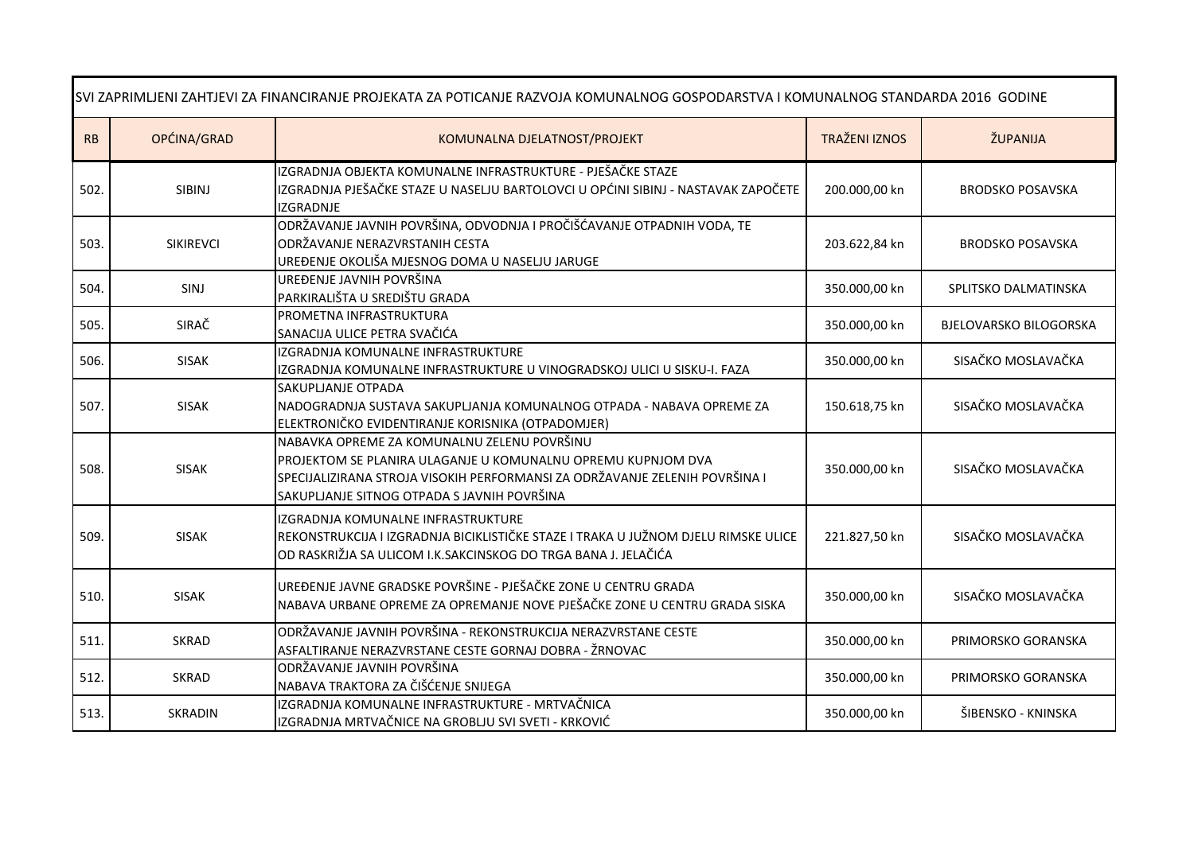| SVI ZAPRIMLJENI ZAHTJEVI ZA FINANCIRANJE PROJEKATA ZA POTICANJE RAZVOJA KOMUNALNOG GOSPODARSTVA I KOMUNALNOG STANDARDA 2016 GODINE | | | | |
|---|---|---|---|---|
| RB | OPĆINA/GRAD | KOMUNALNA DJELATNOST/PROJEKT | TRAŽENI IZNOS | ŽUPANIJA |
| 502. | SIBINJ | IZGRADNJA OBJEKTA KOMUNALNE INFRASTRUKTURE - PJEŠAČKE STAZE<br>IZGRADNJA PJEŠAČKE STAZE U NASELJU BARTOLOVCI U OPĆINI SIBINJ - NASTAVAK ZAPOČETE IZGRADNJE | 200.000,00 kn | BRODSKO POSAVSKA |
| 503. | SIKIREVCI | ODRŽAVANJE JAVNIH POVRŠINA, ODVODNJA I PROČIŠĆAVANJE OTPADNIH VODA, TE ODRŽAVANJE NERAZVRSTANIH CESTA<br>UREĐENJE OKOLIŠA MJESNOG DOMA U NASELJU JARUGE | 203.622,84 kn | BRODSKO POSAVSKA |
| 504. | SINJ | UREĐENJE JAVNIH POVRŠINA<br>PARKIRALIŠTA U SREDIŠTU GRADA | 350.000,00 kn | SPLITSKO DALMATINSKA |
| 505. | SIRAČ | PROMETNA INFRASTRUKTURA<br>SANACIJA ULICE PETRA SVAČIĆA | 350.000,00 kn | BJELOVARSKO BILOGORSKA |
| 506. | SISAK | IZGRADNJA KOMUNALNE INFRASTRUKTURE<br>IZGRADNJA KOMUNALNE INFRASTRUKTURE U VINOGRADSKOJ ULICI U SISKU-I. FAZA | 350.000,00 kn | SISAČKO MOSLAVAČKA |
| 507. | SISAK | SAKUPLJANJE OTPADA<br>NADOGRADNJA SUSTAVA SAKUPLJANJA KOMUNALNOG OTPADA - NABAVA OPREME ZA ELEKTRONIČKO EVIDENTIRANJE KORISNIKA (OTPADOMJER) | 150.618,75 kn | SISAČKO MOSLAVAČKA |
| 508. | SISAK | NABAVKA OPREME ZA KOMUNALNU ZELENU POVRŠINU<br>PROJEKTOM SE PLANIRA ULAGANJE U KOMUNALNU OPREMU KUPNJOM DVA SPECIJALIZIRANA STROJA VISOKIH PERFORMANSI ZA ODRŽAVANJE ZELENIH POVRŠINA I SAKUPLJANJE SITNOG OTPADA S JAVNIH POVRŠINA | 350.000,00 kn | SISAČKO MOSLAVAČKA |
| 509. | SISAK | IZGRADNJA KOMUNALNE INFRASTRUKTURE<br>REKONSTRUKCIJA I IZGRADNJA BICIKLISTIČKE STAZE I TRAKA U JUŽNOM DJELU RIMSKE ULICE OD RASKRIŽJA SA ULICOM I.K.SAKCINSKOG DO TRGA BANA J. JELAČIĆA | 221.827,50 kn | SISAČKO MOSLAVAČKA |
| 510. | SISAK | UREĐENJE JAVNE GRADSKE POVRŠINE - PJEŠAČKE ZONE U CENTRU GRADA<br>NABAVA URBANE OPREME ZA OPREMANJE NOVE PJEŠAČKE ZONE U CENTRU GRADA SISKA | 350.000,00 kn | SISAČKO MOSLAVAČKA |
| 511. | SKRAD | ODRŽAVANJE JAVNIH POVRŠINA - REKONSTRUKCIJA NERAZVRSTANE CESTE<br>ASFALTIRANJE NERAZVRSTANE CESTE GORNAJ DOBRA - ŽRNOVAC | 350.000,00 kn | PRIMORSKO GORANSKA |
| 512. | SKRAD | ODRŽAVANJE JAVNIH POVRŠINA<br>NABAVA TRAKTORA ZA ČIŠĆENJE SNIJEGA | 350.000,00 kn | PRIMORSKO GORANSKA |
| 513. | SKRADIN | IZGRADNJA KOMUNALNE INFRASTRUKTURE - MRTVAČNICA<br>IZGRADNJA MRTVAČNICE NA GROBLJU SVI SVETI - KRKOVIĆ | 350.000,00 kn | ŠIBENSKO - KNINSKA |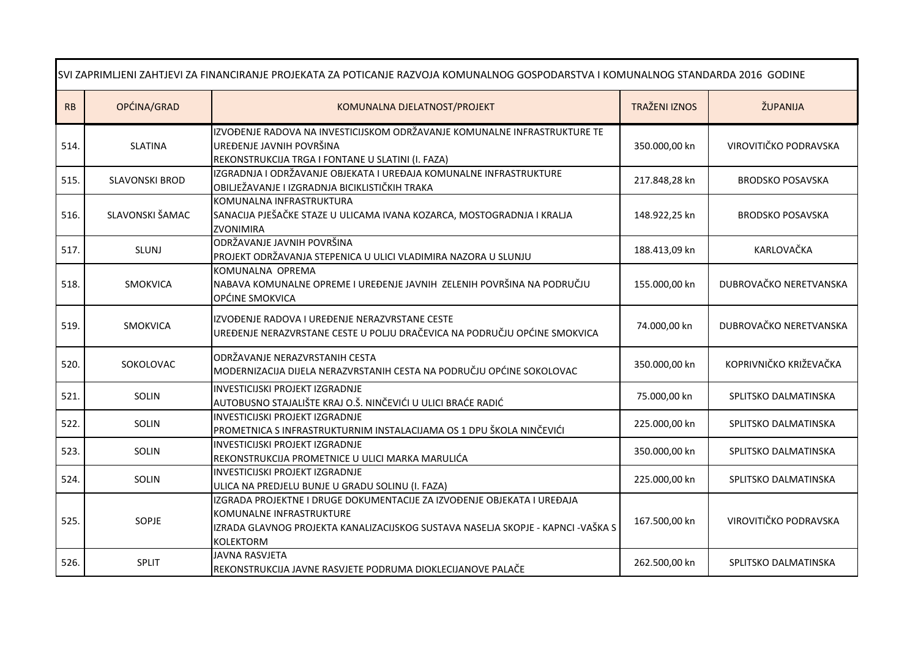| SVI ZAPRIMLJENI ZAHTJEVI ZA FINANCIRANJE PROJEKATA ZA POTICANJE RAZVOJA KOMUNALNOG GOSPODARSTVA I KOMUNALNOG STANDARDA 2016 GODINE | | | | |
|---|---|---|---|---|
| RB | OPĆINA/GRAD | KOMUNALNA DJELATNOST/PROJEKT | TRAŽENI IZNOS | ŽUPANIJA |
| 514. | SLATINA | IZVOĐENJE RADOVA NA INVESTICIJSKOM ODRŽAVANJE KOMUNALNE INFRASTRUKTURE TE UREĐENJE JAVNIH POVRŠINA<br>REKONSTRUKCIJA TRGA I FONTANE U SLATINI (I. FAZA) | 350.000,00 kn | VIROVITIČKO PODRAVSKA |
| 515. | SLAVONSKI BROD | IZGRADNJA I ODRŽAVANJE OBJEKATA I UREĐAJA KOMUNALNE INFRASTRUKTURE<br>OBILJEŽAVANJE I IZGRADNJA BICIKLISTIČKIH TRAKA | 217.848,28 kn | BRODSKO POSAVSKA |
| 516. | SLAVONSKI ŠAMAC | KOMUNALNA INFRASTRUKTURA<br>SANACIJA PJEŠAČKE STAZE U ULICAMA IVANA KOZARCA, MOSTOGRADNJA I KRALJA ZVONIMIRA | 148.922,25 kn | BRODSKO POSAVSKA |
| 517. | SLUNJ | ODRŽAVANJE JAVNIH POVRŠINA<br>PROJEKT ODRŽAVANJA STEPENICA U ULICI VLADIMIRA NAZORA U SLUNJU | 188.413,09 kn | KARLOVAČKA |
| 518. | SMOKVICA | KOMUNALNA OPREMA<br>NABAVA KOMUNALNE OPREME I UREĐENJE JAVNIH ZELENIH POVRŠINA NA PODRUČJU OPĆINE SMOKVICA | 155.000,00 kn | DUBROVAČKO NERETVANSKA |
| 519. | SMOKVICA | IZVOĐENJE RADOVA I UREĐENJE NERAZVRSTANE CESTE<br>UREĐENJE NERAZVRSTANE CESTE U POLJU DRAČEVICA NA PODRUČJU OPĆINE SMOKVICA | 74.000,00 kn | DUBROVAČKO NERETVANSKA |
| 520. | SOKOLOVAC | ODRŽAVANJE NERAZVRSTANIH CESTA<br>MODERNIZACIJA DIJELA NERAZVRSTANIH CESTA NA PODRUČJU OPĆINE SOKOLOVAC | 350.000,00 kn | KOPRIVNIČKO KRIŽEVAČKA |
| 521. | SOLIN | INVESTICIJSKI PROJEKT IZGRADNJE<br>AUTOBUSNO STAJALIŠTE KRAJ O.Š. NINČEVIĆI U ULICI BRAĆE RADIĆ | 75.000,00 kn | SPLITSKO DALMATINSKA |
| 522. | SOLIN | INVESTICIJSKI PROJEKT IZGRADNJE<br>PROMETNICA S INFRASTRUKTURNIM INSTALACIJAMA OS 1 DPU ŠKOLA NINČEVIĆI | 225.000,00 kn | SPLITSKO DALMATINSKA |
| 523. | SOLIN | INVESTICIJSKI PROJEKT IZGRADNJE<br>REKONSTRUKCIJA PROMETNICE U ULICI MARKA MARULIĆA | 350.000,00 kn | SPLITSKO DALMATINSKA |
| 524. | SOLIN | INVESTICIJSKI PROJEKT IZGRADNJE<br>ULICA NA PREDJELU BUNJE U GRADU SOLINU (I. FAZA) | 225.000,00 kn | SPLITSKO DALMATINSKA |
| 525. | SOPJE | IZGRADA PROJEKTNE I DRUGE DOKUMENTACIJE ZA IZVOĐENJE OBJEKATA I UREĐAJA KOMUNALNE INFRASTRUKTURE<br>IZRADA GLAVNOG PROJEKTA KANALIZACIJSKOG SUSTAVA NASELJA SKOPJE - KAPNCI -VAŠKA S KOLEKTORM | 167.500,00 kn | VIROVITIČKO PODRAVSKA |
| 526. | SPLIT | JAVNA RASVJETA<br>REKONSTRUKCIJA JAVNE RASVJETE PODRUMA DIOKLECIJANOVE PALAČE | 262.500,00 kn | SPLITSKO DALMATINSKA |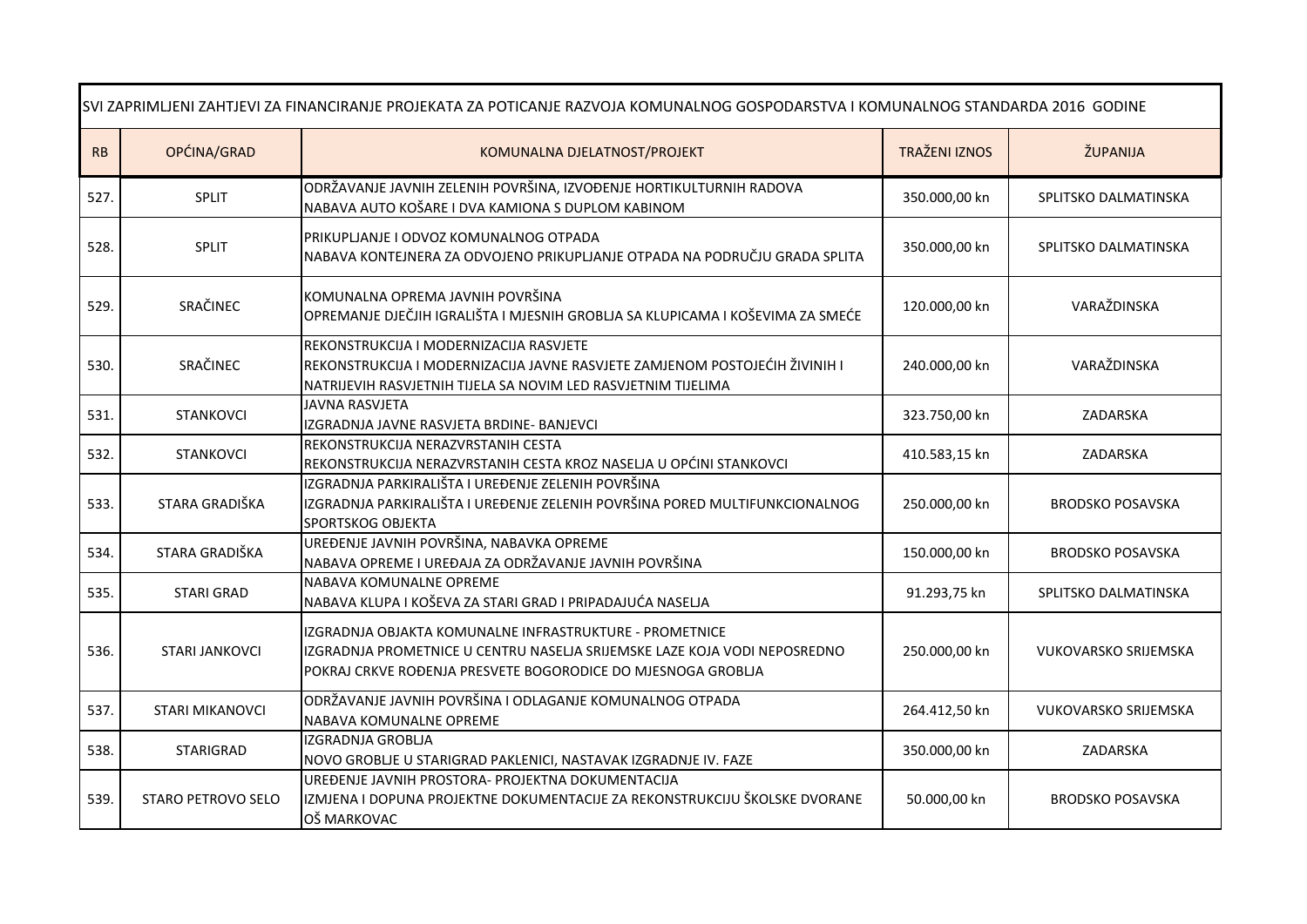| SVI ZAPRIMLJENI ZAHTJEVI ZA FINANCIRANJE PROJEKATA ZA POTICANJE RAZVOJA KOMUNALNOG GOSPODARSTVA I KOMUNALNOG STANDARDA 2016 GODINE | | | | |
|---|---|---|---|---|
| RB | OPĆINA/GRAD | KOMUNALNA DJELATNOST/PROJEKT | TRAŽENI IZNOS | ŽUPANIJA |
| 527. | SPLIT | ODRŽAVANJE JAVNIH ZELENIH POVRŠINA, IZVOĐENJE HORTIKULTURNIH RADOVA NABAVA AUTO KOŠARE I DVA KAMIONA S DUPLOM KABINOM | 350.000,00 kn | SPLITSKO DALMATINSKA |
| 528. | SPLIT | PRIKUPLJANJE I ODVOZ KOMUNALNOG OTPADA NABAVA KONTEJNERA ZA ODVOJENO PRIKUPLJANJE OTPADA NA PODRUČJU GRADA SPLITA | 350.000,00 kn | SPLITSKO DALMATINSKA |
| 529. | SRAČINEC | KOMUNALNA OPREMA JAVNIH POVRŠINA OPREMANJE DJEČJIH IGRALIŠTA I MJESNIH GROBLJA SA KLUPICAMA I KOŠEVIMA ZA SMEĆE | 120.000,00 kn | VARAŽDINSKA |
| 530. | SRAČINEC | REKONSTRUKCIJA I MODERNIZACIJA RASVJETE REKONSTRUKCIJA I MODERNIZACIJA JAVNE RASVJETE ZAMJENOM POSTOJEĆIH ŽIVINIH I NATRIJEVIH RASVJETNIH TIJELA SA NOVIM LED RASVJETNIM TIJELIMA | 240.000,00 kn | VARAŽDINSKA |
| 531. | STANKOVCI | JAVNA RASVJETA IZGRADNJA JAVNE RASVJETA BRDINE- BANJEVCI | 323.750,00 kn | ZADARSKA |
| 532. | STANKOVCI | REKONSTRUKCIJA NERAZVRSTANIH CESTA REKONSTRUKCIJA NERAZVRSTANIH CESTA KROZ NASELJA U OPĆINI STANKOVCI | 410.583,15 kn | ZADARSKA |
| 533. | STARA GRADIŠKA | IZGRADNJA PARKIRALIŠTA I UREĐENJE ZELENIH POVRŠINA IZGRADNJA PARKIRALIŠTA I UREĐENJE ZELENIH POVRŠINA PORED MULTIFUNKCIONALNOG SPORTSKOG OBJEKTA | 250.000,00 kn | BRODSKO POSAVSKA |
| 534. | STARA GRADIŠKA | UREĐENJE JAVNIH POVRŠINA, NABAVKA OPREME NABAVA OPREME I UREĐAJA ZA ODRŽAVANJE JAVNIH POVRŠINA | 150.000,00 kn | BRODSKO POSAVSKA |
| 535. | STARI GRAD | NABAVA KOMUNALNE OPREME NABAVA KLUPA I KOŠEVA ZA STARI GRAD I PRIPADAJUĆA NASELJA | 91.293,75 kn | SPLITSKO DALMATINSKA |
| 536. | STARI JANKOVCI | IZGRADNJA OBJAKTA KOMUNALNE INFRASTRUKTURE - PROMETNICE IZGRADNJA PROMETNICE U CENTRU NASELJA SRIJEMSKE LAZE KOJA VODI NEPOSREDNO POKRAJ CRKVE ROĐENJA PRESVETE BOGORODICE DO MJESNOGA GROBLJA | 250.000,00 kn | VUKOVARSKO SRIJEMSKA |
| 537. | STARI MIKANOVCI | ODRŽAVANJE JAVNIH POVRŠINA I ODLAGANJE KOMUNALNOG OTPADA NABAVA KOMUNALNE OPREME | 264.412,50 kn | VUKOVARSKO SRIJEMSKA |
| 538. | STARIGRAD | IZGRADNJA GROBLJA NOVO GROBLJE U STARIGRAD PAKLENICI, NASTAVAK IZGRADNJE IV. FAZE | 350.000,00 kn | ZADARSKA |
| 539. | STARO PETROVO SELO | UREĐENJE JAVNIH PROSTORA- PROJEKTNA DOKUMENTACIJA IZMJENA I DOPUNA PROJEKTNE DOKUMENTACIJE ZA REKONSTRUKCIJU ŠKOLSKE DVORANE OŠ MARKOVAC | 50.000,00 kn | BRODSKO POSAVSKA |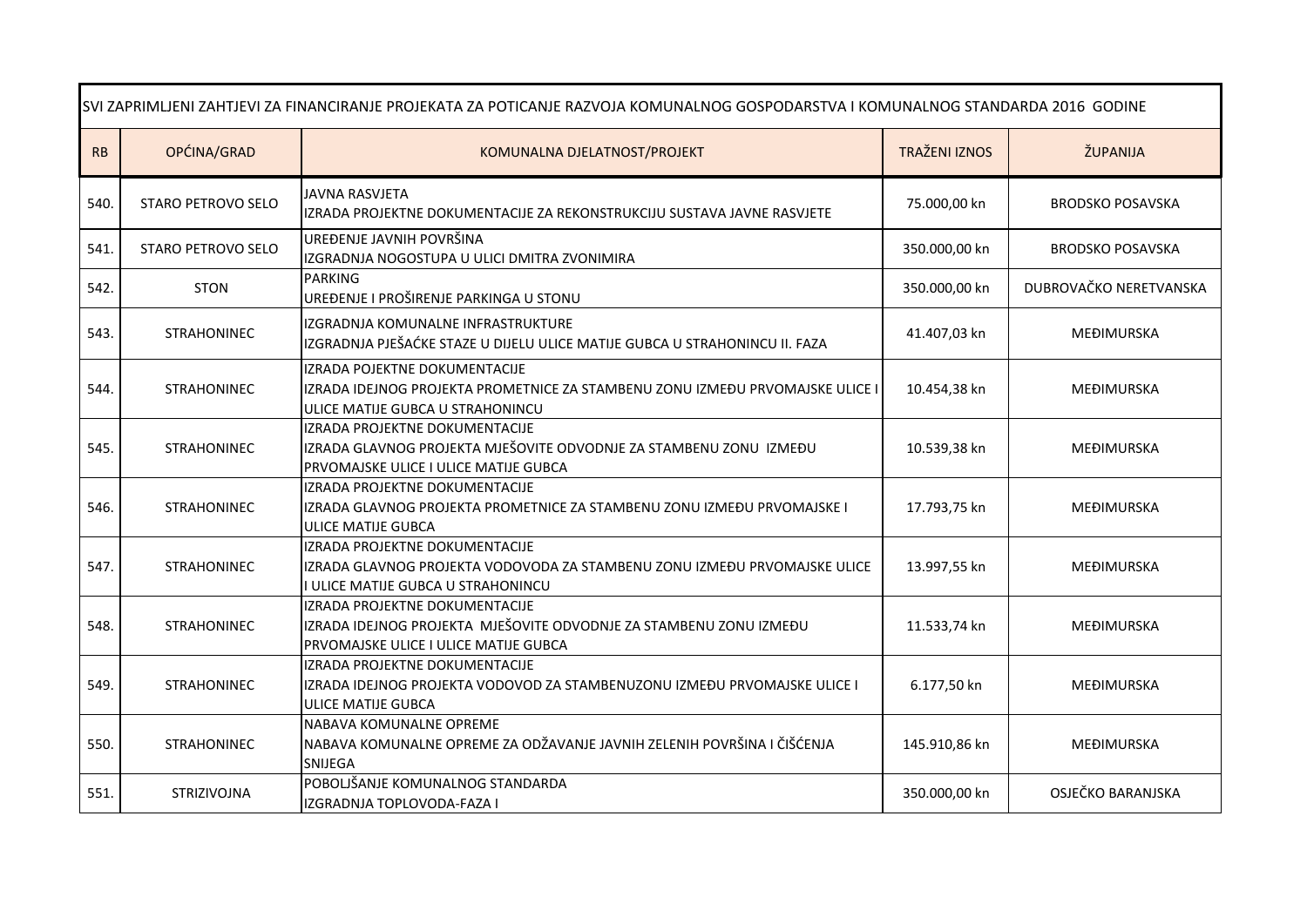| SVI ZAPRIMLJENI ZAHTJEVI ZA FINANCIRANJE PROJEKATA ZA POTICANJE RAZVOJA KOMUNALNOG GOSPODARSTVA I KOMUNALNOG STANDARDA 2016 GODINE | | | | |
|---|---|---|---|---|
| RB | OPĆINA/GRAD | KOMUNALNA DJELATNOST/PROJEKT | TRAŽENI IZNOS | ŽUPANIJA |
| 540. | STARO PETROVO SELO | JAVNA RASVJETA<br>IZRADA PROJEKTNE DOKUMENTACIJE ZA REKONSTRUKCIJU SUSTAVA JAVNE RASVJETE | 75.000,00 kn | BRODSKO POSAVSKA |
| 541. | STARO PETROVO SELO | UREĐENJE JAVNIH POVRŠINA<br>IZGRADNJA NOGOSTUPA U ULICI DMITRA ZVONIMIRA | 350.000,00 kn | BRODSKO POSAVSKA |
| 542. | STON | PARKING<br>UREĐENJE I PROŠIRENJE PARKINGA U STONU | 350.000,00 kn | DUBROVAČKO NERETVANSKA |
| 543. | STRAHONINEC | IZGRADNJA KOMUNALNE INFRASTRUKTURE<br>IZGRADNJA PJEŠAĆKE STAZE U DIJELU ULICE MATIJE GUBCA U STRAHONINCU II. FAZA | 41.407,03 kn | MEĐIMURSKA |
| 544. | STRAHONINEC | IZRADA POJEKTNE DOKUMENTACIJE<br>IZRADA IDEJNOG PROJEKTA PROMETNICE ZA STAMBENU ZONU IZMEĐU PRVOMAJSKE ULICE I ULICE MATIJE GUBCA U STRAHONINCU | 10.454,38 kn | MEĐIMURSKA |
| 545. | STRAHONINEC | IZRADA PROJEKTNE DOKUMENTACIJE<br>IZRADA GLAVNOG PROJEKTA MJEŠOVITE ODVODNJE ZA STAMBENU ZONU IZMEĐU PRVOMAJSKE ULICE I ULICE MATIJE GUBCA | 10.539,38 kn | MEĐIMURSKA |
| 546. | STRAHONINEC | IZRADA PROJEKTNE DOKUMENTACIJE<br>IZRADA GLAVNOG PROJEKTA PROMETNICE ZA STAMBENU ZONU IZMEĐU PRVOMAJSKE I ULICE MATIJE GUBCA | 17.793,75 kn | MEĐIMURSKA |
| 547. | STRAHONINEC | IZRADA PROJEKTNE DOKUMENTACIJE<br>IZRADA GLAVNOG PROJEKTA VODOVODA ZA STAMBENU ZONU IZMEĐU PRVOMAJSKE ULICE I ULICE MATIJE GUBCA U STRAHONINCU | 13.997,55 kn | MEĐIMURSKA |
| 548. | STRAHONINEC | IZRADA PROJEKTNE DOKUMENTACIJE<br>IZRADA IDEJNOG PROJEKTA MJEŠOVITE ODVODNJE ZA STAMBENU ZONU IZMEĐU PRVOMAJSKE ULICE I ULICE MATIJE GUBCA | 11.533,74 kn | MEĐIMURSKA |
| 549. | STRAHONINEC | IZRADA PROJEKTNE DOKUMENTACIJE<br>IZRADA IDEJNOG PROJEKTA VODOVOD ZA STAMBENUZONU IZMEĐU PRVOMAJSKE ULICE I ULICE MATIJE GUBCA | 6.177,50 kn | MEĐIMURSKA |
| 550. | STRAHONINEC | NABAVA KOMUNALNE OPREME<br>NABAVA KOMUNALNE OPREME ZA ODŽAVANJE JAVNIH ZELENIH POVRŠINA I ČIŠĆENJA SNIJEGA | 145.910,86 kn | MEĐIMURSKA |
| 551. | STRIZIVOJNA | POBOLJŠANJE KOMUNALNOG STANDARDA<br>IZGRADNJA TOPLOVODA-FAZA I | 350.000,00 kn | OSJEČKO BARANJSKA |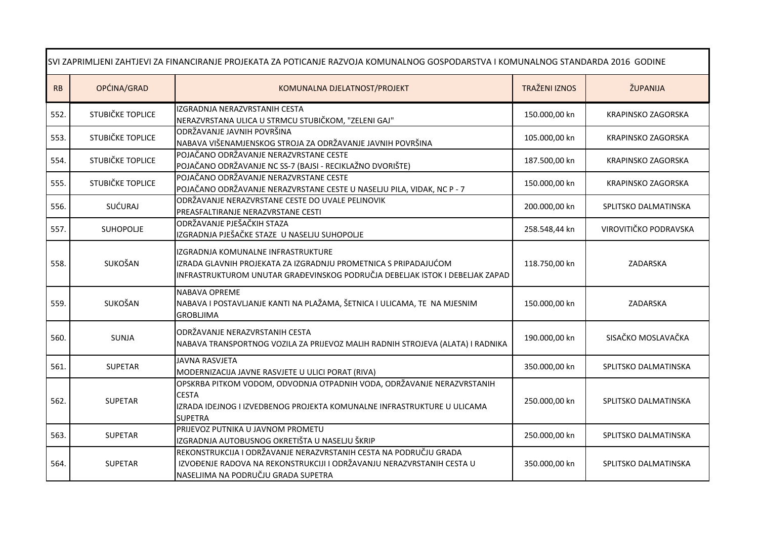| SVI ZAPRIMLJENI ZAHTJEVI ZA FINANCIRANJE PROJEKATA ZA POTICANJE RAZVOJA KOMUNALNOG GOSPODARSTVA I KOMUNALNOG STANDARDA 2016 GODINE | | | | |
|---|---|---|---|---|
| RB | OPĆINA/GRAD | KOMUNALNA DJELATNOST/PROJEKT | TRAŽENI IZNOS | ŽUPANIJA |
| 552. | STUBIČKE TOPLICE | IZGRADNJA NERAZVRSTANIH CESTA<br>NERAZVRSTANA ULICA U STRMCU STUBIČKOM, "ZELENI GAJ" | 150.000,00 kn | KRAPINSKO ZAGORSKA |
| 553. | STUBIČKE TOPLICE | ODRŽAVANJE JAVNIH POVRŠINA<br>NABAVA VIŠENAMJENSKOG STROJA ZA ODRŽAVANJE JAVNIH POVRŠINA | 105.000,00 kn | KRAPINSKO ZAGORSKA |
| 554. | STUBIČKE TOPLICE | POJAČANO ODRŽAVANJE NERAZVRSTANE CESTE<br>POJAČANO ODRŽAVANJE NC SS-7 (BAJSI - RECIKLAŽNO DVORIŠTE) | 187.500,00 kn | KRAPINSKO ZAGORSKA |
| 555. | STUBIČKE TOPLICE | POJAČANO ODRŽAVANJE NERAZVRSTANE CESTE<br>POJAČANO ODRŽAVANJE NERAZVRSTANE CESTE U NASELJU PILA, VIDAK, NC P - 7 | 150.000,00 kn | KRAPINSKO ZAGORSKA |
| 556. | SUĆURAJ | ODRŽAVANJE NERAZVRSTANE CESTE DO UVALE PELINOVIK<br>PREASFALTIRANJE NERAZVRSTANE CESTI | 200.000,00 kn | SPLITSKO DALMATINSKA |
| 557. | SUHOPOLJE | ODRŽAVANJE PJEŠAČKIH STAZA<br>IZGRADNJA PJEŠAČKE STAZE U NASELJU SUHOPOLJE | 258.548,44 kn | VIROVITIČKO PODRAVSKA |
| 558. | SUKOŠAN | IZGRADNJA KOMUNALNE INFRASTRUKTURE<br>IZRADA GLAVNIH PROJEKATA ZA IZGRADNJU PROMETNICA S PRIPADAJUĆOM INFRASTRUKTUROM UNUTAR GRAĐEVINSKOG PODRUČJA DEBELJAK ISTOK I DEBELJAK ZAPAD | 118.750,00 kn | ZADARSKA |
| 559. | SUKOŠAN | NABAVA OPREME<br>NABAVA I POSTAVLJANJE KANTI NA PLAŽAMA, ŠETNICA I ULICAMA, TE NA MJESNIM GROBLJIMA | 150.000,00 kn | ZADARSKA |
| 560. | SUNJA | ODRŽAVANJE NERAZVRSTANIH CESTA<br>NABAVA TRANSPORTNOG VOZILA ZA PRIJEVOZ MALIH RADNIH STROJEVA (ALATA) I RADNIKA | 190.000,00 kn | SISAČKO MOSLAVAČKA |
| 561. | SUPETAR | JAVNA RASVJETA<br>MODERNIZACIJA JAVNE RASVJETE U ULICI PORAT (RIVA) | 350.000,00 kn | SPLITSKO DALMATINSKA |
| 562. | SUPETAR | OPSKRBA PITKOM VODOM, ODVODNJA OTPADNIH VODA, ODRŽAVANJE NERAZVRSTANIH CESTA<br>IZRADA IDEJNOG I IZVEDBENOG PROJEKTA KOMUNALNE INFRASTRUKTURE U ULICAMA SUPETRA | 250.000,00 kn | SPLITSKO DALMATINSKA |
| 563. | SUPETAR | PRIJEVOZ PUTNIKA U JAVNOM PROMETU<br>IZGRADNJA AUTOBUSNOG OKRETIŠTA U NASELJU ŠKRIP | 250.000,00 kn | SPLITSKO DALMATINSKA |
| 564. | SUPETAR | REKONSTRUKCIJA I ODRŽAVANJE NERAZVRSTANIH CESTA NA PODRUČJU GRADA<br>IZVOĐENJE RADOVA NA REKONSTRUKCIJI I ODRŽAVANJU NERAZVRSTANIH CESTA U NASELJIMA NA PODRUČJU GRADA SUPETRA | 350.000,00 kn | SPLITSKO DALMATINSKA |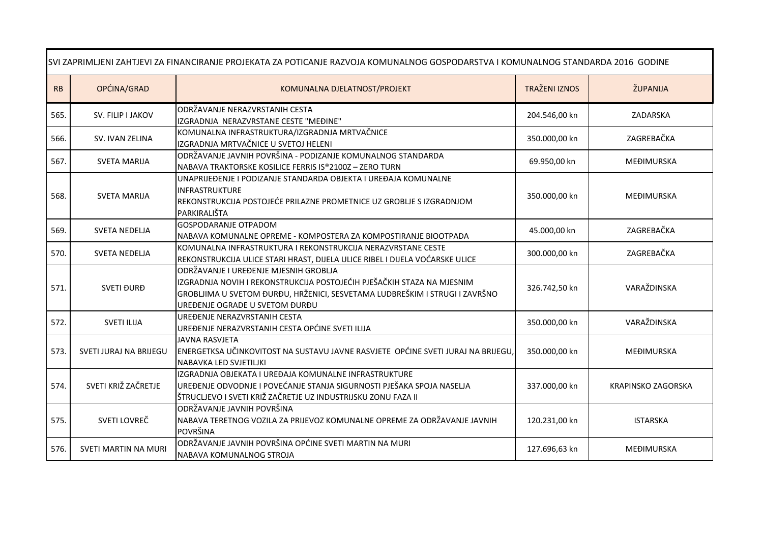| SVI ZAPRIMLJENI ZAHTJEVI ZA FINANCIRANJE PROJEKATA ZA POTICANJE RAZVOJA KOMUNALNOG GOSPODARSTVA I KOMUNALNOG STANDARDA 2016 GODINE | | | | |
|---|---|---|---|---|
| RB | OPĆINA/GRAD | KOMUNALNA DJELATNOST/PROJEKT | TRAŽENI IZNOS | ŽUPANIJA |
| 565. | SV. FILIP I JAKOV | ODRŽAVANJE NERAZVRSTANIH CESTA<br>IZGRADNJA NERAZVRSTANE CESTE "MEĐINE" | 204.546,00 kn | ZADARSKA |
| 566. | SV. IVAN ZELINA | KOMUNALNA INFRASTRUKTURA/IZGRADNJA MRTVAČNICE<br>IZGRADNJA MRTVAČNICE U SVETOJ HELENI | 350.000,00 kn | ZAGREBAČKA |
| 567. | SVETA MARIJA | ODRŽAVANJE JAVNIH POVRŠINA - PODIZANJE KOMUNALNOG STANDARDA<br>NABAVA TRAKTORSKE KOSILICE FERRIS IS®2100Z – ZERO TURN | 69.950,00 kn | MEĐIMURSKA |
| 568. | SVETA MARIJA | UNAPRIJEĐENJE I PODIZANJE STANDARDA OBJEKTA I UREĐAJA KOMUNALNE INFRASTRUKTURE<br>REKONSTRUKCIJA POSTOJEĆE PRILAZNE PROMETNICE UZ GROBLJE S IZGRADNJOM PARKIRALIŠTA | 350.000,00 kn | MEĐIMURSKA |
| 569. | SVETA NEDELJA | GOSPODARANJE OTPADOM<br>NABAVA KOMUNALNE OPREME - KOMPOSTERA ZA KOMPOSTIRANJE BIOOTPADA | 45.000,00 kn | ZAGREBAČKA |
| 570. | SVETA NEDELJA | KOMUNALNA INFRASTRUKTURA I REKONSTRUKCIJA NERAZVRSTANE CESTE<br>REKONSTRUKCIJA ULICE STARI HRAST, DIJELA ULICE RIBEL I DIJELA VOĆARSKE ULICE | 300.000,00 kn | ZAGREBAČKA |
| 571. | SVETI ĐURĐ | ODRŽAVANJE I UREĐENJE MJESNIH GROBLJA<br>IZGRADNJA NOVIH I REKONSTRUKCIJA POSTOJEĆIH PJEŠAČKIH STAZA NA MJESNIM GROBLJIMA U SVETOM ĐURĐU, HRŽENICI, SESVETAMA LUDBREŠKIM I STRUGI I ZAVRŠNO UREĐENJE OGRADE U SVETOM ĐURĐU | 326.742,50 kn | VARAŽDINSKA |
| 572. | SVETI ILIJA | UREĐENJE NERAZVRSTANIH CESTA<br>UREĐENJE NERAZVRSTANIH CESTA OPĆINE SVETI ILIJA | 350.000,00 kn | VARAŽDINSKA |
| 573. | SVETI JURAJ NA BRIJEGU | JAVNA RASVJETA<br>ENERGETKSA UČINKOVITOST NA SUSTAVU JAVNE RASVJETE OPĆINE SVETI JURAJ NA BRIJEGU, NABAVKA LED SVJETILJKI | 350.000,00 kn | MEĐIMURSKA |
| 574. | SVETI KRIŽ ZAČRETJE | IZGRADNJA OBJEKATA I UREĐAJA KOMUNALNE INFRASTRUKTURE<br>UREĐENJE ODVODNJE I POVEĆANJE STANJA SIGURNOSTI PJEŠAKA SPOJA NASELJA ŠTRUCLJEVO I SVETI KRIŽ ZAČRETJE UZ INDUSTRIJSKU ZONU FAZA II | 337.000,00 kn | KRAPINSKO ZAGORSKA |
| 575. | SVETI LOVREČ | ODRŽAVANJE JAVNIH POVRŠINA<br>NABAVA TERETNOG VOZILA ZA PRIJEVOZ KOMUNALNE OPREME ZA ODRŽAVANJE JAVNIH POVRŠINA | 120.231,00 kn | ISTARSKA |
| 576. | SVETI MARTIN NA MURI | ODRŽAVANJE JAVNIH POVRŠINA OPĆINE SVETI MARTIN NA MURI<br>NABAVA KOMUNALNOG STROJA | 127.696,63 kn | MEĐIMURSKA |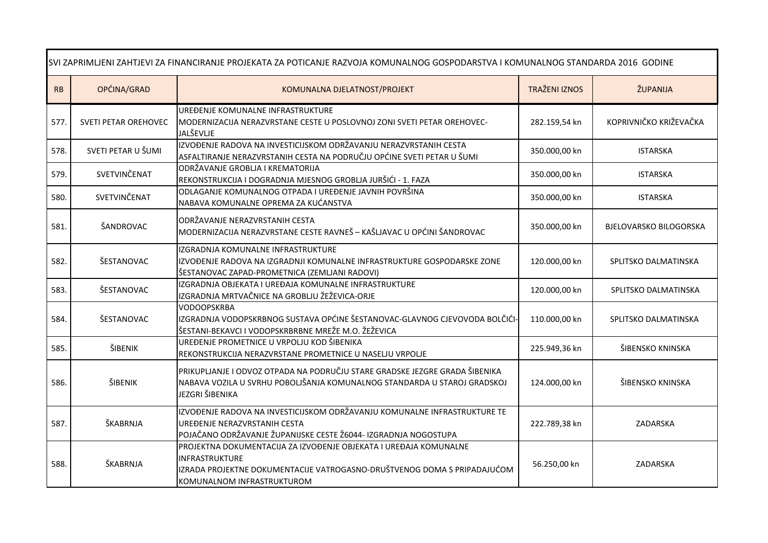| SVI ZAPRIMLJENI ZAHTJEVI ZA FINANCIRANJE PROJEKATA ZA POTICANJE RAZVOJA KOMUNALNOG GOSPODARSTVA I KOMUNALNOG STANDARDA 2016 GODINE | | | | |
|---|---|---|---|---|
| RB | OPĆINA/GRAD | KOMUNALNA DJELATNOST/PROJEKT | TRAŽENI IZNOS | ŽUPANIJA |
| 577. | SVETI PETAR OREHOVEC | UREĐENJE KOMUNALNE INFRASTRUKTURE<br>MODERNIZACIJA NERAZVRSTANE CESTE U POSLOVNOJ ZONI SVETI PETAR OREHOVEC-JALŠEVLJE | 282.159,54 kn | KOPRIVNIČKO KRIŽEVAČKA |
| 578. | SVETI PETAR U ŠUMI | IZVOĐENJE RADOVA NA INVESTICIJSKOM ODRŽAVANJU NERAZVRSTANIH CESTA<br>ASFALTIRANJE NERAZVRSTANIH CESTA NA PODRUČJU OPĆINE SVETI PETAR U ŠUMI | 350.000,00 kn | ISTARSKA |
| 579. | SVETVINČENAT | ODRŽAVANJE GROBLJA I KREMATORIJA<br>REKONSTRUKCIJA I DOGRADNJA MJESNOG GROBLJA JURŠIĆI - 1. FAZA | 350.000,00 kn | ISTARSKA |
| 580. | SVETVINČENAT | ODLAGANJE KOMUNALNOG OTPADA I UREĐENJE JAVNIH POVRŠINA<br>NABAVA KOMUNALNE OPREMA ZA KUĆANSTVA | 350.000,00 kn | ISTARSKA |
| 581. | ŠANDROVAC | ODRŽAVANJE NERAZVRSTANIH CESTA<br>MODERNIZACIJA NERAZVRSTANE CESTE RAVNEŠ – KAŠLJAVAC U OPĆINI ŠANDROVAC | 350.000,00 kn | BJELOVARSKO BILOGORSKA |
| 582. | ŠESTANOVAC | IZGRADNJA KOMUNALNE INFRASTRUKTURE<br>IZVOĐENJE RADOVA NA IZGRADNJI KOMUNALNE INFRASTRUKTURE GOSPODARSKE ZONE ŠESTANOVAC ZAPAD-PROMETNICA (ZEMLJANI RADOVI) | 120.000,00 kn | SPLITSKO DALMATINSKA |
| 583. | ŠESTANOVAC | IZGRADNJA OBJEKATA I UREĐAJA KOMUNALNE INFRASTRUKTURE<br>IZGRADNJA MRTVAČNICE NA GROBLJU ŽEŽEVICA-ORJE | 120.000,00 kn | SPLITSKO DALMATINSKA |
| 584. | ŠESTANOVAC | VODOOPSKRBA<br>IZGRADNJA VODOPSKRBNOG SUSTAVA OPĆINE ŠESTANOVAC-GLAVNOG CJEVOVODA BOLČIĆI-ŠESTANI-BEKAVCI I VODOPSKRBRBNE MREŽE M.O. ŽEŽEVICA | 110.000,00 kn | SPLITSKO DALMATINSKA |
| 585. | ŠIBENIK | UREĐENJE PROMETNICE U VRPOLJU KOD ŠIBENIKA<br>REKONSTRUKCIJA NERAZVRSTANE PROMETNICE U NASELJU VRPOLJE | 225.949,36 kn | ŠIBENSKO KNINSKA |
| 586. | ŠIBENIK | PRIKUPLJANJE I ODVOZ OTPADA NA PODRUČJU STARE GRADSKE JEZGRE GRADA ŠIBENIKA<br>NABAVA VOZILA U SVRHU POBOLJŠANJA KOMUNALNOG STANDARDA U STAROJ GRADSKOJ JEZGRI ŠIBENIKA | 124.000,00 kn | ŠIBENSKO KNINSKA |
| 587. | ŠKABRNJA | IZVOĐENJE RADOVA NA INVESTICIJSKOM ODRŽAVANJU KOMUNALNE INFRASTRUKTURE TE UREĐENJE NERAZVRSTANIH CESTA<br>POJAČANO ODRŽAVANJE ŽUPANIJSKE CESTE Ž6044- IZGRADNJA NOGOSTUPA | 222.789,38 kn | ZADARSKA |
| 588. | ŠKABRNJA | PROJEKTNA DOKUMENTACIJA ZA IZVOĐENJE OBJEKATA I UREĐAJA KOMUNALNE INFRASTRUKTURE<br>IZRADA PROJEKTNE DOKUMENTACIJE VATROGASNO-DRUŠTVENOG DOMA S PRIPADAJUĆOM KOMUNALNOM INFRASTRUKTUROM | 56.250,00 kn | ZADARSKA |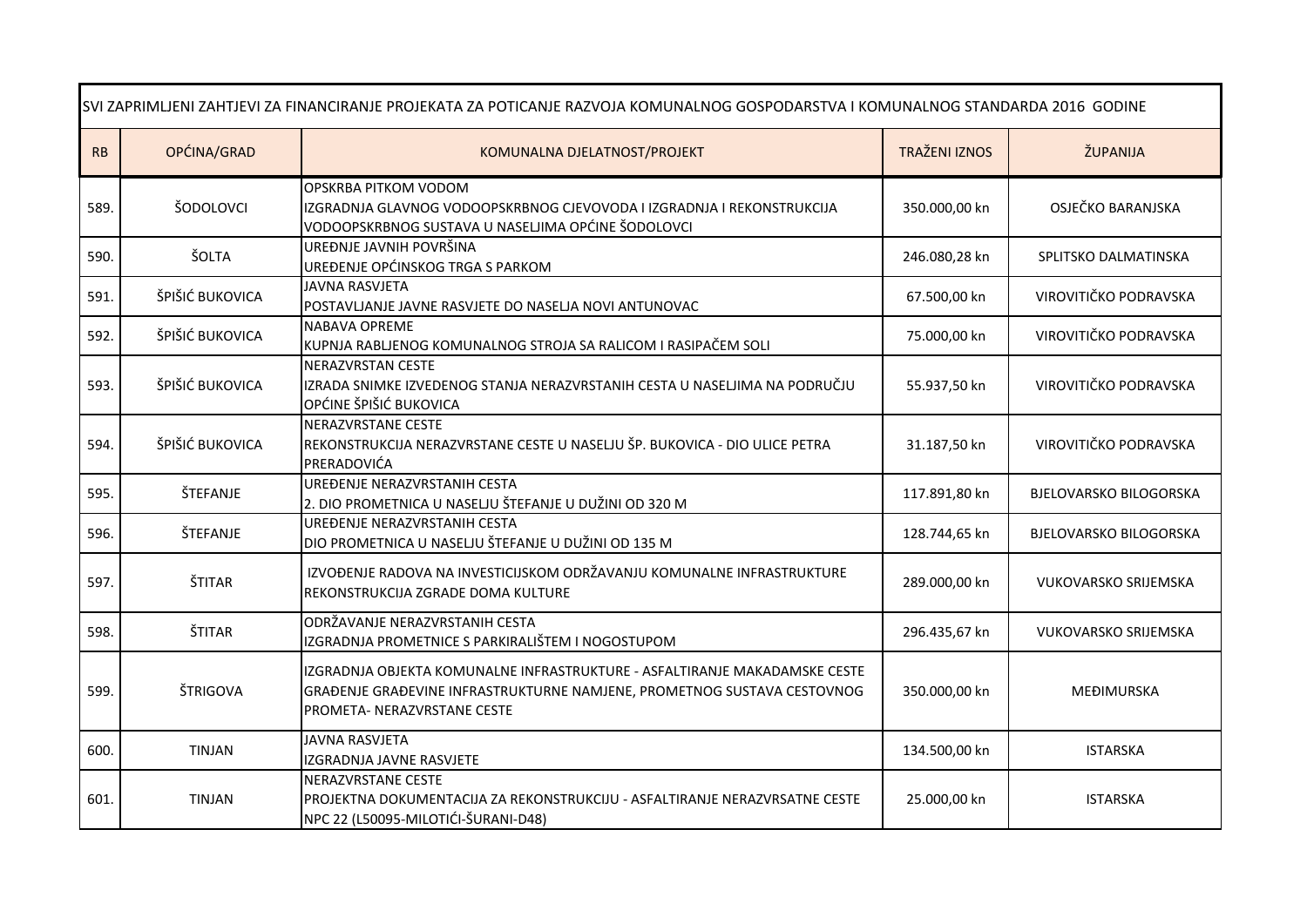| SVI ZAPRIMLJENI ZAHTJEVI ZA FINANCIRANJE PROJEKATA ZA POTICANJE RAZVOJA KOMUNALNOG GOSPODARSTVA I KOMUNALNOG STANDARDA 2016 GODINE | | | | |
|---|---|---|---|---|
| RB | OPĆINA/GRAD | KOMUNALNA DJELATNOST/PROJEKT | TRAŽENI IZNOS | ŽUPANIJA |
| 589. | ŠODOLOVCI | OPSKRBA PITKOM VODOM<br>IZGRADNJA GLAVNOG VODOOPSKRBNOG CJEVOVODA I IZGRADNJA I REKONSTRUKCIJA VODOOPSKRBNOG SUSTAVA U NASELJIMA OPĆINE ŠODOLOVCI | 350.000,00 kn | OSJEČKO BARANJSKA |
| 590. | ŠOLTA | UREĐNJE JAVNIH POVRŠINA<br>UREĐENJE OPĆINSKOG TRGA S PARKOM | 246.080,28 kn | SPLITSKO DALMATINSKA |
| 591. | ŠPIŠIĆ BUKOVICA | JAVNA RASVJETA<br>POSTAVLJANJE JAVNE RASVJETE DO NASELJA NOVI ANTUNOVAC | 67.500,00 kn | VIROVITIČKO PODRAVSKA |
| 592. | ŠPIŠIĆ BUKOVICA | NABAVA OPREME<br>KUPNJA RABLJENOG KOMUNALNOG STROJA SA RALICOM I RASIPAČEM SOLI | 75.000,00 kn | VIROVITIČKO PODRAVSKA |
| 593. | ŠPIŠIĆ BUKOVICA | NERAZVRSTAN CESTE<br>IZRADA SNIMKE IZVEDENOG STANJA NERAZVRSTANIH CESTA U NASELJIMA NA PODRUČJU OPĆINE ŠPIŠIĆ BUKOVICA | 55.937,50 kn | VIROVITIČKO PODRAVSKA |
| 594. | ŠPIŠIĆ BUKOVICA | NERAZVRSTANE CESTE<br>REKONSTRUKCIJA NERAZVRSTANE CESTE U NASELJU ŠP. BUKOVICA - DIO ULICE PETRA PRERADOVIĆA | 31.187,50 kn | VIROVITIČKO PODRAVSKA |
| 595. | ŠTEFANJE | UREĐENJE NERAZVRSTANIH CESTA<br>2. DIO PROMETNICA U NASELJU ŠTEFANJE U DUŽINI OD 320 M | 117.891,80 kn | BJELOVARSKO BILOGORSKA |
| 596. | ŠTEFANJE | UREĐENJE NERAZVRSTANIH CESTA<br>DIO PROMETNICA U NASELJU ŠTEFANJE U DUŽINI OD 135 M | 128.744,65 kn | BJELOVARSKO BILOGORSKA |
| 597. | ŠTITAR | IZVOĐENJE RADOVA NA INVESTICIJSKOM ODRŽAVANJU KOMUNALNE INFRASTRUKTURE<br>REKONSTRUKCIJA ZGRADE DOMA KULTURE | 289.000,00 kn | VUKOVARSKO SRIJEMSKA |
| 598. | ŠTITAR | ODRŽAVANJE NERAZVRSTANIH CESTA<br>IZGRADNJA PROMETNICE S PARKIRALIŠTEM I NOGOSTUPOM | 296.435,67 kn | VUKOVARSKO SRIJEMSKA |
| 599. | ŠTRIGOVA | IZGRADNJA OBJEKTA KOMUNALNE INFRASTRUKTURE - ASFALTIRANJE MAKADAMSKE CESTE<br>GRAĐENJE GRAĐEVINE INFRASTRUKTURNE NAMJENE, PROMETNOG SUSTAVA CESTOVNOG PROMETA- NERAZVRSTANE CESTE | 350.000,00 kn | MEĐIMURSKA |
| 600. | TINJAN | JAVNA RASVJETA<br>IZGRADNJA JAVNE RASVJETE | 134.500,00 kn | ISTARSKA |
| 601. | TINJAN | NERAZVRSTANE CESTE<br>PROJEKTNA DOKUMENTACIJA ZA REKONSTRUKCIJU - ASFALTIRANJE NERAZVRSATNE CESTE NPC 22 (L50095-MILOTIĆI-ŠURANI-D48) | 25.000,00 kn | ISTARSKA |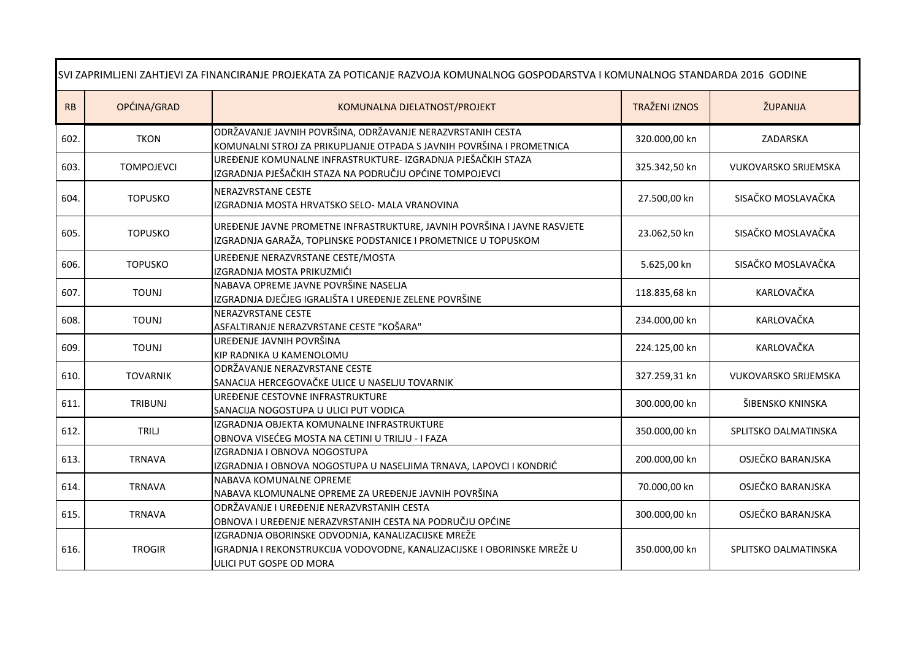| SVI ZAPRIMLJENI ZAHTJEVI ZA FINANCIRANJE PROJEKATA ZA POTICANJE RAZVOJA KOMUNALNOG GOSPODARSTVA I KOMUNALNOG STANDARDA 2016 GODINE | | | | |
|---|---|---|---|---|
| RB | OPĆINA/GRAD | KOMUNALNA DJELATNOST/PROJEKT | TRAŽENI IZNOS | ŽUPANIJA |
| 602. | TKON | ODRŽAVANJE JAVNIH POVRŠINA, ODRŽAVANJE NERAZVRSTANIH CESTA<br>KOMUNALNI STROJ ZA PRIKUPLJANJE OTPADA S JAVNIH POVRŠINA I PROMETNICA | 320.000,00 kn | ZADARSKA |
| 603. | TOMPOJEVCI | UREĐENJE KOMUNALNE INFRASTRUKTURE- IZGRADNJA PJEŠAČKIH STAZA<br>IZGRADNJA PJEŠAČKIH STAZA NA PODRUČJU OPĆINE TOMPOJEVCI | 325.342,50 kn | VUKOVARSKO SRIJEMSKA |
| 604. | TOPUSKO | NERAZVRSTANE CESTE<br>IZGRADNJA MOSTA HRVATSKO SELO- MALA VRANOVINA | 27.500,00 kn | SISAČKO MOSLAVAČKA |
| 605. | TOPUSKO | UREĐENJE JAVNE PROMETNE INFRASTRUKTURE, JAVNIH POVRŠINA I JAVNE RASVJETE<br>IZGRADNJA GARAŽA, TOPLINSKE PODSTANICE I PROMETNICE U TOPUSKOM | 23.062,50 kn | SISAČKO MOSLAVAČKA |
| 606. | TOPUSKO | UREĐENJE NERAZVRSTANE CESTE/MOSTA<br>IZGRADNJA MOSTA PRIKUZMIĆI | 5.625,00 kn | SISAČKO MOSLAVAČKA |
| 607. | TOUNJ | NABAVA OPREME JAVNE POVRŠINE NASELJA<br>IZGRADNJA DJEČJEG IGRALIŠTA I UREĐENJE ZELENE POVRŠINE | 118.835,68 kn | KARLOVAČKA |
| 608. | TOUNJ | NERAZVRSTANE CESTE<br>ASFALTIRANJE NERAZVRSTANE CESTE "KOŠARA" | 234.000,00 kn | KARLOVAČKA |
| 609. | TOUNJ | UREĐENJE JAVNIH POVRŠINA<br>KIP RADNIKA U KAMENOLOMU | 224.125,00 kn | KARLOVAČKA |
| 610. | TOVARNIK | ODRŽAVANJE NERAZVRSTANE CESTE<br>SANACIJA HERCEGOVAČKE ULICE U NASELJU TOVARNIK | 327.259,31 kn | VUKOVARSKO SRIJEMSKA |
| 611. | TRIBUNJ | UREĐENJE CESTOVNE INFRASTRUKTURE<br>SANACIJA NOGOSTUPA U ULICI PUT VODICA | 300.000,00 kn | ŠIBENSKO KNINSKA |
| 612. | TRILJ | IZGRADNJA OBJEKTA KOMUNALNE INFRASTRUKTURE<br>OBNOVA VISEĆEG MOSTA NA CETINI U TRILJU - I FAZA | 350.000,00 kn | SPLITSKO DALMATINSKA |
| 613. | TRNAVA | IZGRADNJA I OBNOVA NOGOSTUPA<br>IZGRADNJA I OBNOVA NOGOSTUPA U NASELJIMA TRNAVA, LAPOVCI I KONDRIĆ | 200.000,00 kn | OSJEČKO BARANJSKA |
| 614. | TRNAVA | NABAVA KOMUNALNE OPREME<br>NABAVA KLOMUNALNE OPREME ZA UREĐENJE JAVNIH POVRŠINA | 70.000,00 kn | OSJEČKO BARANJSKA |
| 615. | TRNAVA | ODRŽAVANJE I UREĐENJE NERAZVRSTANIH CESTA<br>OBNOVA I UREĐENJE NERAZVRSTANIH CESTA NA PODRUČJU OPĆINE | 300.000,00 kn | OSJEČKO BARANJSKA |
| 616. | TROGIR | IZGRADNJA OBORINSKE ODVODNJA, KANALIZACIJSKE MREŽE<br>IGRADNJA I REKONSTRUKCIJA VODOVODNE, KANALIZACIJSKE I OBORINSKE MREŽE U ULICI PUT GOSPE OD MORA | 350.000,00 kn | SPLITSKO DALMATINSKA |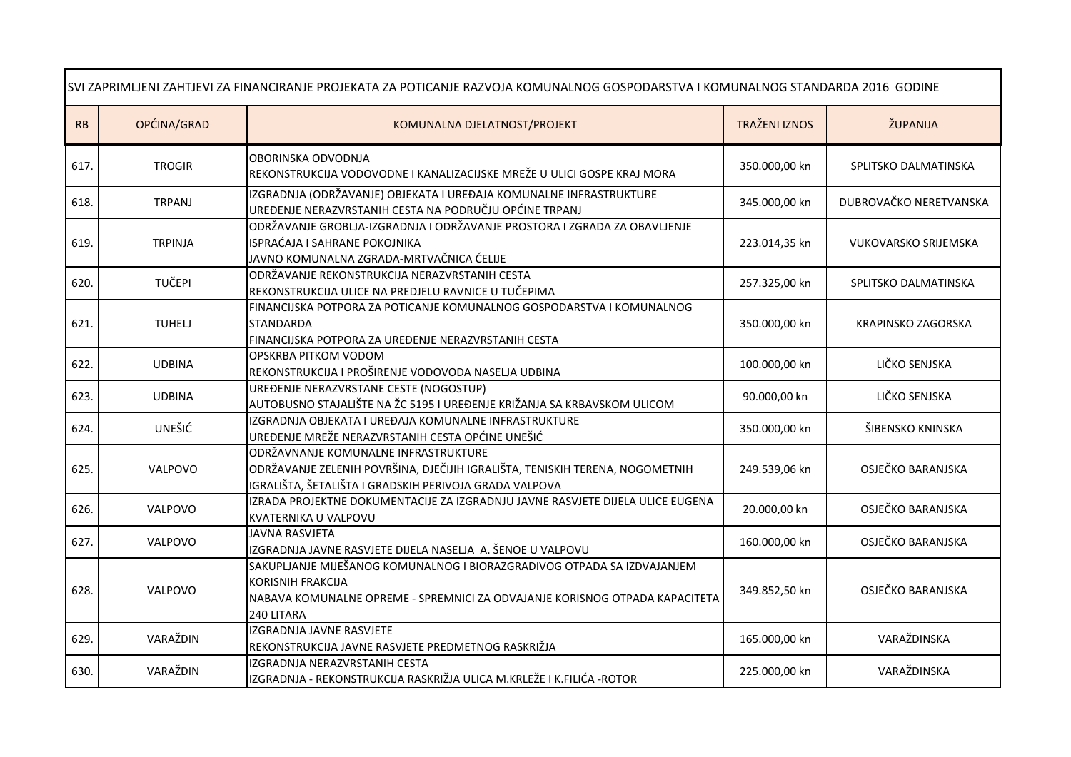| SVI ZAPRIMLJENI ZAHTJEVI ZA FINANCIRANJE PROJEKATA ZA POTICANJE RAZVOJA KOMUNALNOG GOSPODARSTVA I KOMUNALNOG STANDARDA 2016 GODINE | | | | |
|---|---|---|---|---|
| RB | OPĆINA/GRAD | KOMUNALNA DJELATNOST/PROJEKT | TRAŽENI IZNOS | ŽUPANIJA |
| 617. | TROGIR | OBORINSKA ODVODNJA<br>REKONSTRUKCIJA VODOVODNE I KANALIZACIJSKE MREŽE U ULICI GOSPE KRAJ MORA | 350.000,00 kn | SPLITSKO DALMATINSKA |
| 618. | TRPANJ | IZGRADNJA (ODRŽAVANJE) OBJEKATA I UREĐAJA KOMUNALNE INFRASTRUKTURE<br>UREĐENJE NERAZVRSTANIH CESTA NA PODRUČJU OPĆINE TRPANJ | 345.000,00 kn | DUBROVAČKO NERETVANSKA |
| 619. | TRPINJA | ODRŽAVANJE GROBLJA-IZGRADNJA I ODRŽAVANJE PROSTORA I ZGRADA ZA OBAVLJENJE ISPRAĆAJA I SAHRANE POKOJNIKA<br>JAVNO KOMUNALNA ZGRADA-MRTVAČNICA ĆELIJE | 223.014,35 kn | VUKOVARSKO SRIJEMSKA |
| 620. | TUČEPI | ODRŽAVANJE REKONSTRUKCIJA NERAZVRSTANIH CESTA<br>REKONSTRUKCIJA ULICE NA PREDJELU RAVNICE U TUČEPIMA | 257.325,00 kn | SPLITSKO DALMATINSKA |
| 621. | TUHELJ | FINANCIJSKA POTPORA ZA POTICANJE KOMUNALNOG GOSPODARSTVA I KOMUNALNOG STANDARDA<br>FINANCIJSKA POTPORA ZA UREĐENJE NERAZVRSTANIH CESTA | 350.000,00 kn | KRAPINSKO ZAGORSKA |
| 622. | UDBINA | OPSKRBA PITKOM VODOM<br>REKONSTRUKCIJA I PROŠIRENJE VODOVODA NASELJA UDBINA | 100.000,00 kn | LIČKO SENJSKA |
| 623. | UDBINA | UREĐENJE NERAZVRSTANE CESTE (NOGOSTUP)<br>AUTOBUSNO STAJALIŠTE NA ŽC 5195 I UREĐENJE KRIŽANJA SA KRBAVSKOM ULICOM | 90.000,00 kn | LIČKO SENJSKA |
| 624. | UNEŠIĆ | IZGRADNJA OBJEKATA I UREĐAJA KOMUNALNE INFRASTRUKTURE<br>UREĐENJE MREŽE NERAZVRSTANIH CESTA OPĆINE UNEŠIĆ | 350.000,00 kn | ŠIBENSKO KNINSKA |
| 625. | VALPOVO | ODRŽAVNANJE KOMUNALNE INFRASTRUKTURE<br>ODRŽAVANJE ZELENIH POVRŠINA, DJEČIJIH IGRALIŠTA, TENISKIH TERENA, NOGOMETNIH IGRALIŠTA, ŠETALIŠTA I GRADSKIH PERIVOJA GRADA VALPOVA | 249.539,06 kn | OSJEČKO BARANJSKA |
| 626. | VALPOVO | IZRADA PROJEKTNE DOKUMENTACIJE ZA IZGRADNJU JAVNE RASVJETE DIJELA ULICE EUGENA KVATERNIKA U VALPOVU | 20.000,00 kn | OSJEČKO BARANJSKA |
| 627. | VALPOVO | JAVNA RASVJETA<br>IZGRADNJA JAVNE RASVJETE DIJELA NASELJA A. ŠENOE U VALPOVU | 160.000,00 kn | OSJEČKO BARANJSKA |
| 628. | VALPOVO | SAKUPLJANJE MIJEŠANOG KOMUNALNOG I BIORAZGRADIVOG OTPADA SA IZDVAJANJEM KORISNIH FRAKCIJA<br>NABAVA KOMUNALNE OPREME - SPREMNICI ZA ODVAJANJE KORISNOG OTPADA KAPACITETA 240 LITARA | 349.852,50 kn | OSJEČKO BARANJSKA |
| 629. | VARAŽDIN | IZGRADNJA JAVNE RASVJETE<br>REKONSTRUKCIJA JAVNE RASVJETE PREDMETNOG RASKRIŽJA | 165.000,00 kn | VARAŽDINSKA |
| 630. | VARAŽDIN | IZGRADNJA NERAZVRSTANIH CESTA<br>IZGRADNJA - REKONSTRUKCIJA RASKRIŽJA ULICA M.KRLEŽE I K.FILIĆA -ROTOR | 225.000,00 kn | VARAŽDINSKA |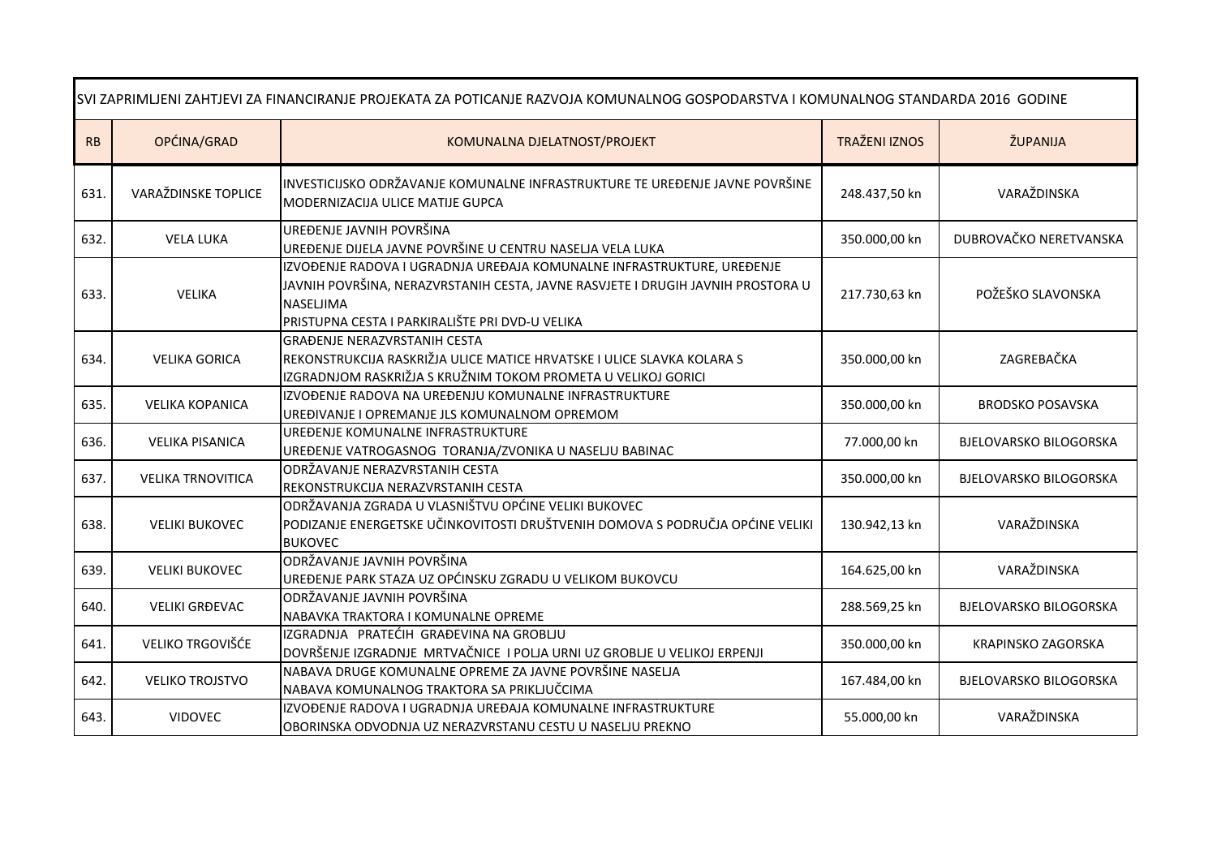| SVI ZAPRIMLJENI ZAHTJEVI ZA FINANCIRANJE PROJEKATA ZA POTICANJE RAZVOJA KOMUNALNOG GOSPODARSTVA I KOMUNALNOG STANDARDA 2016 GODINE | | | | |
|---|---|---|---|---|
| RB | OPĆINA/GRAD | KOMUNALNA DJELATNOST/PROJEKT | TRAŽENI IZNOS | ŽUPANIJA |
| 631. | VARAŽDINSKE TOPLICE | INVESTICIJSKO ODRŽAVANJE KOMUNALNE INFRASTRUKTURE TE UREĐENJE JAVNE POVRŠINE<br>MODERNIZACIJA ULICE MATIJE GUPCA | 248.437,50 kn | VARAŽDINSKA |
| 632. | VELA LUKA | UREĐENJE JAVNIH POVRŠINA<br>UREĐENJE DIJELA JAVNE POVRŠINE U CENTRU NASELJA VELA LUKA | 350.000,00 kn | DUBROVAČKO NERETVANSKA |
| 633. | VELIKA | IZVOĐENJE RADOVA I UGRADNJA UREĐAJA KOMUNALNE INFRASTRUKTURE, UREĐENJE JAVNIH POVRŠINA, NERAZVRSTANIH CESTA, JAVNE RASVJETE I DRUGIH JAVNIH PROSTORA U NASELJIMA<br>PRISTUPNA CESTA I PARKIRALIŠTE PRI DVD-U VELIKA | 217.730,63 kn | POŽEŠKO SLAVONSKA |
| 634. | VELIKA GORICA | GRAĐENJE NERAZVRSTANIH CESTA<br>REKONSTRUKCIJA RASKRIŽJA ULICE MATICE HRVATSKE I ULICE SLAVKA KOLARA S IZGRADNJOM RASKRIŽJA S KRUŽNIM TOKOM PROMETA U VELIKOJ GORICI | 350.000,00 kn | ZAGREBAČKA |
| 635. | VELIKA KOPANICA | IZVOĐENJE RADOVA NA UREĐENJU KOMUNALNE INFRASTRUKTURE<br>UREĐIVANJE I OPREMANJE JLS KOMUNALNOM OPREMOM | 350.000,00 kn | BRODSKO POSAVSKA |
| 636. | VELIKA PISANICA | UREĐENJE KOMUNALNE INFRASTRUKTURE<br>UREĐENJE VATROGASNOG TORANJA/ZVONIKA U NASELJU BABINAC | 77.000,00 kn | BJELOVARSKO BILOGORSKA |
| 637. | VELIKA TRNOVITICA | ODRŽAVANJE NERAZVRSTANIH CESTA<br>REKONSTRUKCIJA NERAZVRSTANIH CESTA | 350.000,00 kn | BJELOVARSKO BILOGORSKA |
| 638. | VELIKI BUKOVEC | ODRŽAVANJA ZGRADA U VLASNIŠTVU OPĆINE VELIKI BUKOVEC<br>PODIZANJE ENERGETSKE UČINKOVITOSTI DRUŠTVENIH DOMOVA S PODRUČJA OPĆINE VELIKI BUKOVEC | 130.942,13 kn | VARAŽDINSKA |
| 639. | VELIKI BUKOVEC | ODRŽAVANJE JAVNIH POVRŠINA<br>UREĐENJE PARK STAZA UZ OPĆINSKU ZGRADU U VELIKOM BUKOVCU | 164.625,00 kn | VARAŽDINSKA |
| 640. | VELIKI GRĐEVAC | ODRŽAVANJE JAVNIH POVRŠINA<br>NABAVKA TRAKTORA I KOMUNALNE OPREME | 288.569,25 kn | BJELOVARSKO BILOGORSKA |
| 641. | VELIKO TRGOVIŠĆE | IZGRADNJA PRATEĆIH GRAĐEVINA NA GROBLJU<br>DOVRŠENJE IZGRADNJE MRTVAČNICE I POLJA URNI UZ GROBLJE U VELIKOJ ERPENJI | 350.000,00 kn | KRAPINSKO ZAGORSKA |
| 642. | VELIKO TROJSTVO | NABAVA DRUGE KOMUNALNE OPREME ZA JAVNE POVRŠINE NASELJA<br>NABAVA KOMUNALNOG TRAKTORA SA PRIKLJUČCIMA | 167.484,00 kn | BJELOVARSKO BILOGORSKA |
| 643. | VIDOVEC | IZVOĐENJE RADOVA I UGRADNJA UREĐAJA KOMUNALNE INFRASTRUKTURE<br>OBORINSKA ODVODNJA UZ NERAZVRSTANU CESTU U NASELJU PREKNO | 55.000,00 kn | VARAŽDINSKA |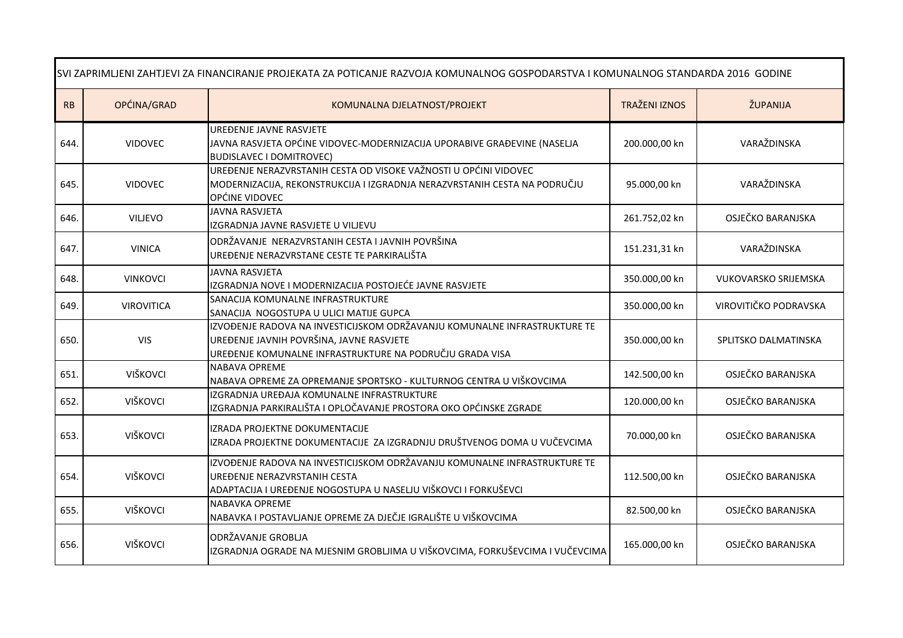| SVI ZAPRIMLJENI ZAHTJEVI ZA FINANCIRANJE PROJEKATA ZA POTICANJE RAZVOJA KOMUNALNOG GOSPODARSTVA I KOMUNALNOG STANDARDA 2016 GODINE | | | | |
|---|---|---|---|---|
| RB | OPĆINA/GRAD | KOMUNALNA DJELATNOST/PROJEKT | TRAŽENI IZNOS | ŽUPANIJA |
| 644. | VIDOVEC | UREĐENJE JAVNE RASVJETE<br>JAVNA RASVJETA OPĆINE VIDOVEC-MODERNIZACIJA UPORABIVE GRAĐEVINE (NASELJA BUDISLAVEC I DOMITROVEC) | 200.000,00 kn | VARAŽDINSKA |
| 645. | VIDOVEC | UREĐENJE NERAZVRSTANIH CESTA OD VISOKE VAŽNOSTI U OPĆINI VIDOVEC<br>MODERNIZACIJA, REKONSTRUKCIJA I IZGRADNJA NERAZVRSTANIH CESTA NA PODRUČJU OPĆINE VIDOVEC | 95.000,00 kn | VARAŽDINSKA |
| 646. | VILJEVO | JAVNA RASVJETA<br>IZGRADNJA JAVNE RASVJETE U VILJEVU | 261.752,02 kn | OSJEČKO BARANJSKA |
| 647. | VINICA | ODRŽAVANJE NERAZVRSTANIH CESTA I JAVNIH POVRŠINA<br>UREĐENJE NERAZVRSTANE CESTE TE PARKIRALIŠTA | 151.231,31 kn | VARAŽDINSKA |
| 648. | VINKOVCI | JAVNA RASVJETA<br>IZGRADNJA NOVE I MODERNIZACIJA POSTOJEĆE JAVNE RASVJETE | 350.000,00 kn | VUKOVARSKO SRIJEMSKA |
| 649. | VIROVITICA | SANACIJA KOMUNALNE INFRASTRUKTURE<br>SANACIJA NOGOSTUPA U ULICI MATIJE GUPCA | 350.000,00 kn | VIROVITIČKO PODRAVSKA |
| 650. | VIS | IZVOĐENJE RADOVA NA INVESTICIJSKOM ODRŽAVANJU KOMUNALNE INFRASTRUKTURE TE UREĐENJE JAVNIH POVRŠINA, JAVNE RASVJETE<br>UREĐENJE KOMUNALNE INFRASTRUKTURE NA PODRUČJU GRADA VISA | 350.000,00 kn | SPLITSKO DALMATINSKA |
| 651. | VIŠKOVCI | NABAVA OPREME<br>NABAVA OPREME ZA OPREMANJE SPORTSKO - KULTURNOG CENTRA U VIŠKOVCIMA | 142.500,00 kn | OSJEČKO BARANJSKA |
| 652. | VIŠKOVCI | IZGRADNJA UREĐAJA KOMUNALNE INFRASTRUKTURE<br>IZGRADNJA PARKIRALIŠTA I OPLOČAVANJE PROSTORA OKO OPĆINSKE ZGRADE | 120.000,00 kn | OSJEČKO BARANJSKA |
| 653. | VIŠKOVCI | IZRADA PROJEKTNE DOKUMENTACIJE<br>IZRADA PROJEKTNE DOKUMENTACIJE ZA IZGRADNJU DRUŠTVENOG DOMA U VUČEVCIMA | 70.000,00 kn | OSJEČKO BARANJSKA |
| 654. | VIŠKOVCI | IZVOĐENJE RADOVA NA INVESTICIJSKOM ODRŽAVANJU KOMUNALNE INFRASTRUKTURE TE UREĐENJE NERAZVRSTANIH CESTA<br>ADAPTACIJA I UREĐENJE NOGOSTUPA U NASELJU VIŠKOVCI I FORKUŠEVCI | 112.500,00 kn | OSJEČKO BARANJSKA |
| 655. | VIŠKOVCI | NABAVKA OPREME<br>NABAVKA I POSTAVLJANJE OPREME ZA DJEČJE IGRALIŠTE U VIŠKOVCIMA | 82.500,00 kn | OSJEČKO BARANJSKA |
| 656. | VIŠKOVCI | ODRŽAVANJE GROBLJA<br>IZGRADNJA OGRADE NA MJESNIM GROBLJIMA U VIŠKOVCIMA, FORKUŠEVCIMA I VUČEVCIMA | 165.000,00 kn | OSJEČKO BARANJSKA |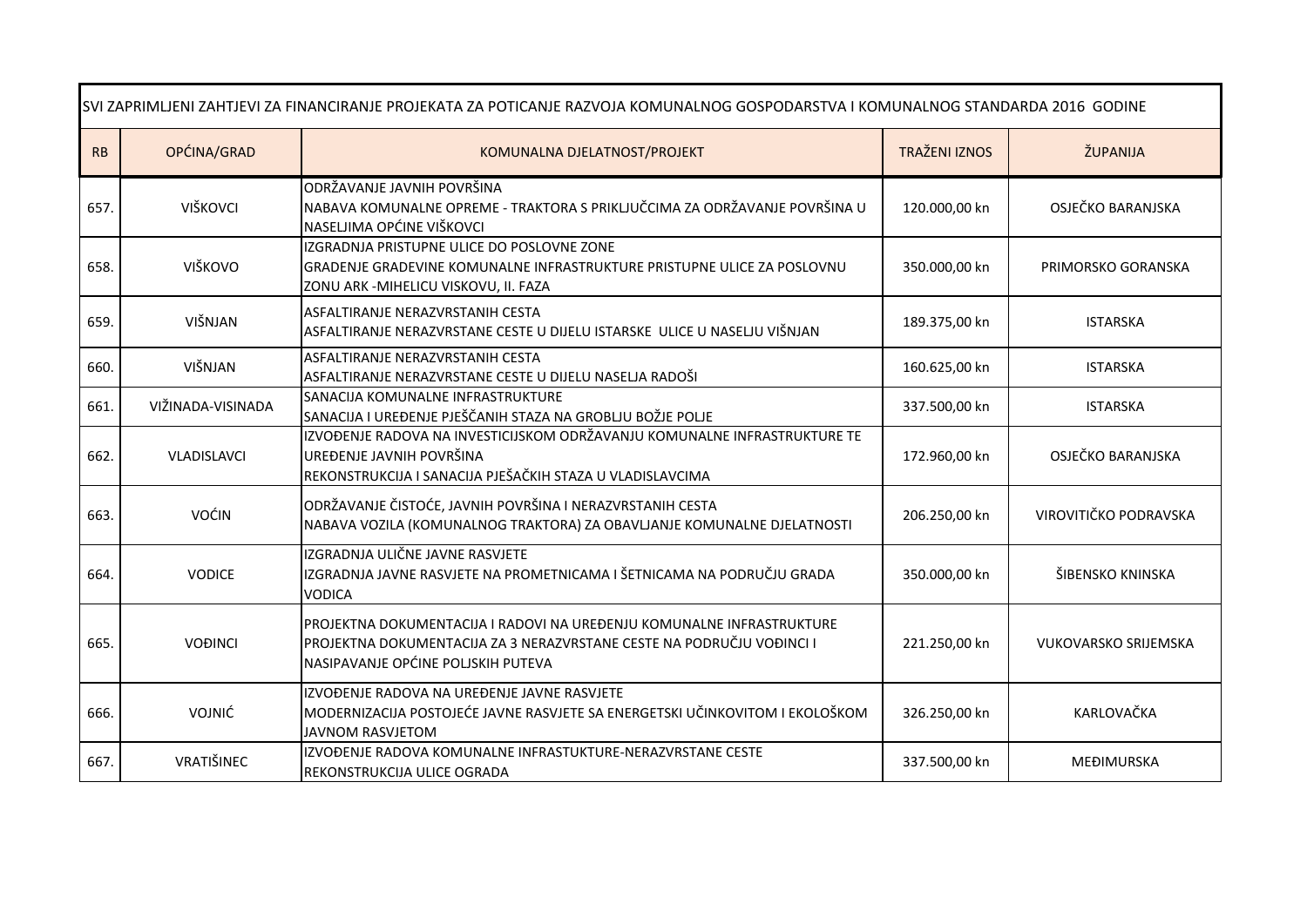| SVI ZAPRIMLJENI ZAHTJEVI ZA FINANCIRANJE PROJEKATA ZA POTICANJE RAZVOJA KOMUNALNOG GOSPODARSTVA I KOMUNALNOG STANDARDA 2016 GODINE | | | | |
|---|---|---|---|---|
| RB | OPĆINA/GRAD | KOMUNALNA DJELATNOST/PROJEKT | TRAŽENI IZNOS | ŽUPANIJA |
| 657. | VIŠKOVCI | ODRŽAVANJE JAVNIH POVRŠINA<br>NABAVA KOMUNALNE OPREME - TRAKTORA S PRIKLJUČCIMA ZA ODRŽAVANJE POVRŠINA U NASELJIMA OPĆINE VIŠKOVCI | 120.000,00 kn | OSJEČKO BARANJSKA |
| 658. | VIŠKOVO | IZGRADNJA PRISTUPNE ULICE DO POSLOVNE ZONE<br>GRAĐENJE GRAĐEVINE KOMUNALNE INFRASTRUKTURE PRISTUPNE ULICE ZA POSLOVNU ZONU ARK -MIHELICU VISKOVU, II. FAZA | 350.000,00 kn | PRIMORSKO GORANSKA |
| 659. | VIŠNJAN | ASFALTIRANJE NERAZVRSTANIH CESTA<br>ASFALTIRANJE NERAZVRSTANE CESTE U DIJELU ISTARSKE ULICE U NASELJU VIŠNJAN | 189.375,00 kn | ISTARSKA |
| 660. | VIŠNJAN | ASFALTIRANJE NERAZVRSTANIH CESTA<br>ASFALTIRANJE NERAZVRSTANE CESTE U DIJELU NASELJA RADOŠI | 160.625,00 kn | ISTARSKA |
| 661. | VIŽINADA-VISINADA | SANACIJA KOMUNALNE INFRASTRUKTURE<br>SANACIJA I UREĐENJE PJEŠČANIH STAZA NA GROBLJU BOŽJE POLJE | 337.500,00 kn | ISTARSKA |
| 662. | VLADISLAVCI | IZVOĐENJE RADOVA NA INVESTICIJSKOM ODRŽAVANJU KOMUNALNE INFRASTRUKTURE TE UREĐENJE JAVNIH POVRŠINA<br>REKONSTRUKCIJA I SANACIJA PJEŠAČKIH STAZA U VLADISLAVCIMA | 172.960,00 kn | OSJEČKO BARANJSKA |
| 663. | VOĆIN | ODRŽAVANJE ČISTOĆE, JAVNIH POVRŠINA I NERAZVRSTANIH CESTA<br>NABAVA VOZILA (KOMUNALNOG TRAKTORA) ZA OBAVLJANJE KOMUNALNE DJELATNOSTI | 206.250,00 kn | VIROVITIČKO PODRAVSKA |
| 664. | VODICE | IZGRADNJA ULIČNE JAVNE RASVJETE<br>IZGRADNJA JAVNE RASVJETE NA PROMETNICAMA I ŠETNICAMA NA PODRUČJU GRADA VODICA | 350.000,00 kn | ŠIBENSKO KNINSKA |
| 665. | VOĐINCI | PROJEKTNA DOKUMENTACIJA I RADOVI NA UREĐENJU KOMUNALNE INFRASTRUKTURE<br>PROJEKTNA DOKUMENTACIJA ZA 3 NERAZVRSTANE CESTE NA PODRUČJU VOĐINCI I NASIPAVANJE OPĆINE POLJSKIH PUTEVA | 221.250,00 kn | VUKOVARSKO SRIJEMSKA |
| 666. | VOJNIĆ | IZVOĐENJE RADOVA NA UREĐENJE JAVNE RASVJETE<br>MODERNIZACIJA POSTOJEĆE JAVNE RASVJETE SA ENERGETSKI UČINKOVITOM I EKOLOŠKOM JAVNOM RASVJETOM | 326.250,00 kn | KARLOVAČKA |
| 667. | VRATIŠINEC | IZVOĐENJE RADOVA KOMUNALNE INFRASTUKTURE-NERAZVRSTANE CESTE<br>REKONSTRUKCIJA ULICE OGRADA | 337.500,00 kn | MEĐIMURSKA |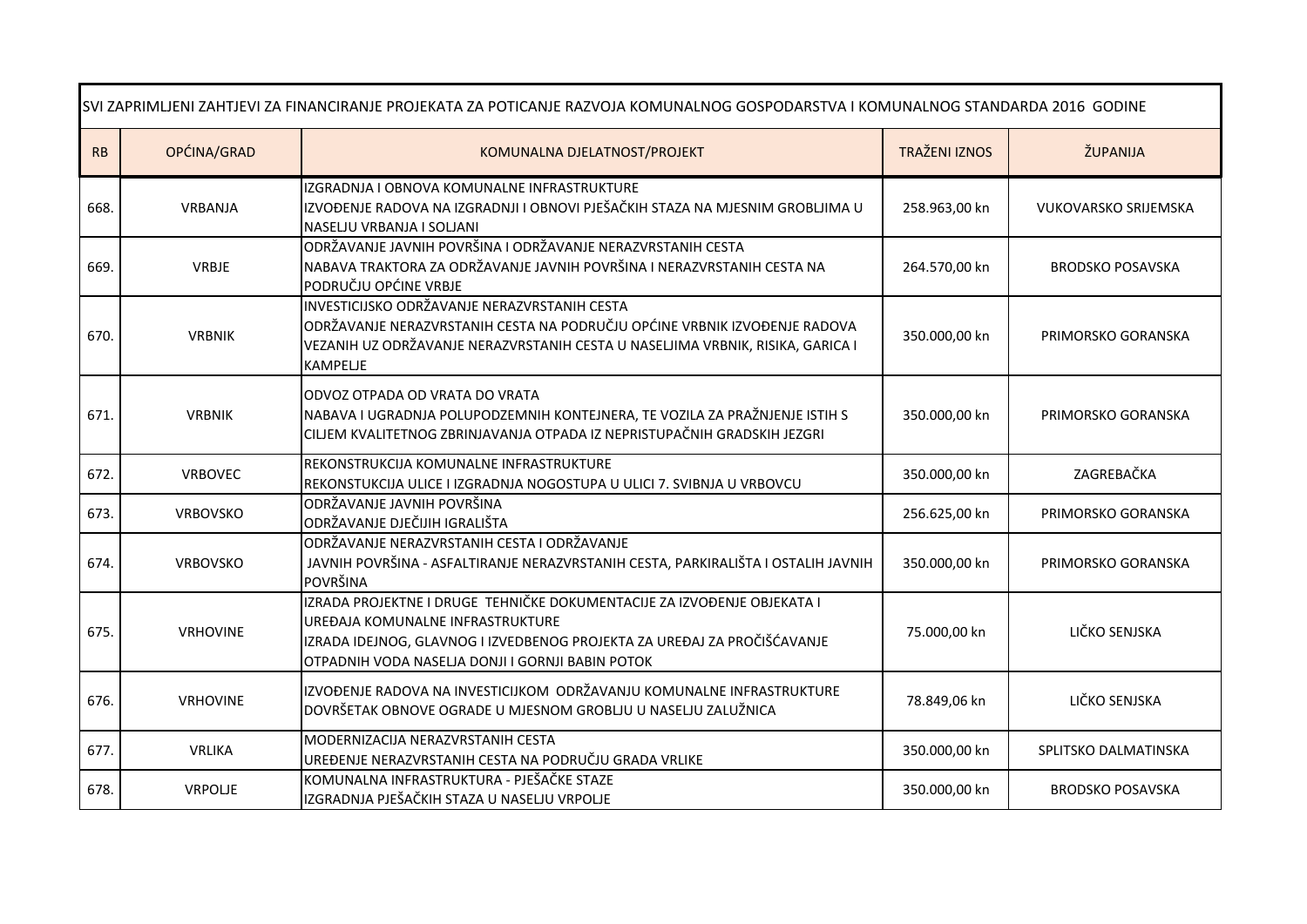| SVI ZAPRIMLJENI ZAHTJEVI ZA FINANCIRANJE PROJEKATA ZA POTICANJE RAZVOJA KOMUNALNOG GOSPODARSTVA I KOMUNALNOG STANDARDA 2016 GODINE | | | | |
|---|---|---|---|---|
| RB | OPĆINA/GRAD | KOMUNALNA DJELATNOST/PROJEKT | TRAŽENI IZNOS | ŽUPANIJA |
| 668. | VRBANJA | IZGRADNJA I OBNOVA KOMUNALNE INFRASTRUKTURE<br>IZVOĐENJE RADOVA NA IZGRADNJI I OBNOVI PJEŠAČKIH STAZA NA MJESNIM GROBLJIMA U NASELJU VRBANJA I SOLJANI | 258.963,00 kn | VUKOVARSKO SRIJEMSKA |
| 669. | VRBJE | ODRŽAVANJE JAVNIH POVRŠINA I ODRŽAVANJE NERAZVRSTANIH CESTA<br>NABAVA TRAKTORA ZA ODRŽAVANJE JAVNIH POVRŠINA I NERAZVRSTANIH CESTA NA PODRUČJU OPĆINE VRBJE | 264.570,00 kn | BRODSKO POSAVSKA |
| 670. | VRBNIK | INVESTICIJSKO ODRŽAVANJE NERAZVRSTANIH CESTA<br>ODRŽAVANJE NERAZVRSTANIH CESTA NA PODRUČJU OPĆINE VRBNIK IZVOĐENJE RADOVA VEZANIH UZ ODRŽAVANJE NERAZVRSTANIH CESTA U NASELJIMA VRBNIK, RISIKA, GARICA I KAMPELJE | 350.000,00 kn | PRIMORSKO GORANSKA |
| 671. | VRBNIK | ODVOZ OTPADA OD VRATA DO VRATA<br>NABAVA I UGRADNJA POLUPODZEMNIH KONTEJNERA, TE VOZILA ZA PRAŽNJENJE ISTIH S CILJEM KVALITETNOG ZBRINJAVANJA OTPADA IZ NEPRISTUPAČNIH GRADSKIH JEZGRI | 350.000,00 kn | PRIMORSKO GORANSKA |
| 672. | VRBOVEC | REKONSTRUKCIJA KOMUNALNE INFRASTRUKTURE<br>REKONSTUKCIJA ULICE I IZGRADNJA NOGOSTUPA U ULICI 7. SVIBNJA U VRBOVCU | 350.000,00 kn | ZAGREBAČKA |
| 673. | VRBOVSKO | ODRŽAVANJE JAVNIH POVRŠINA<br>ODRŽAVANJE DJEČIJIH IGRALIŠTA | 256.625,00 kn | PRIMORSKO GORANSKA |
| 674. | VRBOVSKO | ODRŽAVANJE NERAZVRSTANIH CESTA I ODRŽAVANJE<br>JAVNIH POVRŠINA - ASFALTIRANJE NERAZVRSTANIH CESTA, PARKIRALIŠTA I OSTALIH JAVNIH POVRŠINA | 350.000,00 kn | PRIMORSKO GORANSKA |
| 675. | VRHOVINE | IZRADA PROJEKTNE I DRUGE TEHNIČKE DOKUMENTACIJE ZA IZVOĐENJE OBJEKATA I UREĐAJA KOMUNALNE INFRASTRUKTURE<br>IZRADA IDEJNOG, GLAVNOG I IZVEDBENOG PROJEKTA ZA UREĐAJ ZA PROČIŠĆAVANJE OTPADNIH VODA NASELJA DONJI I GORNJI BABIN POTOK | 75.000,00 kn | LIČKO SENJSKA |
| 676. | VRHOVINE | IZVOĐENJE RADOVA NA INVESTICIJKOM ODRŽAVANJU KOMUNALNE INFRASTRUKTURE<br>DOVRŠETAK OBNOVE OGRADE U MJESNOM GROBLJU U NASELJU ZALUŽNICA | 78.849,06 kn | LIČKO SENJSKA |
| 677. | VRLIKA | MODERNIZACIJA NERAZVRSTANIH CESTA<br>UREĐENJE NERAZVRSTANIH CESTA NA PODRUČJU GRADA VRLIKE | 350.000,00 kn | SPLITSKO DALMATINSKA |
| 678. | VRPOLJE | KOMUNALNA INFRASTRUKTURA - PJEŠAČKE STAZE<br>IZGRADNJA PJEŠAČKIH STAZA U NASELJU VRPOLJE | 350.000,00 kn | BRODSKO POSAVSKA |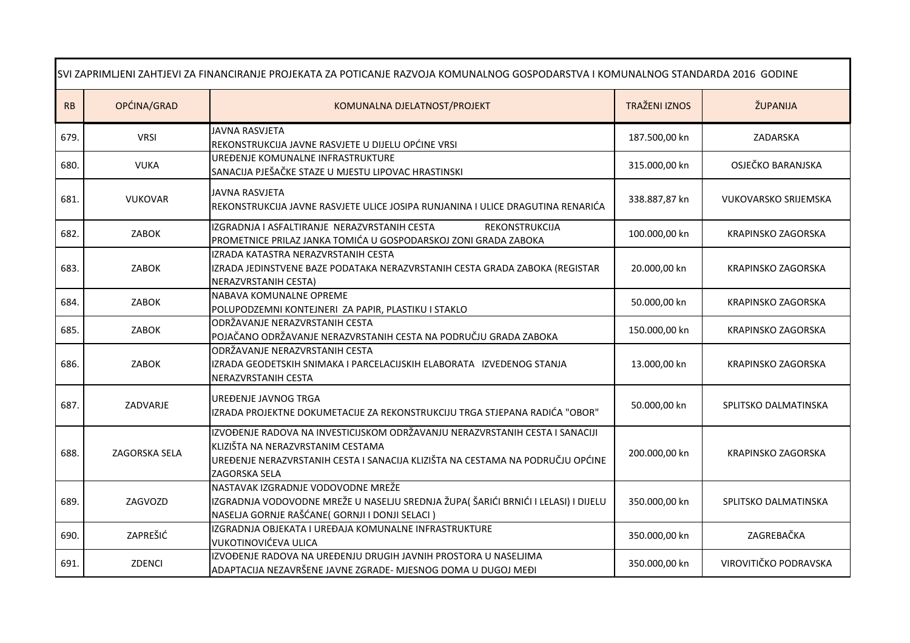| SVI ZAPRIMLJENI ZAHTJEVI ZA FINANCIRANJE PROJEKATA ZA POTICANJE RAZVOJA KOMUNALNOG GOSPODARSTVA I KOMUNALNOG STANDARDA 2016 GODINE | | | | |
|---|---|---|---|---|
| RB | OPĆINA/GRAD | KOMUNALNA DJELATNOST/PROJEKT | TRAŽENI IZNOS | ŽUPANIJA |
| 679. | VRSI | JAVNA RASVJETA<br>REKONSTRUKCIJA JAVNE RASVJETE U DIJELU OPĆINE VRSI | 187.500,00 kn | ZADARSKA |
| 680. | VUKA | UREĐENJE KOMUNALNE INFRASTRUKTURE<br>SANACIJA PJEŠAČKE STAZE U MJESTU LIPOVAC HRASTINSKI | 315.000,00 kn | OSJEČKO BARANJSKA |
| 681. | VUKOVAR | JAVNA RASVJETA<br>REKONSTRUKCIJA JAVNE RASVJETE ULICE JOSIPA RUNJANINA I ULICE DRAGUTINA RENARIĆA | 338.887,87 kn | VUKOVARSKO SRIJEMSKA |
| 682. | ZABOK | IZGRADNJA I ASFALTIRANJE NERAZVRSTANIH CESTA REKONSTRUKCIJA PROMETNICE PRILAZ JANKA TOMIĆA U GOSPODARSKOJ ZONI GRADA ZABOKA | 100.000,00 kn | KRAPINSKO ZAGORSKA |
| 683. | ZABOK | IZRADA KATASTRA NERAZVRSTANIH CESTA<br>IZRADA JEDINSTVENE BAZE PODATAKA NERAZVRSTANIH CESTA GRADA ZABOKA (REGISTAR NERAZVRSTANIH CESTA) | 20.000,00 kn | KRAPINSKO ZAGORSKA |
| 684. | ZABOK | NABAVA KOMUNALNE OPREME<br>POLUPODZEMNI KONTEJNERI ZA PAPIR, PLASTIKU I STAKLO | 50.000,00 kn | KRAPINSKO ZAGORSKA |
| 685. | ZABOK | ODRŽAVANJE NERAZVRSTANIH CESTA<br>POJAČANO ODRŽAVANJE NERAZVRSTANIH CESTA NA PODRUČJU GRADA ZABOKA | 150.000,00 kn | KRAPINSKO ZAGORSKA |
| 686. | ZABOK | ODRŽAVANJE NERAZVRSTANIH CESTA<br>IZRADA GEODETSKIH SNIMAKA I PARCELACIJSKIH ELABORATA IZVEDENOG STANJA NERAZVRSTANIH CESTA | 13.000,00 kn | KRAPINSKO ZAGORSKA |
| 687. | ZADVARJE | UREĐENJE JAVNOG TRGA<br>IZRADA PROJEKTNE DOKUMETACIJE ZA REKONSTRUKCIJU TRGA STJEPANA RADIĆA "OBOR" | 50.000,00 kn | SPLITSKO DALMATINSKA |
| 688. | ZAGORSKA SELA | IZVOĐENJE RADOVA NA INVESTICIJSKOM ODRŽAVANJU NERAZVRSTANIH CESTA I SANACIJI KLIZIŠTA NA NERAZVRSTANIM CESTAMA<br>UREĐENJE NERAZVRSTANIH CESTA I SANACIJA KLIZIŠTA NA CESTAMA NA PODRUČJU OPĆINE ZAGORSKA SELA | 200.000,00 kn | KRAPINSKO ZAGORSKA |
| 689. | ZAGVOZD | NASTAVAK IZGRADNJE VODOVODNE MREŽE<br>IZGRADNJA VODOVODNE MREŽE U NASELJU SREDNJA ŽUPA( ŠARIĆI BRNIĆI I LELASI) I DIJELU NASELJA GORNJE RAŠĆANE( GORNJI I DONJI SELACI ) | 350.000,00 kn | SPLITSKO DALMATINSKA |
| 690. | ZAPREŠIĆ | IZGRADNJA OBJEKATA I UREĐAJA KOMUNALNE INFRASTRUKTURE<br>VUKOTINOVIĆEVA ULICA | 350.000,00 kn | ZAGREBAČKA |
| 691. | ZDENCI | IZVOĐENJE RADOVA NA UREĐENJU DRUGIH JAVNIH PROSTORA U NASELJIMA<br>ADAPTACIJA NEZAVRŠENE JAVNE ZGRADE- MJESNOG DOMA U DUGOJ MEĐI | 350.000,00 kn | VIROVITIČKO PODRAVSKA |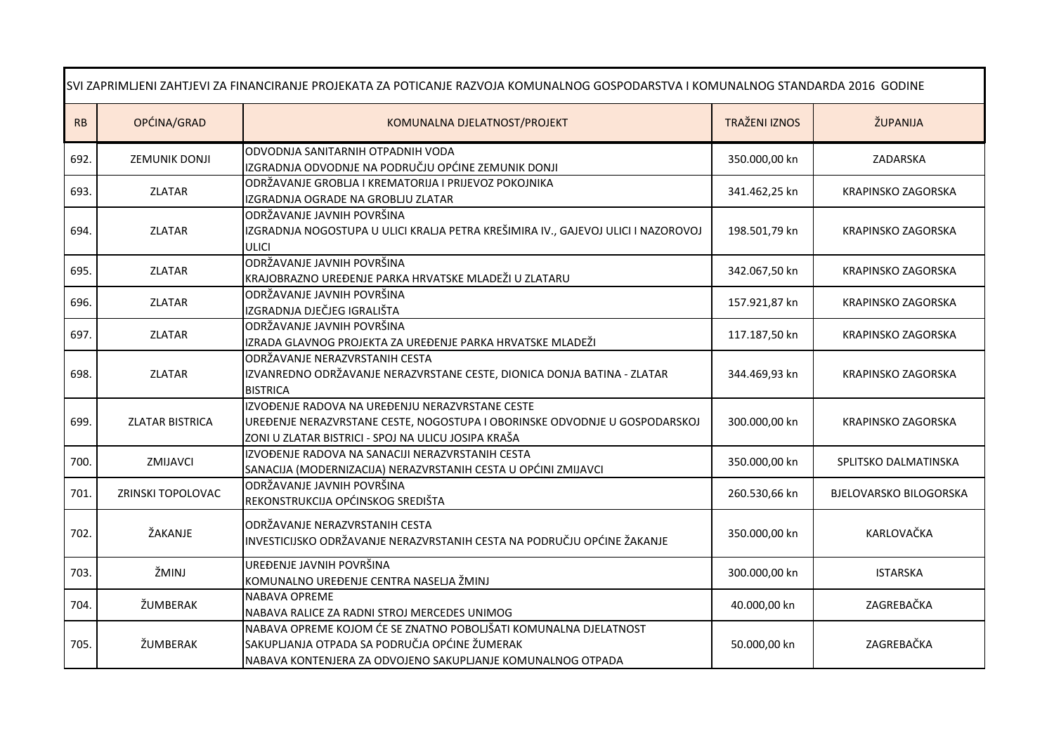| SVI ZAPRIMLJENI ZAHTJEVI ZA FINANCIRANJE PROJEKATA ZA POTICANJE RAZVOJA KOMUNALNOG GOSPODARSTVA I KOMUNALNOG STANDARDA 2016 GODINE | | | | |
|---|---|---|---|---|
| RB | OPĆINA/GRAD | KOMUNALNA DJELATNOST/PROJEKT | TRAŽENI IZNOS | ŽUPANIJA |
| 692. | ZEMUNIK DONJI | ODVODNJA SANITARNIH OTPADNIH VODA<br>IZGRADNJA ODVODNJE NA PODRUČJU OPĆINE ZEMUNIK DONJI | 350.000,00 kn | ZADARSKA |
| 693. | ZLATAR | ODRŽAVANJE GROBLJA I KREMATORIJA I PRIJEVOZ POKOJNIKA<br>IZGRADNJA OGRADE NA GROBLJU ZLATAR | 341.462,25 kn | KRAPINSKO ZAGORSKA |
| 694. | ZLATAR | ODRŽAVANJE JAVNIH POVRŠINA<br>IZGRADNJA NOGOSTUPA U ULICI KRALJA PETRA KREŠIMIRA IV., GAJEVOJ ULICI I NAZOROVOJ ULICI | 198.501,79 kn | KRAPINSKO ZAGORSKA |
| 695. | ZLATAR | ODRŽAVANJE JAVNIH POVRŠINA<br>KRAJOBRAZNO UREĐENJE PARKA HRVATSKE MLADEŽI U ZLATARU | 342.067,50 kn | KRAPINSKO ZAGORSKA |
| 696. | ZLATAR | ODRŽAVANJE JAVNIH POVRŠINA<br>IZGRADNJA DJEČJEG IGRALIŠTA | 157.921,87 kn | KRAPINSKO ZAGORSKA |
| 697. | ZLATAR | ODRŽAVANJE JAVNIH POVRŠINA<br>IZRADA GLAVNOG PROJEKTA ZA UREĐENJE PARKA HRVATSKE MLADEŽI | 117.187,50 kn | KRAPINSKO ZAGORSKA |
| 698. | ZLATAR | ODRŽAVANJE NERAZVRSTANIH CESTA<br>IZVANREDNO ODRŽAVANJE NERAZVRSTANE CESTE, DIONICA DONJA BATINA - ZLATAR BISTRICA | 344.469,93 kn | KRAPINSKO ZAGORSKA |
| 699. | ZLATAR BISTRICA | IZVOĐENJE RADOVA NA UREĐENJU NERAZVRSTANE CESTE<br>UREĐENJE NERAZVRSTANE CESTE, NOGOSTUPA I OBORINSKE ODVODNJE U GOSPODARSKOJ ZONI U ZLATAR BISTRICI - SPOJ NA ULICU JOSIPA KRAŠA | 300.000,00 kn | KRAPINSKO ZAGORSKA |
| 700. | ZMIJAVCI | IZVOĐENJE RADOVA NA SANACIJI NERAZVRSTANIH CESTA<br>SANACIJA (MODERNIZACIJA) NERAZVRSTANIH CESTA U OPĆINI ZMIJAVCI | 350.000,00 kn | SPLITSKO DALMATINSKA |
| 701. | ZRINSKI TOPOLOVAC | ODRŽAVANJE JAVNIH POVRŠINA<br>REKONSTRUKCIJA OPĆINSKOG SREDIŠTA | 260.530,66 kn | BJELOVARSKO BILOGORSKA |
| 702. | ŽAKANJE | ODRŽAVANJE NERAZVRSTANIH CESTA<br>INVESTICIJSKO ODRŽAVANJE NERAZVRSTANIH CESTA NA PODRUČJU OPĆINE ŽAKANJE | 350.000,00 kn | KARLOVAČKA |
| 703. | ŽMINJ | UREĐENJE JAVNIH POVRŠINA<br>KOMUNALNO UREĐENJE CENTRA NASELJA ŽMINJ | 300.000,00 kn | ISTARSKA |
| 704. | ŽUMBERAK | NABAVA OPREME<br>NABAVA RALICE ZA RADNI STROJ MERCEDES UNIMOG | 40.000,00 kn | ZAGREBAČKA |
| 705. | ŽUMBERAK | NABAVA OPREME KOJOM ĆE SE ZNATNO POBOLJŠATI KOMUNALNA DJELATNOST SAKUPLJANJA OTPADA SA PODRUČJA OPĆINE ŽUMERAK<br>NABAVA KONTENJERA ZA ODVOJENO SAKUPLJANJE KOMUNALNOG OTPADA | 50.000,00 kn | ZAGREBAČKA |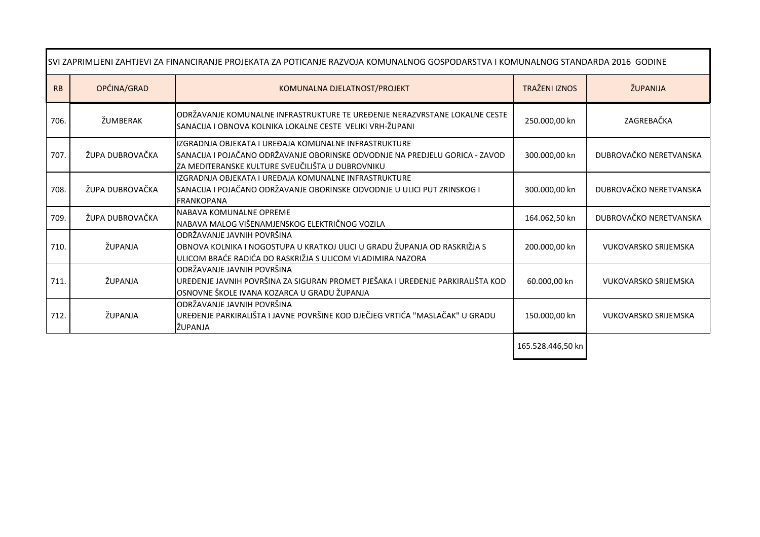| SVI ZAPRIMLJENI ZAHTJEVI ZA FINANCIRANJE PROJEKATA ZA POTICANJE RAZVOJA KOMUNALNOG GOSPODARSTVA I KOMUNALNOG STANDARDA 2016 GODINE | | | | |
|---|---|---|---|---|
| RB | OPĆINA/GRAD | KOMUNALNA DJELATNOST/PROJEKT | TRAŽENI IZNOS | ŽUPANIJA |
| 706. | ŽUMBERAK | ODRŽAVANJE KOMUNALNE INFRASTRUKTURE TE UREĐENJE NERAZVRSTANE LOKALNE CESTE SANACIJA I OBNOVA KOLNIKA LOKALNE CESTE VELIKI VRH-ŽUPANI | 250.000,00 kn | ZAGREBAČKA |
| 707. | ŽUPA DUBROVAČKA | IZGRADNJA OBJEKATA I UREĐAJA KOMUNALNE INFRASTRUKTURE SANACIJA I POJAČANO ODRŽAVANJE OBORINSKE ODVODNJE NA PREDJELU GORICA - ZAVOD ZA MEDITERANSKE KULTURE SVEUČILIŠTA U DUBROVNIKU | 300.000,00 kn | DUBROVAČKO NERETVANSKA |
| 708. | ŽUPA DUBROVAČKA | IZGRADNJA OBJEKATA I UREĐAJA KOMUNALNE INFRASTRUKTURE SANACIJA I POJAČANO ODRŽAVANJE OBORINSKE ODVODNJE U ULICI PUT ZRINSKOG I FRANKOPANA | 300.000,00 kn | DUBROVAČKO NERETVANSKA |
| 709. | ŽUPA DUBROVAČKA | NABAVA KOMUNALNE OPREME NABAVA MALOG VIŠENAMJENSKOG ELEKTRIČNOG VOZILA | 164.062,50 kn | DUBROVAČKO NERETVANSKA |
| 710. | ŽUPANJA | ODRŽAVANJE JAVNIH POVRŠINA OBNOVA KOLNIKA I NOGOSTUPA U KRATKOJ ULICI U GRADU ŽUPANJA OD RASKRIŽJA S ULICOM BRAĆE RADIĆA DO RASKRIŽJA S ULICOM VLADIMIRA NAZORA | 200.000,00 kn | VUKOVARSKO SRIJEMSKA |
| 711. | ŽUPANJA | ODRŽAVANJE JAVNIH POVRŠINA UREĐENJE JAVNIH POVRŠINA ZA SIGURAN PROMET PJEŠAKA I UREĐENJE PARKIRALIŠTA KOD OSNOVNE ŠKOLE IVANA KOZARCA U GRADU ŽUPANJA | 60.000,00 kn | VUKOVARSKO SRIJEMSKA |
| 712. | ŽUPANJA | ODRŽAVANJE JAVNIH POVRŠINA UREĐENJE PARKIRALIŠTA I JAVNE POVRŠINE KOD DJEČJEG VRTIĆA "MASLAČAK" U GRADU ŽUPANJA | 150.000,00 kn | VUKOVARSKO SRIJEMSKA |
| | | | 165.528.446,50 kn | |